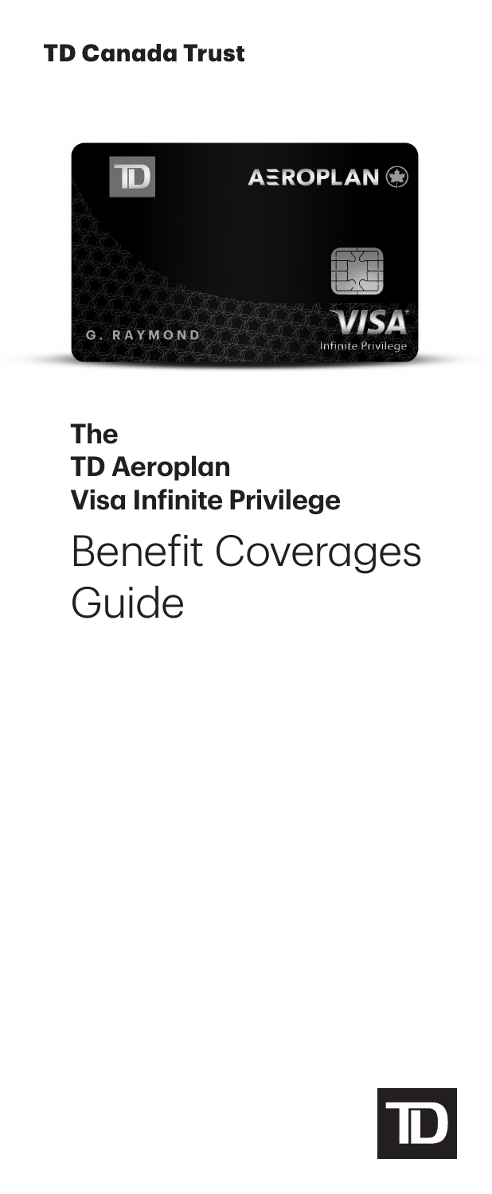**TD Canada Trust**

# The TD Aeroplan Visa Infinite Privilege

# Benefit Coverages Guide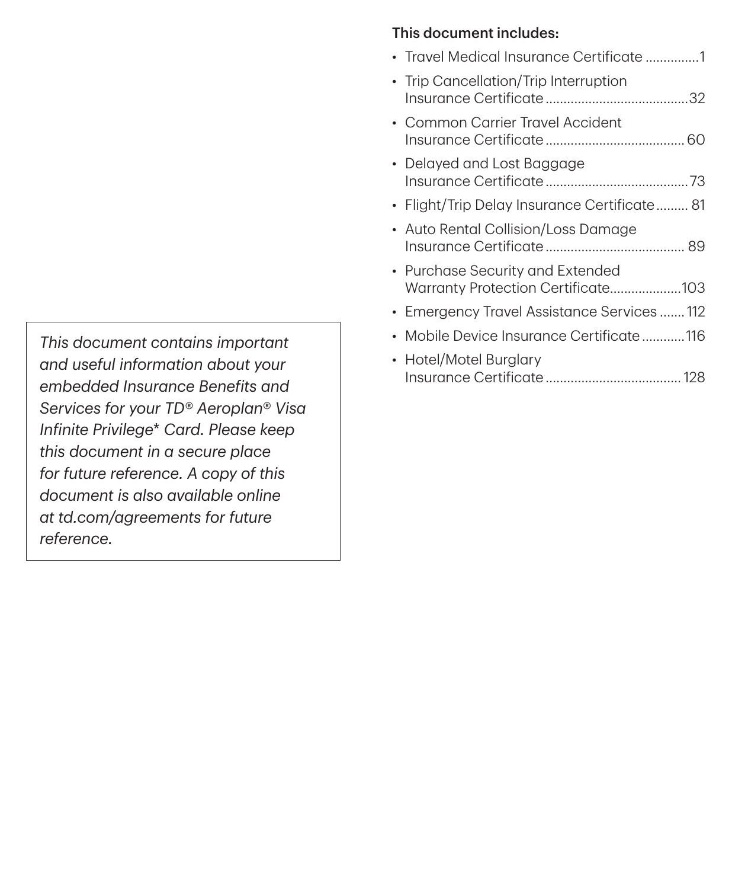*This document contains important and useful information about your embedded Insurance Benefits and Services for your TD® Aeroplan® Visa Infinite Privilege* Card. Please keep this document in a secure place for future reference. A copy of this document is also available online at td.com/agreements for future reference.*

**This document includes:**

- Travel Medical Insurance Certificate ...............1
- Trip Cancellation/Trip Interruption Insurance Certificate ........................................32
- Common Carrier Travel Accident Insurance Certificate ....................................... 60
- Delayed and Lost Baggage Insurance Certificate ........................................73
- Flight/Trip Delay Insurance Certificate......... 81
- Auto Rental Collision/Loss Damage Insurance Certificate ....................................... 89
- Purchase Security and Extended Warranty Protection Certificate....................103
- Emergency Travel Assistance Services ....... 112
- Mobile Device Insurance Certificate ............116
- Hotel/Motel Burglary Insurance Certificate ...................................... 128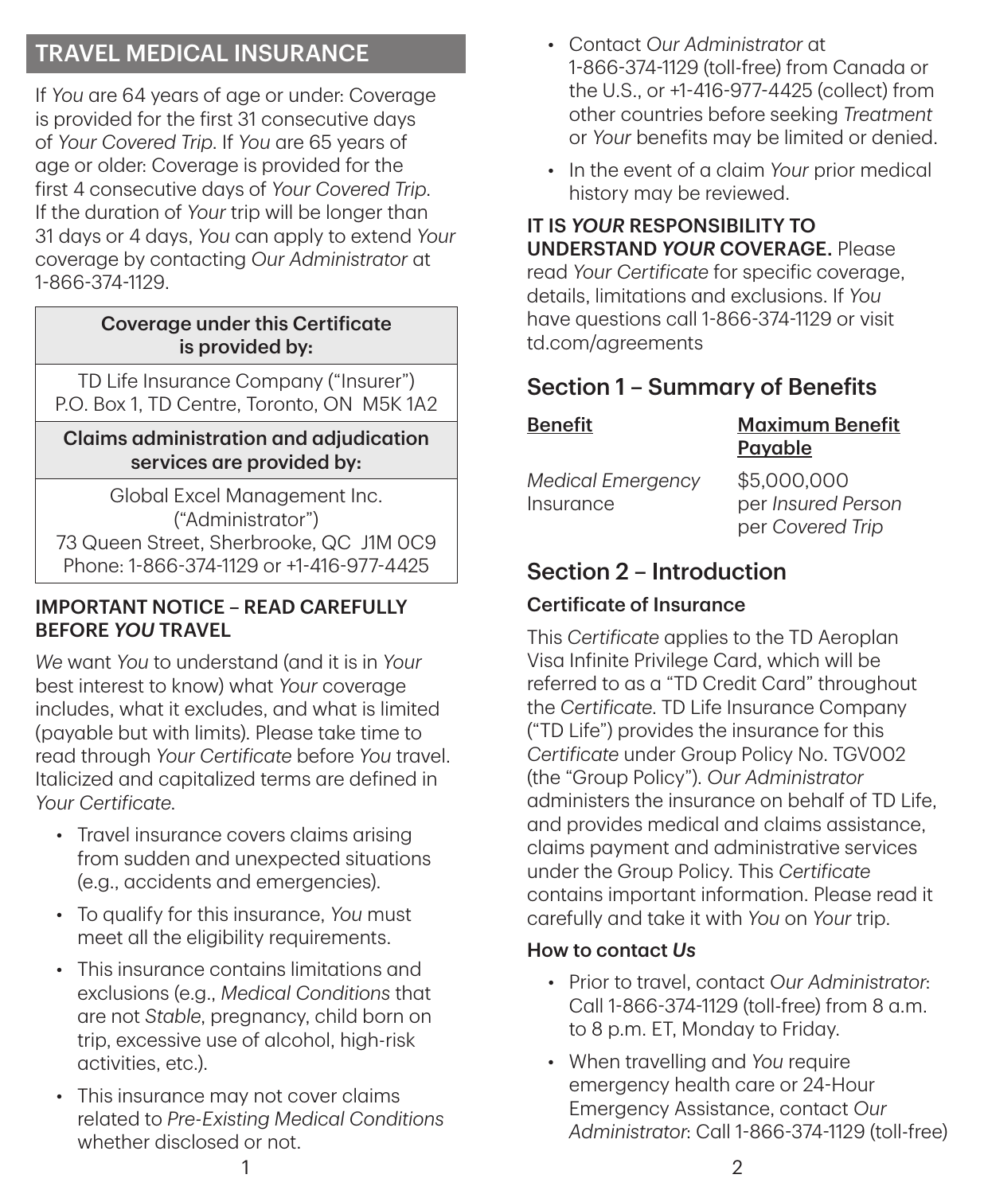## TRAVEL MEDICAL INSURANCE

If *You* are 64 years of age or under: Coverage is provided for the first 31 consecutive days of *Your Covered Trip*. If *You* are 65 years of age or older: Coverage is provided for the first 4 consecutive days of *Your Covered Trip*. If the duration of *Your* trip will be longer than 31 days or 4 days, *You* can apply to extend *Your* coverage by contacting *Our Administrator* at 1-866-374-1129.

| Coverage under this Certificate is provided by: |
| --- |
| TD Life Insurance Company ("Insurer") P.O. Box 1, TD Centre, Toronto, ON M5K 1A2 |
| **Claims administration and adjudication services are provided by:** |
| Global Excel Management Inc. ("Administrator") 73 Queen Street, Sherbrooke, QC J1M 0C9 Phone: 1-866-374-1129 or +1-416-977-4425 |

**IMPORTANT NOTICE – READ CAREFULLY BEFORE *YOU* TRAVEL**

*We* want *You* to understand (and it is in *Your* best interest to know) what *Your* coverage includes, what it excludes, and what is limited (payable but with limits). Please take time to read through *Your Certificate* before *You* travel. Italicized and capitalized terms are defined in *Your Certificate*.

- Travel insurance covers claims arising from sudden and unexpected situations (e.g., accidents and emergencies).
- To qualify for this insurance, *You* must meet all the eligibility requirements.
- This insurance contains limitations and exclusions (e.g., *Medical Conditions* that are not *Stable*, pregnancy, child born on trip, excessive use of alcohol, high-risk activities, etc.).
- This insurance may not cover claims related to *Pre-Existing Medical Conditions* whether disclosed or not.
- Contact *Our Administrator* at 1-866-374-1129 (toll-free) from Canada or the U.S., or +1-416-977-4425 (collect) from other countries before seeking *Treatment* or *Your* benefits may be limited or denied.
- In the event of a claim *Your* prior medical history may be reviewed.

**IT IS *YOUR* RESPONSIBILITY TO UNDERSTAND *YOUR* COVERAGE.** Please read *Your Certificate* for specific coverage, details, limitations and exclusions. If *You* have questions call 1-866-374-1129 or visit td.com/agreements

## Section 1 – Summary of Benefits

| Benefit | Maximum Benefit Payable |
| --- | --- |
| *Medical Emergency* Insurance | $5,000,000 per *Insured Person* per *Covered Trip* |

## Section 2 – Introduction

### Certificate of Insurance

This *Certificate* applies to the TD Aeroplan Visa Infinite Privilege Card, which will be referred to as a "TD Credit Card" throughout the *Certificate*. TD Life Insurance Company ("TD Life") provides the insurance for this *Certificate* under Group Policy No. TGV002 (the "Group Policy"). *Our Administrator* administers the insurance on behalf of TD Life, and provides medical and claims assistance, claims payment and administrative services under the Group Policy. This *Certificate* contains important information. Please read it carefully and take it with *You* on *Your* trip.

### How to contact *Us*

- Prior to travel, contact *Our Administrator*: Call 1-866-374-1129 (toll-free) from 8 a.m. to 8 p.m. ET, Monday to Friday.
- When travelling and *You* require emergency health care or 24-Hour Emergency Assistance, contact *Our Administrator*: Call 1-866-374-1129 (toll-free)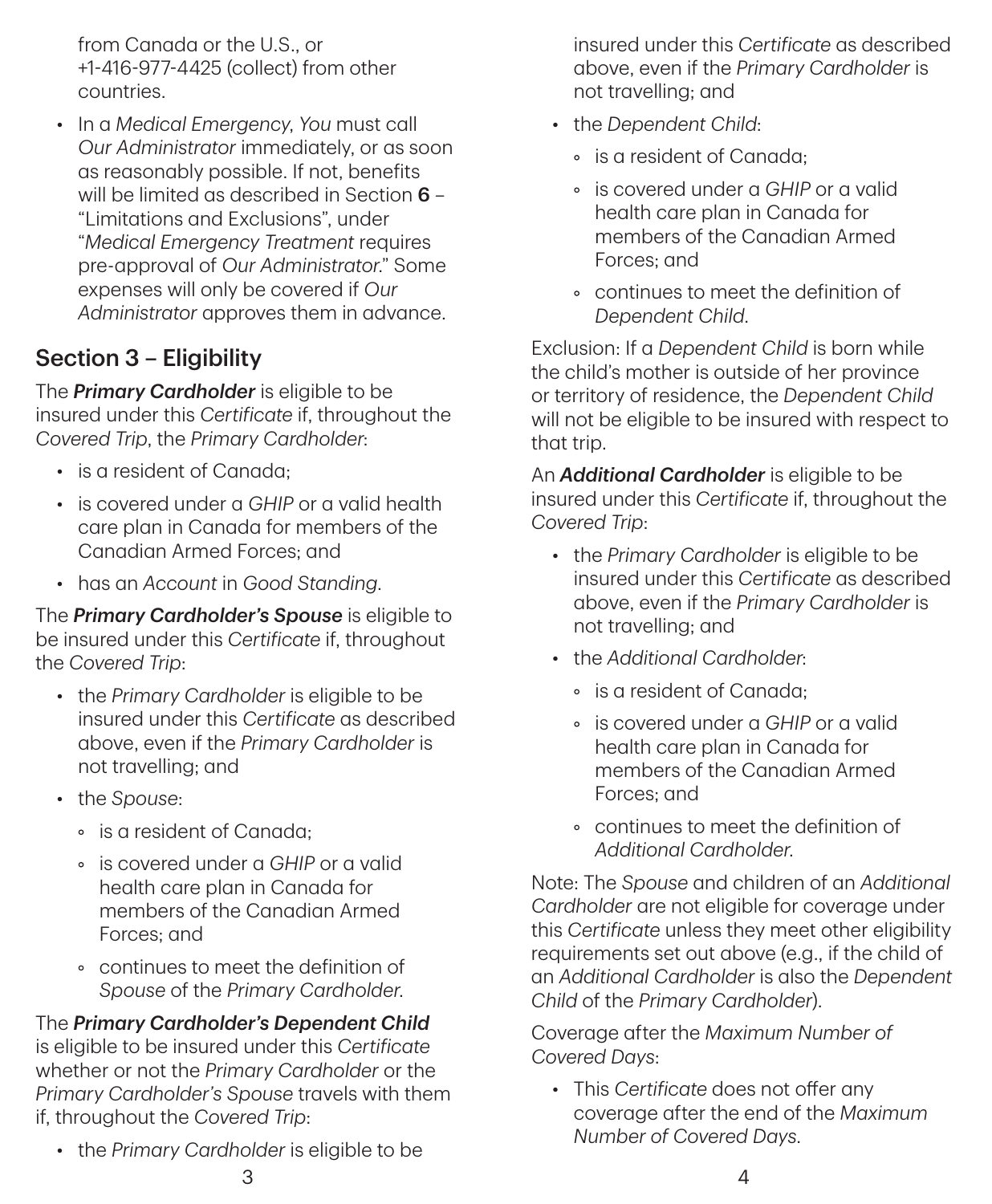from Canada or the U.S., or +1-416-977-4425 (collect) from other countries.

- In a *Medical Emergency*, *You* must call *Our Administrator* immediately, or as soon as reasonably possible. If not, benefits will be limited as described in Section **6** – "Limitations and Exclusions", under "*Medical Emergency Treatment* requires pre-approval of *Our Administrator*." Some expenses will only be covered if *Our Administrator* approves them in advance.

## Section 3 – Eligibility

The ***Primary Cardholder*** is eligible to be insured under this *Certificate* if, throughout the *Covered Trip*, the *Primary Cardholder*:

- is a resident of Canada;
- is covered under a *GHIP* or a valid health care plan in Canada for members of the Canadian Armed Forces; and
- has an *Account* in *Good Standing*.

The ***Primary Cardholder's Spouse*** is eligible to be insured under this *Certificate* if, throughout the *Covered Trip*:

- the *Primary Cardholder* is eligible to be insured under this *Certificate* as described above, even if the *Primary Cardholder* is not travelling; and
- the *Spouse*:
  - is a resident of Canada;
  - is covered under a *GHIP* or a valid health care plan in Canada for members of the Canadian Armed Forces; and
  - continues to meet the definition of *Spouse* of the *Primary Cardholder*.

The ***Primary Cardholder's Dependent Child*** is eligible to be insured under this *Certificate* whether or not the *Primary Cardholder* or the *Primary Cardholder's Spouse* travels with them if, throughout the *Covered Trip*:

- the *Primary Cardholder* is eligible to be insured under this *Certificate* as described above, even if the *Primary Cardholder* is not travelling; and
- the *Dependent Child*:
  - is a resident of Canada;
  - is covered under a *GHIP* or a valid health care plan in Canada for members of the Canadian Armed Forces; and
  - continues to meet the definition of *Dependent Child*.

Exclusion: If a *Dependent Child* is born while the child's mother is outside of her province or territory of residence, the *Dependent Child* will not be eligible to be insured with respect to that trip.

An ***Additional Cardholder*** is eligible to be insured under this *Certificate* if, throughout the *Covered Trip*:

- the *Primary Cardholder* is eligible to be insured under this *Certificate* as described above, even if the *Primary Cardholder* is not travelling; and
- the *Additional Cardholder*:
  - is a resident of Canada;
  - is covered under a *GHIP* or a valid health care plan in Canada for members of the Canadian Armed Forces; and
  - continues to meet the definition of *Additional Cardholder*.

Note: The *Spouse* and children of an *Additional Cardholder* are not eligible for coverage under this *Certificate* unless they meet other eligibility requirements set out above (e.g., if the child of an *Additional Cardholder* is also the *Dependent Child* of the *Primary Cardholder*).

Coverage after the *Maximum Number of Covered Days*:

- This *Certificate* does not offer any coverage after the end of the *Maximum Number of Covered Days*.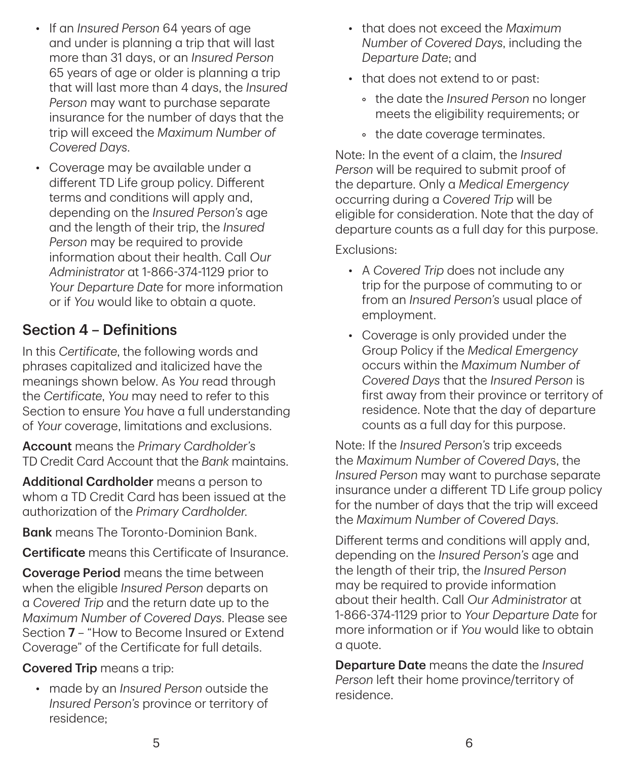- If an *Insured Person* 64 years of age and under is planning a trip that will last more than 31 days, or an *Insured Person* 65 years of age or older is planning a trip that will last more than 4 days, the *Insured Person* may want to purchase separate insurance for the number of days that the trip will exceed the *Maximum Number of Covered Days*.
- Coverage may be available under a different TD Life group policy. Different terms and conditions will apply and, depending on the *Insured Person's* age and the length of their trip, the *Insured Person* may be required to provide information about their health. Call *Our Administrator* at 1-866-374-1129 prior to *Your Departure Date* for more information or if *You* would like to obtain a quote.

## Section 4 – Definitions

In this *Certificate*, the following words and phrases capitalized and italicized have the meanings shown below. As *You* read through the *Certificate*, *You* may need to refer to this Section to ensure *You* have a full understanding of *Your* coverage, limitations and exclusions.

**Account** means the *Primary Cardholder's* TD Credit Card Account that the *Bank* maintains.

**Additional Cardholder** means a person to whom a TD Credit Card has been issued at the authorization of the *Primary Cardholder*.

**Bank** means The Toronto-Dominion Bank.

**Certificate** means this Certificate of Insurance.

**Coverage Period** means the time between when the eligible *Insured Person* departs on a *Covered Trip* and the return date up to the *Maximum Number of Covered Days*. Please see Section **7** – "How to Become Insured or Extend Coverage" of the Certificate for full details.

**Covered Trip** means a trip:

- made by an *Insured Person* outside the *Insured Person's* province or territory of residence;
- that does not exceed the *Maximum Number of Covered Days*, including the *Departure Date*; and
- that does not extend to or past:
  - the date the *Insured Person* no longer meets the eligibility requirements; or
  - the date coverage terminates.

Note: In the event of a claim, the *Insured Person* will be required to submit proof of the departure. Only a *Medical Emergency* occurring during a *Covered Trip* will be eligible for consideration. Note that the day of departure counts as a full day for this purpose.

Exclusions:

- A *Covered Trip* does not include any trip for the purpose of commuting to or from an *Insured Person's* usual place of employment.
- Coverage is only provided under the Group Policy if the *Medical Emergency* occurs within the *Maximum Number of Covered Days* that the *Insured Person* is first away from their province or territory of residence. Note that the day of departure counts as a full day for this purpose.

Note: If the *Insured Person's* trip exceeds the *Maximum Number of Covered Days*, the *Insured Person* may want to purchase separate insurance under a different TD Life group policy for the number of days that the trip will exceed the *Maximum Number of Covered Days*.

Different terms and conditions will apply and, depending on the *Insured Person's* age and the length of their trip, the *Insured Person* may be required to provide information about their health. Call *Our Administrator* at 1-866-374-1129 prior to *Your Departure Date* for more information or if *You* would like to obtain a quote.

**Departure Date** means the date the *Insured Person* left their home province/territory of residence.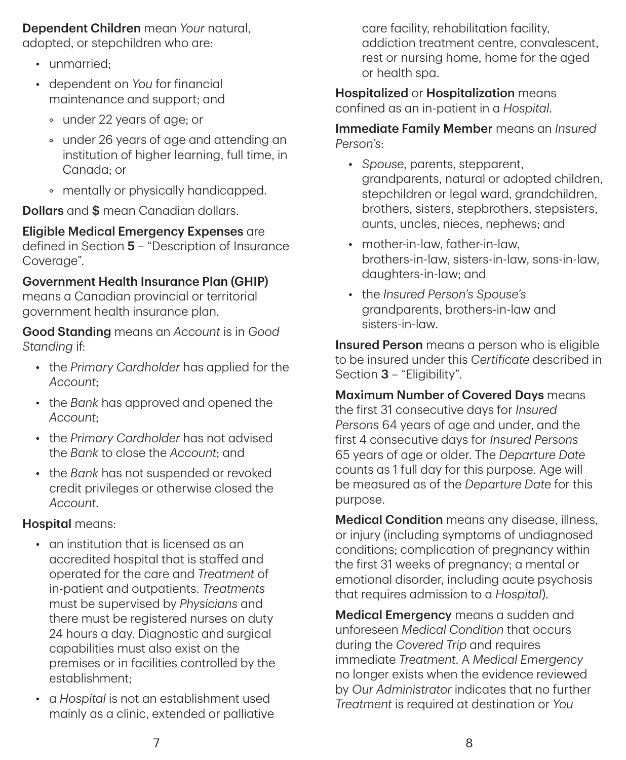**Dependent Children** mean *Your* natural, adopted, or stepchildren who are:

- unmarried;
- dependent on *You* for financial maintenance and support; and
  - under 22 years of age; or
  - under 26 years of age and attending an institution of higher learning, full time, in Canada; or
  - mentally or physically handicapped.

**Dollars** and **$** mean Canadian dollars.

**Eligible Medical Emergency Expenses** are defined in Section **5** – "Description of Insurance Coverage".

**Government Health Insurance Plan (GHIP)** means a Canadian provincial or territorial government health insurance plan.

**Good Standing** means an *Account* is in *Good Standing* if:

- the *Primary Cardholder* has applied for the *Account*;
- the *Bank* has approved and opened the *Account*;
- the *Primary Cardholder* has not advised the *Bank* to close the *Account*; and
- the *Bank* has not suspended or revoked credit privileges or otherwise closed the *Account*.

**Hospital** means:

- an institution that is licensed as an accredited hospital that is staffed and operated for the care and *Treatment* of in-patient and outpatients. *Treatments* must be supervised by *Physicians* and there must be registered nurses on duty 24 hours a day. Diagnostic and surgical capabilities must also exist on the premises or in facilities controlled by the establishment;
- a *Hospital* is not an establishment used mainly as a clinic, extended or palliative care facility, rehabilitation facility, addiction treatment centre, convalescent, rest or nursing home, home for the aged or health spa.

**Hospitalized** or **Hospitalization** means confined as an in-patient in a *Hospital*.

**Immediate Family Member** means an *Insured Person's*:

- *Spouse*, parents, stepparent, grandparents, natural or adopted children, stepchildren or legal ward, grandchildren, brothers, sisters, stepbrothers, stepsisters, aunts, uncles, nieces, nephews; and
- mother-in-law, father-in-law, brothers-in-law, sisters-in-law, sons-in-law, daughters-in-law; and
- the *Insured Person's Spouse's* grandparents, brothers-in-law and sisters-in-law.

**Insured Person** means a person who is eligible to be insured under this *Certificate* described in Section **3** – "Eligibility".

**Maximum Number of Covered Days** means the first 31 consecutive days for *Insured Persons* 64 years of age and under, and the first 4 consecutive days for *Insured Persons* 65 years of age or older. The *Departure Date* counts as 1 full day for this purpose. Age will be measured as of the *Departure Date* for this purpose.

**Medical Condition** means any disease, illness, or injury (including symptoms of undiagnosed conditions; complication of pregnancy within the first 31 weeks of pregnancy; a mental or emotional disorder, including acute psychosis that requires admission to a *Hospital*).

**Medical Emergency** means a sudden and unforeseen *Medical Condition* that occurs during the *Covered Trip* and requires immediate *Treatment*. A *Medical Emergency* no longer exists when the evidence reviewed by *Our Administrator* indicates that no further *Treatment* is required at destination or *You*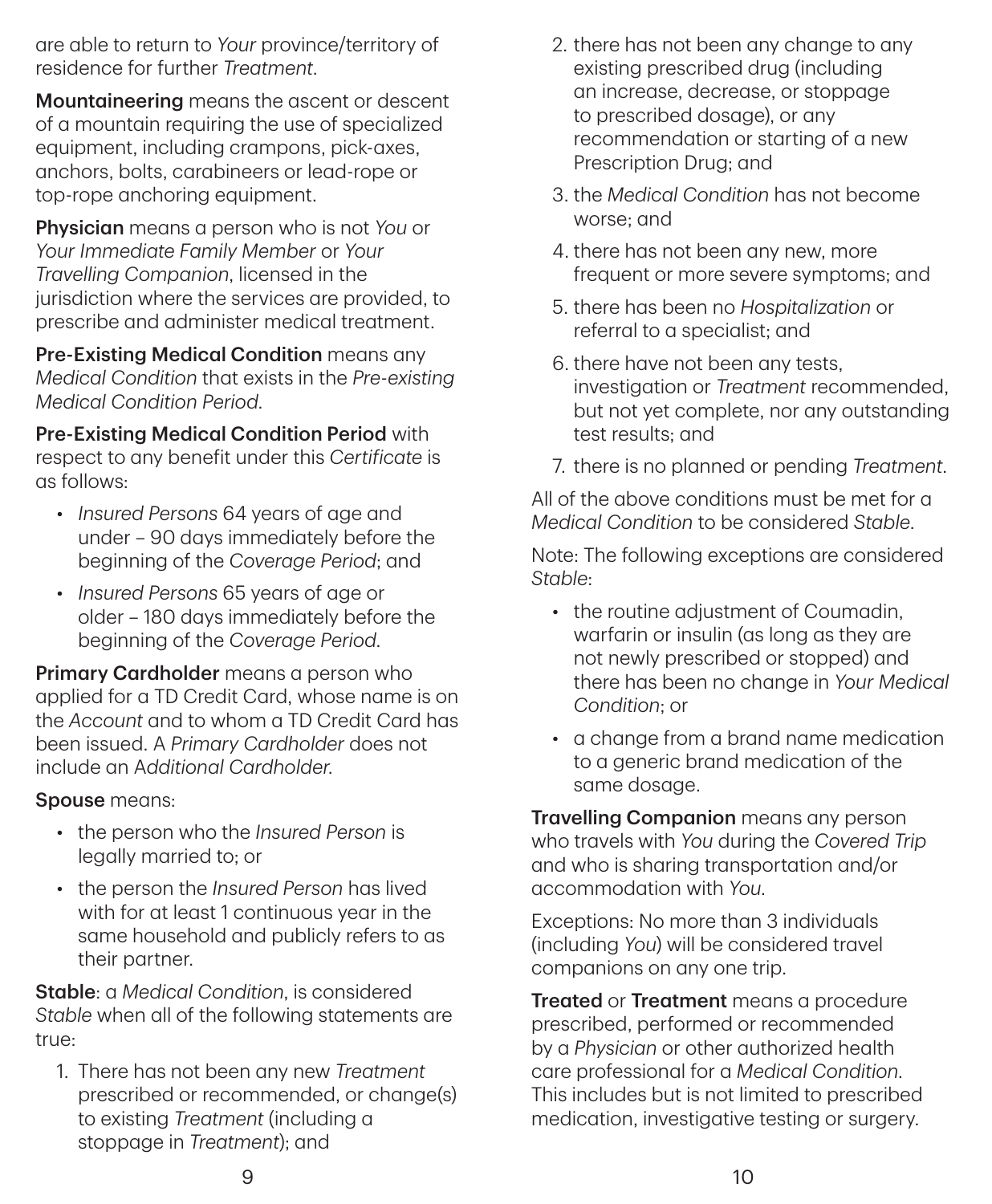are able to return to *Your* province/territory of residence for further *Treatment*.

**Mountaineering** means the ascent or descent of a mountain requiring the use of specialized equipment, including crampons, pick-axes, anchors, bolts, carabineers or lead-rope or top-rope anchoring equipment.

**Physician** means a person who is not *You* or *Your Immediate Family Member* or *Your Travelling Companion*, licensed in the jurisdiction where the services are provided, to prescribe and administer medical treatment.

**Pre-Existing Medical Condition** means any *Medical Condition* that exists in the *Pre-existing Medical Condition Period*.

**Pre-Existing Medical Condition Period** with respect to any benefit under this *Certificate* is as follows:

- *Insured Persons* 64 years of age and under – 90 days immediately before the beginning of the *Coverage Period*; and
- *Insured Persons* 65 years of age or older – 180 days immediately before the beginning of the *Coverage Period*.

**Primary Cardholder** means a person who applied for a TD Credit Card, whose name is on the *Account* and to whom a TD Credit Card has been issued. A *Primary Cardholder* does not include an *Additional Cardholder*.

**Spouse** means:

- the person who the *Insured Person* is legally married to; or
- the person the *Insured Person* has lived with for at least 1 continuous year in the same household and publicly refers to as their partner.

**Stable**: a *Medical Condition*, is considered *Stable* when all of the following statements are true:

1. There has not been any new *Treatment* prescribed or recommended, or change(s) to existing *Treatment* (including a stoppage in *Treatment*); and
2. there has not been any change to any existing prescribed drug (including an increase, decrease, or stoppage to prescribed dosage), or any recommendation or starting of a new Prescription Drug; and
3. the *Medical Condition* has not become worse; and
4. there has not been any new, more frequent or more severe symptoms; and
5. there has been no *Hospitalization* or referral to a specialist; and
6. there have not been any tests, investigation or *Treatment* recommended, but not yet complete, nor any outstanding test results; and
7. there is no planned or pending *Treatment*.

All of the above conditions must be met for a *Medical Condition* to be considered *Stable*.

Note: The following exceptions are considered *Stable*:

- the routine adjustment of Coumadin, warfarin or insulin (as long as they are not newly prescribed or stopped) and there has been no change in *Your Medical Condition*; or
- a change from a brand name medication to a generic brand medication of the same dosage.

**Travelling Companion** means any person who travels with *You* during the *Covered Trip* and who is sharing transportation and/or accommodation with *You*.

Exceptions: No more than 3 individuals (including *You*) will be considered travel companions on any one trip.

**Treated** or **Treatment** means a procedure prescribed, performed or recommended by a *Physician* or other authorized health care professional for a *Medical Condition*. This includes but is not limited to prescribed medication, investigative testing or surgery.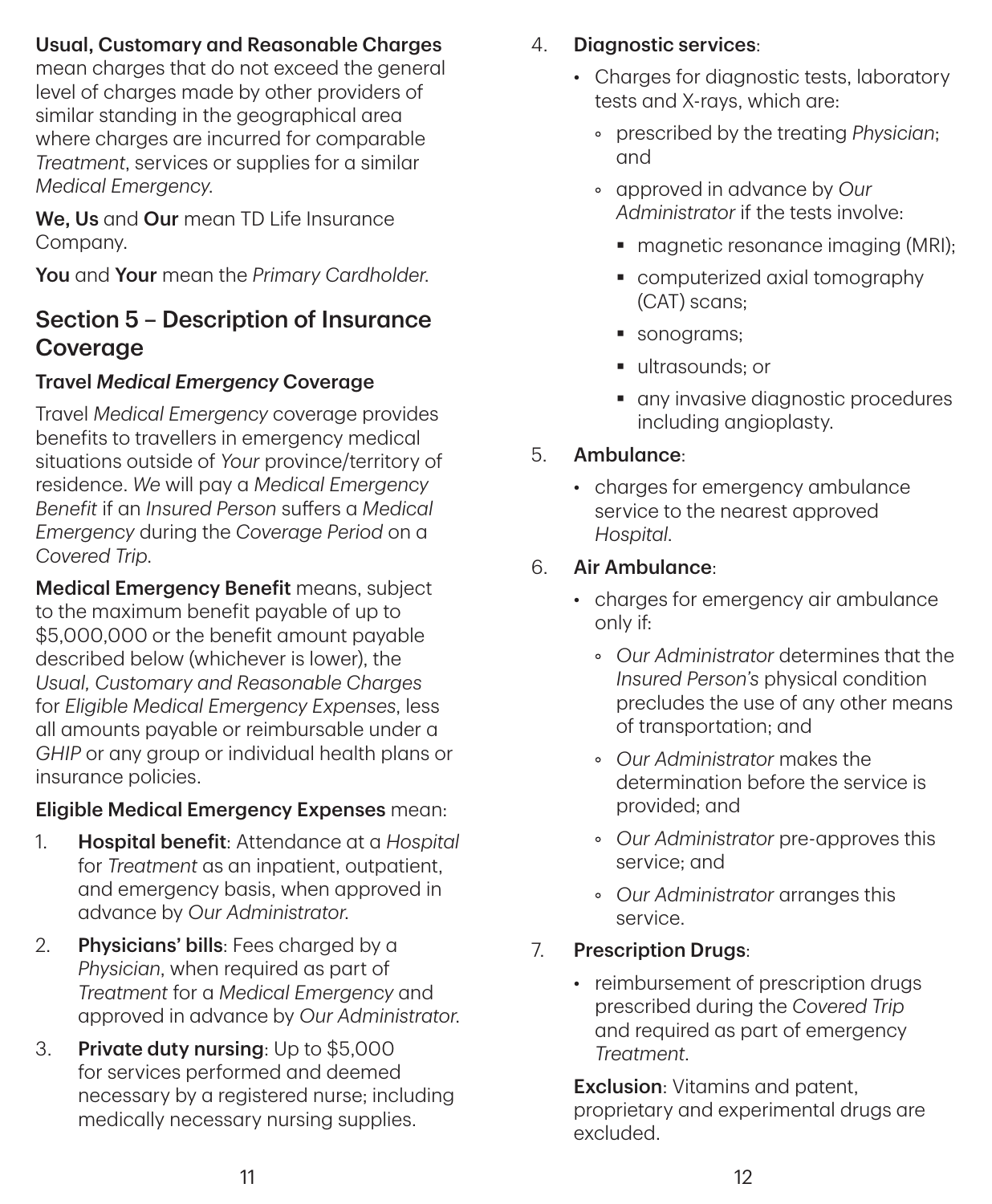**Usual, Customary and Reasonable Charges** mean charges that do not exceed the general level of charges made by other providers of similar standing in the geographical area where charges are incurred for comparable *Treatment*, services or supplies for a similar *Medical Emergency*.

**We, Us** and **Our** mean TD Life Insurance Company.

**You** and **Your** mean the *Primary Cardholder*.

## Section 5 – Description of Insurance Coverage

### Travel *Medical Emergency* Coverage

Travel *Medical Emergency* coverage provides benefits to travellers in emergency medical situations outside of *Your* province/territory of residence. *We* will pay a *Medical Emergency Benefit* if an *Insured Person* suffers a *Medical Emergency* during the *Coverage Period* on a *Covered Trip*.

**Medical Emergency Benefit** means, subject to the maximum benefit payable of up to $5,000,000 or the benefit amount payable described below (whichever is lower), the *Usual, Customary and Reasonable Charges* for *Eligible Medical Emergency Expenses*, less all amounts payable or reimbursable under a *GHIP* or any group or individual health plans or insurance policies.

**Eligible Medical Emergency Expenses** mean:

1. **Hospital benefit**: Attendance at a *Hospital* for *Treatment* as an inpatient, outpatient, and emergency basis, when approved in advance by *Our Administrator*.
2. **Physicians' bills**: Fees charged by a *Physician*, when required as part of *Treatment* for a *Medical Emergency* and approved in advance by *Our Administrator*.
3. **Private duty nursing**: Up to $5,000 for services performed and deemed necessary by a registered nurse; including medically necessary nursing supplies.
4. **Diagnostic services**:
   - Charges for diagnostic tests, laboratory tests and X-rays, which are:
     - prescribed by the treating *Physician*; and
     - approved in advance by *Our Administrator* if the tests involve:
       - magnetic resonance imaging (MRI);
       - computerized axial tomography (CAT) scans;
       - sonograms;
       - ultrasounds; or
       - any invasive diagnostic procedures including angioplasty.
5. **Ambulance**:
   - charges for emergency ambulance service to the nearest approved *Hospital*.
6. **Air Ambulance**:
   - charges for emergency air ambulance only if:
     - *Our Administrator* determines that the *Insured Person's* physical condition precludes the use of any other means of transportation; and
     - *Our Administrator* makes the determination before the service is provided; and
     - *Our Administrator* pre-approves this service; and
     - *Our Administrator* arranges this service.
7. **Prescription Drugs**:
   - reimbursement of prescription drugs prescribed during the *Covered Trip* and required as part of emergency *Treatment*.

   **Exclusion**: Vitamins and patent, proprietary and experimental drugs are excluded.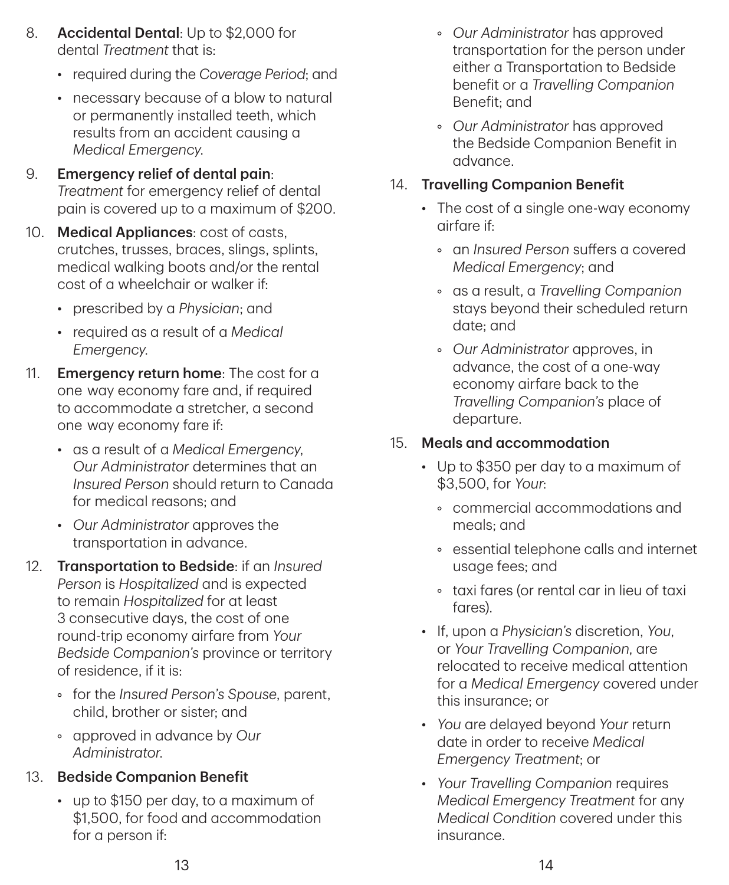8. **Accidental Dental**: Up to $2,000 for dental *Treatment* that is:
   - required during the *Coverage Period*; and
   - necessary because of a blow to natural or permanently installed teeth, which results from an accident causing a *Medical Emergency*.
9. **Emergency relief of dental pain**: *Treatment* for emergency relief of dental pain is covered up to a maximum of $200.
10. **Medical Appliances**: cost of casts, crutches, trusses, braces, slings, splints, medical walking boots and/or the rental cost of a wheelchair or walker if:
    - prescribed by a *Physician*; and
    - required as a result of a *Medical Emergency*.
11. **Emergency return home**: The cost for a one way economy fare and, if required to accommodate a stretcher, a second one way economy fare if:
    - as a result of a *Medical Emergency*, *Our Administrator* determines that an *Insured Person* should return to Canada for medical reasons; and
    - *Our Administrator* approves the transportation in advance.
12. **Transportation to Bedside**: if an *Insured Person* is *Hospitalized* and is expected to remain *Hospitalized* for at least 3 consecutive days, the cost of one round-trip economy airfare from *Your Bedside Companion's* province or territory of residence, if it is:
    - for the *Insured Person's Spouse*, parent, child, brother or sister; and
    - approved in advance by *Our Administrator*.
13. **Bedside Companion Benefit**
    - up to $150 per day, to a maximum of $1,500, for food and accommodation for a person if:
      - *Our Administrator* has approved transportation for the person under either a Transportation to Bedside benefit or a *Travelling Companion* Benefit; and
      - *Our Administrator* has approved the Bedside Companion Benefit in advance.
14. **Travelling Companion Benefit**
    - The cost of a single one-way economy airfare if:
      - an *Insured Person* suffers a covered *Medical Emergency*; and
      - as a result, a *Travelling Companion* stays beyond their scheduled return date; and
      - *Our Administrator* approves, in advance, the cost of a one-way economy airfare back to the *Travelling Companion's* place of departure.
15. **Meals and accommodation**
    - Up to $350 per day to a maximum of $3,500, for *Your*:
      - commercial accommodations and meals; and
      - essential telephone calls and internet usage fees; and
      - taxi fares (or rental car in lieu of taxi fares).
    - If, upon a *Physician's* discretion, *You*, or *Your Travelling Companion*, are relocated to receive medical attention for a *Medical Emergency* covered under this insurance; or
    - *You* are delayed beyond *Your* return date in order to receive *Medical Emergency Treatment*; or
    - *Your Travelling Companion* requires *Medical Emergency Treatment* for any *Medical Condition* covered under this insurance.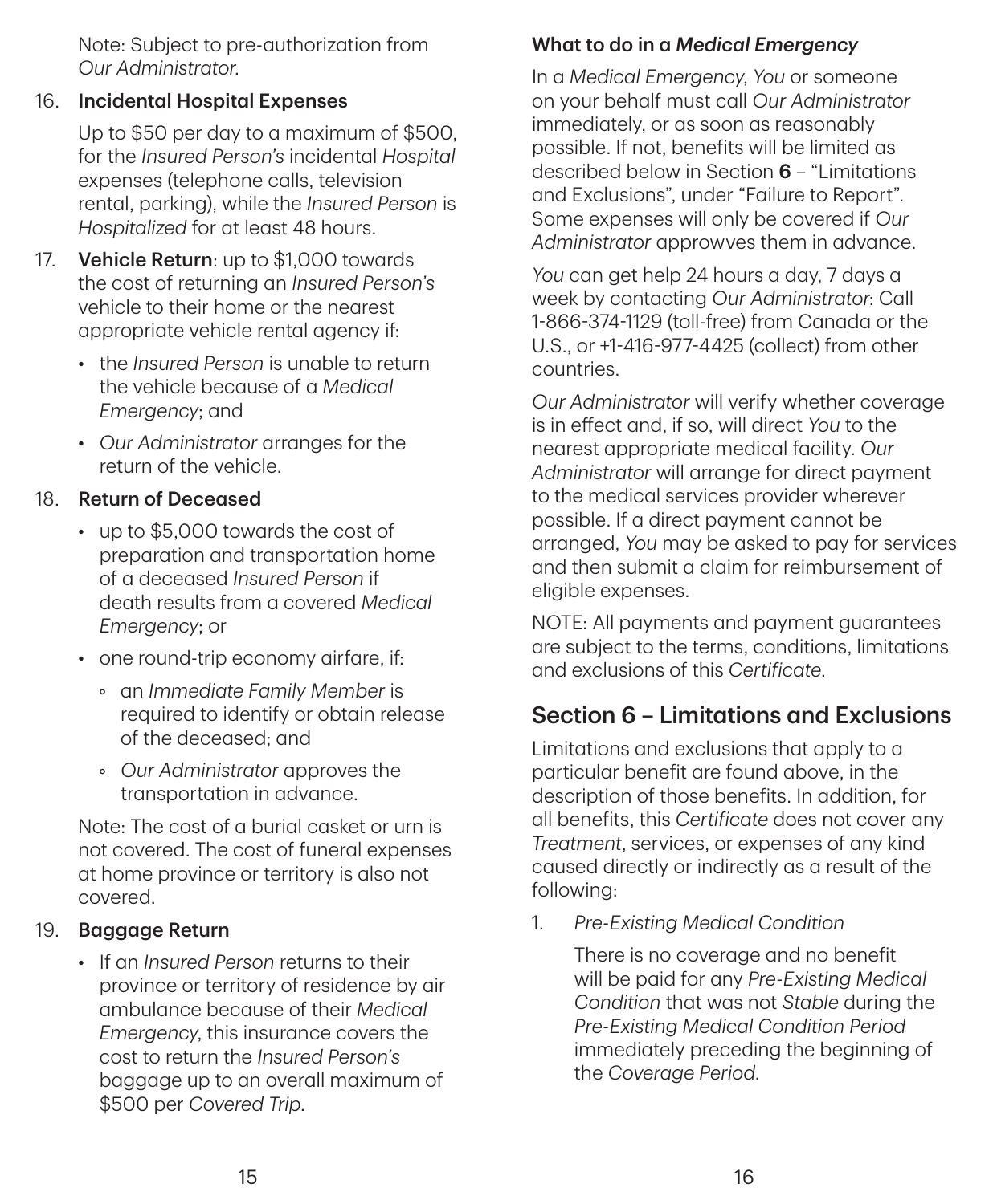Note: Subject to pre-authorization from *Our Administrator*.

16. **Incidental Hospital Expenses**

    Up to $50 per day to a maximum of $500, for the *Insured Person's* incidental *Hospital* expenses (telephone calls, television rental, parking), while the *Insured Person* is *Hospitalized* for at least 48 hours.

17. **Vehicle Return**: up to $1,000 towards the cost of returning an *Insured Person's* vehicle to their home or the nearest appropriate vehicle rental agency if:
    - the *Insured Person* is unable to return the vehicle because of a *Medical Emergency*; and
    - *Our Administrator* arranges for the return of the vehicle.

18. **Return of Deceased**
    - up to $5,000 towards the cost of preparation and transportation home of a deceased *Insured Person* if death results from a covered *Medical Emergency*; or
    - one round-trip economy airfare, if:
      - an *Immediate Family Member* is required to identify or obtain release of the deceased; and
      - *Our Administrator* approves the transportation in advance.

    Note: The cost of a burial casket or urn is not covered. The cost of funeral expenses at home province or territory is also not covered.

19. **Baggage Return**
    - If an *Insured Person* returns to their province or territory of residence by air ambulance because of their *Medical Emergency*, this insurance covers the cost to return the *Insured Person's* baggage up to an overall maximum of $500 per *Covered Trip*.

### What to do in a *Medical Emergency*

In a *Medical Emergency*, *You* or someone on your behalf must call *Our Administrator* immediately, or as soon as reasonably possible. If not, benefits will be limited as described below in Section **6** – "Limitations and Exclusions", under "Failure to Report". Some expenses will only be covered if *Our Administrator* approwves them in advance.

*You* can get help 24 hours a day, 7 days a week by contacting *Our Administrator*: Call 1-866-374-1129 (toll-free) from Canada or the U.S., or +1-416-977-4425 (collect) from other countries.

*Our Administrator* will verify whether coverage is in effect and, if so, will direct *You* to the nearest appropriate medical facility. *Our Administrator* will arrange for direct payment to the medical services provider wherever possible. If a direct payment cannot be arranged, *You* may be asked to pay for services and then submit a claim for reimbursement of eligible expenses.

NOTE: All payments and payment guarantees are subject to the terms, conditions, limitations and exclusions of this *Certificate*.

## Section 6 – Limitations and Exclusions

Limitations and exclusions that apply to a particular benefit are found above, in the description of those benefits. In addition, for all benefits, this *Certificate* does not cover any *Treatment*, services, or expenses of any kind caused directly or indirectly as a result of the following:

1. *Pre-Existing Medical Condition*

    There is no coverage and no benefit will be paid for any *Pre-Existing Medical Condition* that was not *Stable* during the *Pre-Existing Medical Condition Period* immediately preceding the beginning of the *Coverage Period*.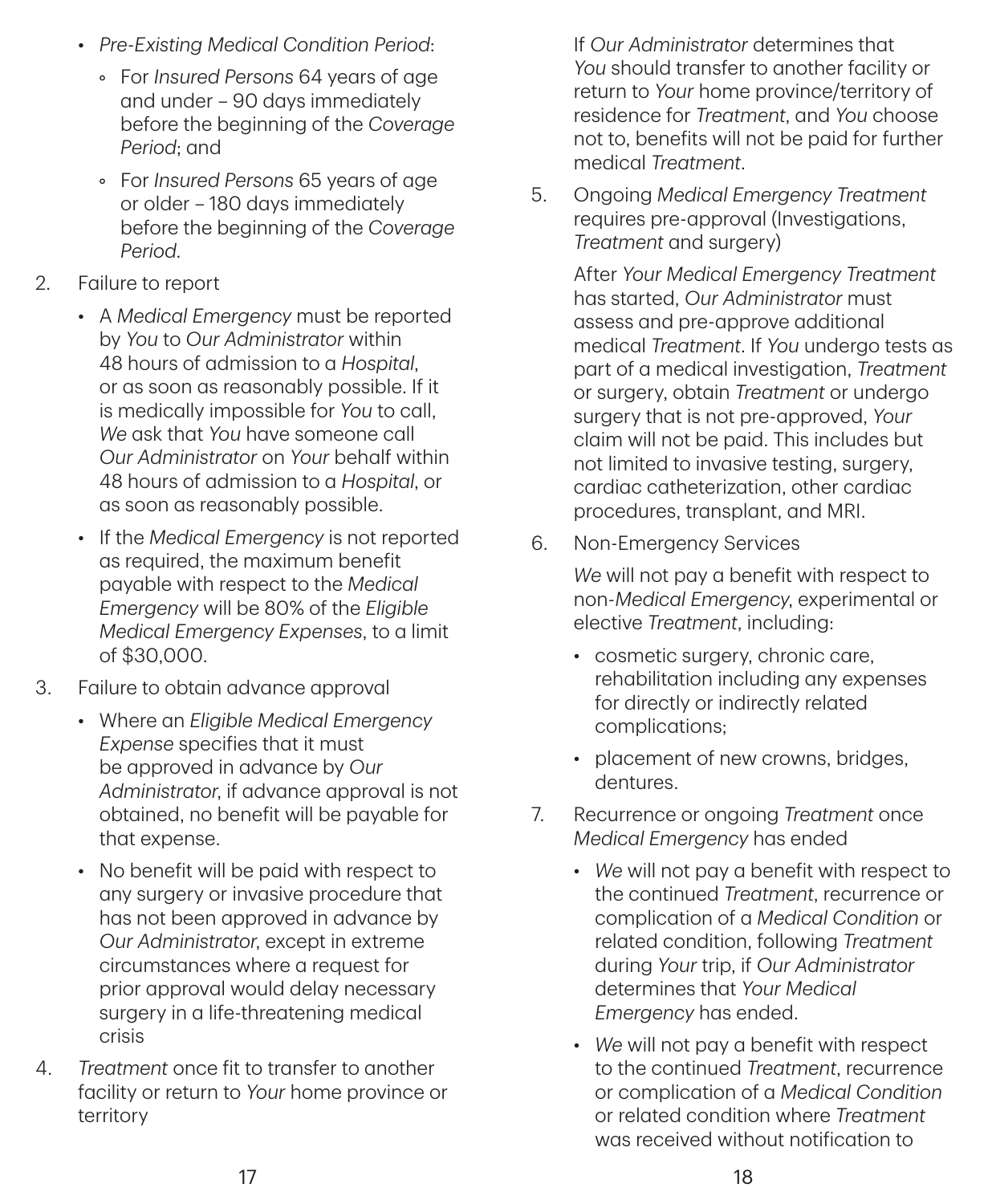- *Pre-Existing Medical Condition Period*:
  - For *Insured Persons* 64 years of age and under – 90 days immediately before the beginning of the *Coverage Period*; and
  - For *Insured Persons* 65 years of age or older – 180 days immediately before the beginning of the *Coverage Period*.

2. Failure to report
   - A *Medical Emergency* must be reported by *You* to *Our Administrator* within 48 hours of admission to a *Hospital*, or as soon as reasonably possible. If it is medically impossible for *You* to call, *We* ask that *You* have someone call *Our Administrator* on *Your* behalf within 48 hours of admission to a *Hospital*, or as soon as reasonably possible.
   - If the *Medical Emergency* is not reported as required, the maximum benefit payable with respect to the *Medical Emergency* will be 80% of the *Eligible Medical Emergency Expenses*, to a limit of $30,000.

3. Failure to obtain advance approval
   - Where an *Eligible Medical Emergency Expense* specifies that it must be approved in advance by *Our Administrator*, if advance approval is not obtained, no benefit will be payable for that expense.
   - No benefit will be paid with respect to any surgery or invasive procedure that has not been approved in advance by *Our Administrator*, except in extreme circumstances where a request for prior approval would delay necessary surgery in a life-threatening medical crisis

4. *Treatment* once fit to transfer to another facility or return to *Your* home province or territory

   If *Our Administrator* determines that *You* should transfer to another facility or return to *Your* home province/territory of residence for *Treatment*, and *You* choose not to, benefits will not be paid for further medical *Treatment*.

5. Ongoing *Medical Emergency Treatment* requires pre-approval (Investigations, *Treatment* and surgery)

   After *Your Medical Emergency Treatment* has started, *Our Administrator* must assess and pre-approve additional medical *Treatment*. If *You* undergo tests as part of a medical investigation, *Treatment* or surgery, obtain *Treatment* or undergo surgery that is not pre-approved, *Your* claim will not be paid. This includes but not limited to invasive testing, surgery, cardiac catheterization, other cardiac procedures, transplant, and MRI.

6. Non-Emergency Services

   *We* will not pay a benefit with respect to non-*Medical Emergency*, experimental or elective *Treatment*, including:
   - cosmetic surgery, chronic care, rehabilitation including any expenses for directly or indirectly related complications;
   - placement of new crowns, bridges, dentures.

7. Recurrence or ongoing *Treatment* once *Medical Emergency* has ended
   - *We* will not pay a benefit with respect to the continued *Treatment*, recurrence or complication of a *Medical Condition* or related condition, following *Treatment* during *Your* trip, if *Our Administrator* determines that *Your Medical Emergency* has ended.
   - *We* will not pay a benefit with respect to the continued *Treatment*, recurrence or complication of a *Medical Condition* or related condition where *Treatment* was received without notification to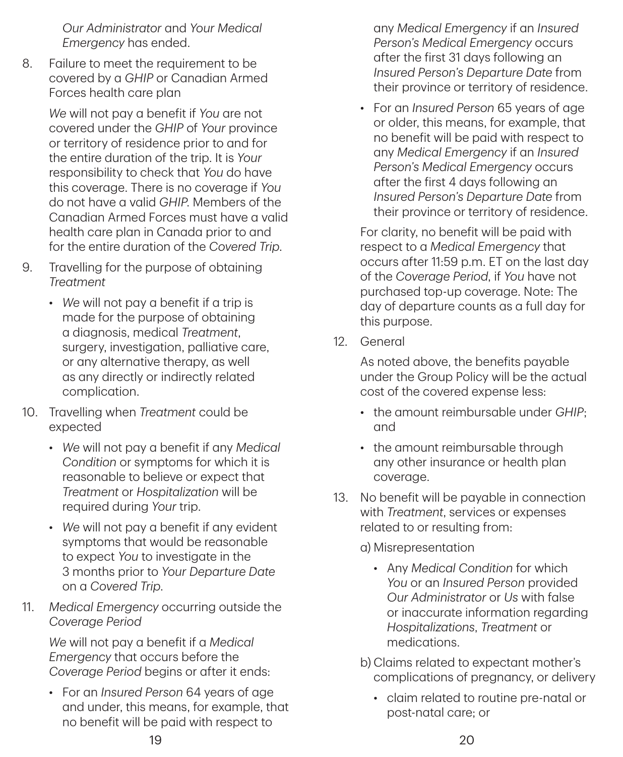*Our Administrator* and *Your Medical Emergency* has ended.

8. Failure to meet the requirement to be covered by a *GHIP* or Canadian Armed Forces health care plan

   *We* will not pay a benefit if *You* are not covered under the *GHIP* of *Your* province or territory of residence prior to and for the entire duration of the trip. It is *Your* responsibility to check that *You* do have this coverage. There is no coverage if *You* do not have a valid *GHIP*. Members of the Canadian Armed Forces must have a valid health care plan in Canada prior to and for the entire duration of the *Covered Trip*.

9. Travelling for the purpose of obtaining *Treatment*

   - *We* will not pay a benefit if a trip is made for the purpose of obtaining a diagnosis, medical *Treatment*, surgery, investigation, palliative care, or any alternative therapy, as well as any directly or indirectly related complication.

10. Travelling when *Treatment* could be expected

    - *We* will not pay a benefit if any *Medical Condition* or symptoms for which it is reasonable to believe or expect that *Treatment* or *Hospitalization* will be required during *Your* trip.
    - *We* will not pay a benefit if any evident symptoms that would be reasonable to expect *You* to investigate in the 3 months prior to *Your Departure Date* on a *Covered Trip*.

11. *Medical Emergency* occurring outside the *Coverage Period*

    *We* will not pay a benefit if a *Medical Emergency* that occurs before the *Coverage Period* begins or after it ends:

    - For an *Insured Person* 64 years of age and under, this means, for example, that no benefit will be paid with respect to any *Medical Emergency* if an *Insured Person's Medical Emergency* occurs after the first 31 days following an *Insured Person's Departure Date* from their province or territory of residence.
    - For an *Insured Person* 65 years of age or older, this means, for example, that no benefit will be paid with respect to any *Medical Emergency* if an *Insured Person's Medical Emergency* occurs after the first 4 days following an *Insured Person's Departure Date* from their province or territory of residence.

    For clarity, no benefit will be paid with respect to a *Medical Emergency* that occurs after 11:59 p.m. ET on the last day of the *Coverage Period*, if *You* have not purchased top-up coverage. Note: The day of departure counts as a full day for this purpose.

12. General

    As noted above, the benefits payable under the Group Policy will be the actual cost of the covered expense less:

    - the amount reimbursable under *GHIP*; and
    - the amount reimbursable through any other insurance or health plan coverage.

13. No benefit will be payable in connection with *Treatment*, services or expenses related to or resulting from:

    a) Misrepresentation

    - Any *Medical Condition* for which *You* or an *Insured Person* provided *Our Administrator* or *Us* with false or inaccurate information regarding *Hospitalizations*, *Treatment* or medications.

    b) Claims related to expectant mother's complications of pregnancy, or delivery

    - claim related to routine pre-natal or post-natal care; or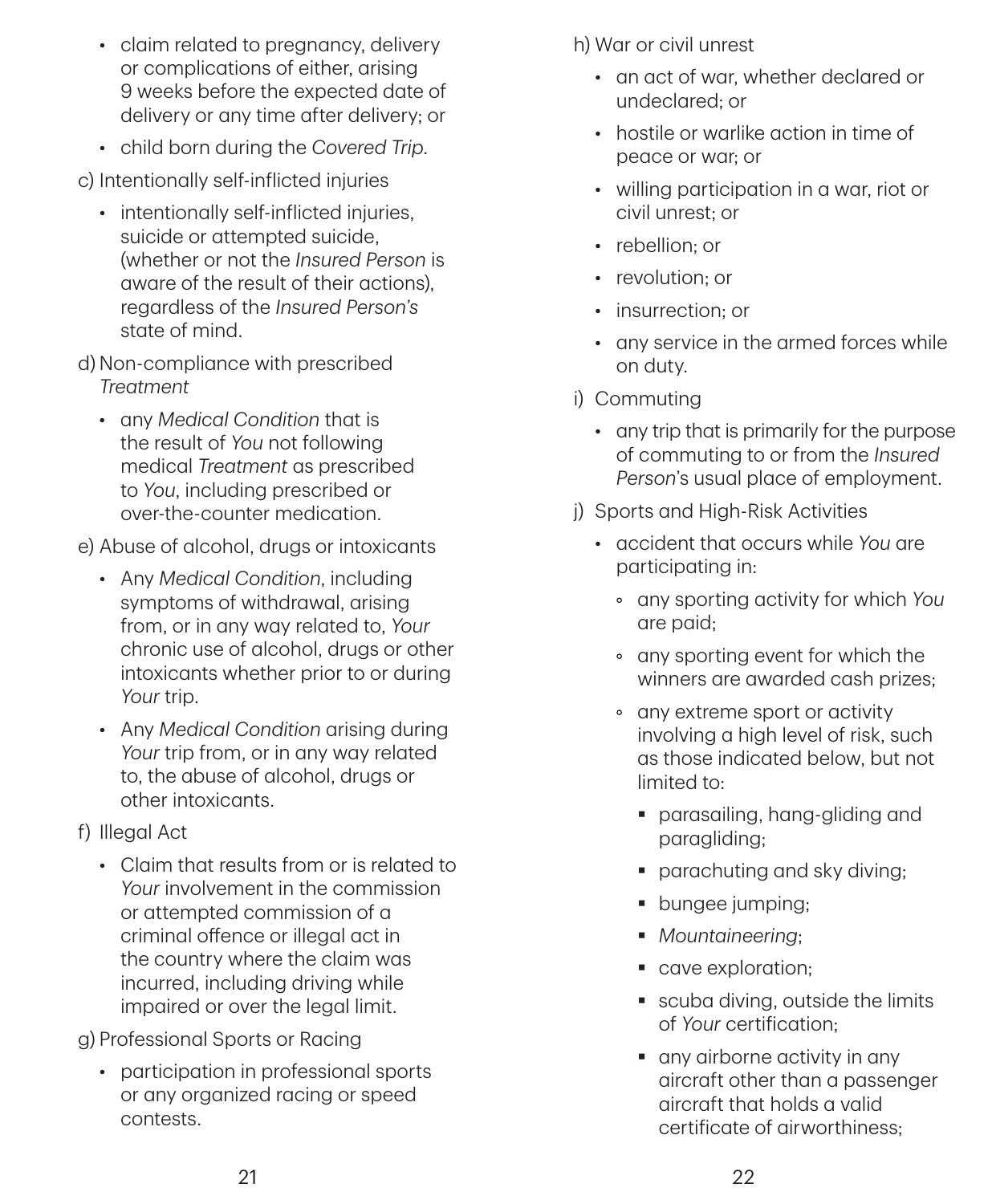- claim related to pregnancy, delivery or complications of either, arising 9 weeks before the expected date of delivery or any time after delivery; or
- child born during the *Covered Trip*.

c) Intentionally self-inflicted injuries

- intentionally self-inflicted injuries, suicide or attempted suicide, (whether or not the *Insured Person* is aware of the result of their actions), regardless of the *Insured Person's* state of mind.

d) Non-compliance with prescribed *Treatment*

- any *Medical Condition* that is the result of *You* not following medical *Treatment* as prescribed to *You*, including prescribed or over-the-counter medication.

e) Abuse of alcohol, drugs or intoxicants

- Any *Medical Condition*, including symptoms of withdrawal, arising from, or in any way related to, *Your* chronic use of alcohol, drugs or other intoxicants whether prior to or during *Your* trip.
- Any *Medical Condition* arising during *Your* trip from, or in any way related to, the abuse of alcohol, drugs or other intoxicants.

f) Illegal Act

- Claim that results from or is related to *Your* involvement in the commission or attempted commission of a criminal offence or illegal act in the country where the claim was incurred, including driving while impaired or over the legal limit.

g) Professional Sports or Racing

- participation in professional sports or any organized racing or speed contests.

h) War or civil unrest

- an act of war, whether declared or undeclared; or
- hostile or warlike action in time of peace or war; or
- willing participation in a war, riot or civil unrest; or
- rebellion; or
- revolution; or
- insurrection; or
- any service in the armed forces while on duty.

i) Commuting

- any trip that is primarily for the purpose of commuting to or from the *Insured Person*'s usual place of employment.

j) Sports and High-Risk Activities

- accident that occurs while *You* are participating in:
  - any sporting activity for which *You* are paid;
  - any sporting event for which the winners are awarded cash prizes;
  - any extreme sport or activity involving a high level of risk, such as those indicated below, but not limited to:
    - parasailing, hang-gliding and paragliding;
    - parachuting and sky diving;
    - bungee jumping;
    - *Mountaineering*;
    - cave exploration;
    - scuba diving, outside the limits of *Your* certification;
    - any airborne activity in any aircraft other than a passenger aircraft that holds a valid certificate of airworthiness;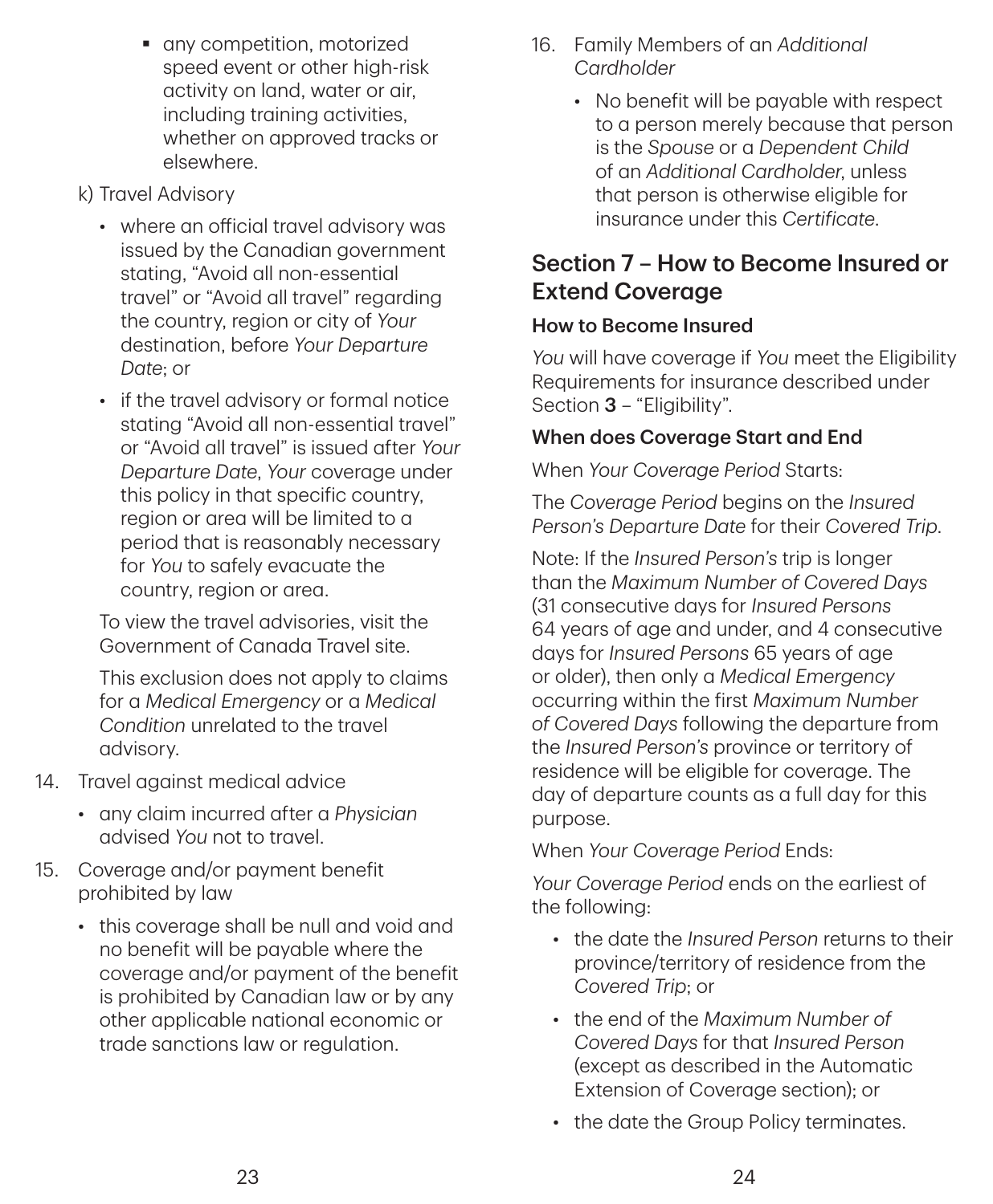- any competition, motorized speed event or other high-risk activity on land, water or air, including training activities, whether on approved tracks or elsewhere.

k) Travel Advisory

- where an official travel advisory was issued by the Canadian government stating, "Avoid all non-essential travel" or "Avoid all travel" regarding the country, region or city of *Your* destination, before *Your Departure Date*; or
- if the travel advisory or formal notice stating "Avoid all non-essential travel" or "Avoid all travel" is issued after *Your Departure Date*, *Your* coverage under this policy in that specific country, region or area will be limited to a period that is reasonably necessary for *You* to safely evacuate the country, region or area.

To view the travel advisories, visit the Government of Canada Travel site.

This exclusion does not apply to claims for a *Medical Emergency* or a *Medical Condition* unrelated to the travel advisory.

14. Travel against medical advice
    - any claim incurred after a *Physician* advised *You* not to travel.
15. Coverage and/or payment benefit prohibited by law
    - this coverage shall be null and void and no benefit will be payable where the coverage and/or payment of the benefit is prohibited by Canadian law or by any other applicable national economic or trade sanctions law or regulation.
16. Family Members of an *Additional Cardholder*
    - No benefit will be payable with respect to a person merely because that person is the *Spouse* or a *Dependent Child* of an *Additional Cardholder*, unless that person is otherwise eligible for insurance under this *Certificate*.

## Section 7 – How to Become Insured or Extend Coverage

### How to Become Insured

*You* will have coverage if *You* meet the Eligibility Requirements for insurance described under Section **3** – "Eligibility".

### When does Coverage Start and End

When *Your Coverage Period* Starts:

The *Coverage Period* begins on the *Insured Person's Departure Date* for their *Covered Trip*.

Note: If the *Insured Person's* trip is longer than the *Maximum Number of Covered Days* (31 consecutive days for *Insured Persons* 64 years of age and under, and 4 consecutive days for *Insured Persons* 65 years of age or older), then only a *Medical Emergency* occurring within the first *Maximum Number of Covered Days* following the departure from the *Insured Person's* province or territory of residence will be eligible for coverage. The day of departure counts as a full day for this purpose.

When *Your Coverage Period* Ends:

*Your Coverage Period* ends on the earliest of the following:

- the date the *Insured Person* returns to their province/territory of residence from the *Covered Trip*; or
- the end of the *Maximum Number of Covered Days* for that *Insured Person* (except as described in the Automatic Extension of Coverage section); or
- the date the Group Policy terminates.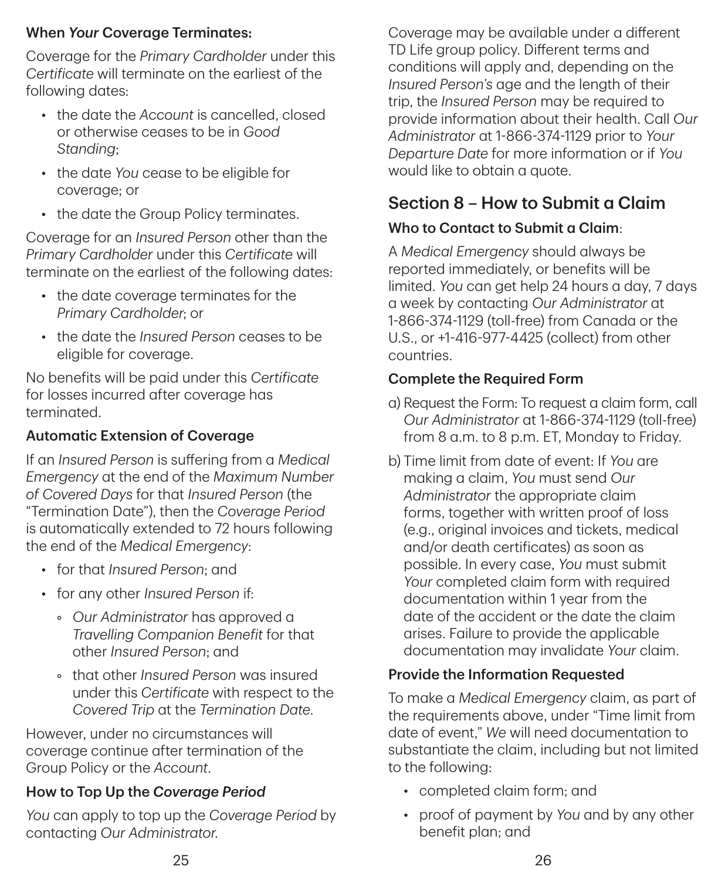### When *Your* Coverage Terminates:

Coverage for the *Primary Cardholder* under this *Certificate* will terminate on the earliest of the following dates:

- the date the *Account* is cancelled, closed or otherwise ceases to be in *Good Standing*;
- the date *You* cease to be eligible for coverage; or
- the date the Group Policy terminates.

Coverage for an *Insured Person* other than the *Primary Cardholder* under this *Certificate* will terminate on the earliest of the following dates:

- the date coverage terminates for the *Primary Cardholder*; or
- the date the *Insured Person* ceases to be eligible for coverage.

No benefits will be paid under this *Certificate* for losses incurred after coverage has terminated.

### Automatic Extension of Coverage

If an *Insured Person* is suffering from a *Medical Emergency* at the end of the *Maximum Number of Covered Days* for that *Insured Person* (the "Termination Date"), then the *Coverage Period* is automatically extended to 72 hours following the end of the *Medical Emergency*:

- for that *Insured Person*; and
- for any other *Insured Person* if:
    - *Our Administrator* has approved a *Travelling Companion Benefit* for that other *Insured Person*; and
    - that other *Insured Person* was insured under this *Certificate* with respect to the *Covered Trip* at the *Termination Date*.

However, under no circumstances will coverage continue after termination of the Group Policy or the *Account*.

### How to Top Up the *Coverage Period*

*You* can apply to top up the *Coverage Period* by contacting *Our Administrator*.

Coverage may be available under a different TD Life group policy. Different terms and conditions will apply and, depending on the *Insured Person's* age and the length of their trip, the *Insured Person* may be required to provide information about their health. Call *Our Administrator* at 1-866-374-1129 prior to *Your Departure Date* for more information or if *You* would like to obtain a quote.

## Section 8 – How to Submit a Claim

### Who to Contact to Submit a Claim:

A *Medical Emergency* should always be reported immediately, or benefits will be limited. *You* can get help 24 hours a day, 7 days a week by contacting *Our Administrator* at 1-866-374-1129 (toll-free) from Canada or the U.S., or +1-416-977-4425 (collect) from other countries.

### Complete the Required Form

a) Request the Form: To request a claim form, call *Our Administrator* at 1-866-374-1129 (toll-free) from 8 a.m. to 8 p.m. ET, Monday to Friday.

b) Time limit from date of event: If *You* are making a claim, *You* must send *Our Administrator* the appropriate claim forms, together with written proof of loss (e.g., original invoices and tickets, medical and/or death certificates) as soon as possible. In every case, *You* must submit *Your* completed claim form with required documentation within 1 year from the date of the accident or the date the claim arises. Failure to provide the applicable documentation may invalidate *Your* claim.

### Provide the Information Requested

To make a *Medical Emergency* claim, as part of the requirements above, under "Time limit from date of event," *We* will need documentation to substantiate the claim, including but not limited to the following:

- completed claim form; and
- proof of payment by *You* and by any other benefit plan; and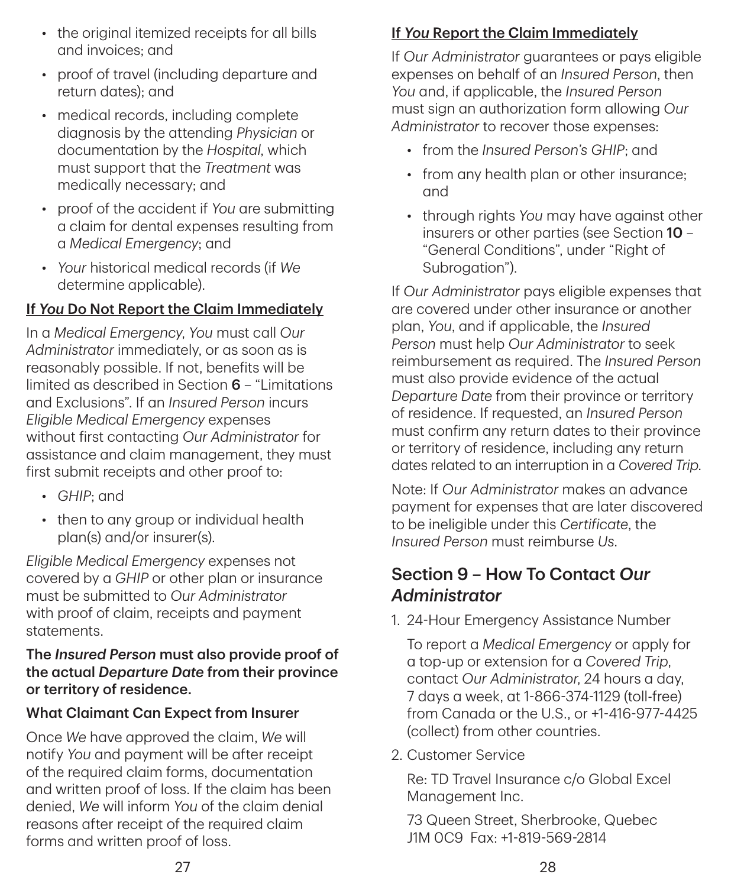- the original itemized receipts for all bills and invoices; and
- proof of travel (including departure and return dates); and
- medical records, including complete diagnosis by the attending *Physician* or documentation by the *Hospital*, which must support that the *Treatment* was medically necessary; and
- proof of the accident if *You* are submitting a claim for dental expenses resulting from a *Medical Emergency*; and
- *Your* historical medical records (if *We* determine applicable).

**If *You* Do Not Report the Claim Immediately**

In a *Medical Emergency*, *You* must call *Our Administrator* immediately, or as soon as is reasonably possible. If not, benefits will be limited as described in Section **6** – "Limitations and Exclusions". If an *Insured Person* incurs *Eligible Medical Emergency* expenses without first contacting *Our Administrator* for assistance and claim management, they must first submit receipts and other proof to:

- *GHIP*; and
- then to any group or individual health plan(s) and/or insurer(s).

*Eligible Medical Emergency* expenses not covered by a *GHIP* or other plan or insurance must be submitted to *Our Administrator* with proof of claim, receipts and payment statements.

**The *Insured Person* must also provide proof of the actual *Departure Date* from their province or territory of residence.**

**What Claimant Can Expect from Insurer**

Once *We* have approved the claim, *We* will notify *You* and payment will be after receipt of the required claim forms, documentation and written proof of loss. If the claim has been denied, *We* will inform *You* of the claim denial reasons after receipt of the required claim forms and written proof of loss.

**If *You* Report the Claim Immediately**

If *Our Administrator* guarantees or pays eligible expenses on behalf of an *Insured Person*, then *You* and, if applicable, the *Insured Person* must sign an authorization form allowing *Our Administrator* to recover those expenses:

- from the *Insured Person's GHIP*; and
- from any health plan or other insurance; and
- through rights *You* may have against other insurers or other parties (see Section **10** – "General Conditions", under "Right of Subrogation").

If *Our Administrator* pays eligible expenses that are covered under other insurance or another plan, *You*, and if applicable, the *Insured Person* must help *Our Administrator* to seek reimbursement as required. The *Insured Person* must also provide evidence of the actual *Departure Date* from their province or territory of residence. If requested, an *Insured Person* must confirm any return dates to their province or territory of residence, including any return dates related to an interruption in a *Covered Trip*.

Note: If *Our Administrator* makes an advance payment for expenses that are later discovered to be ineligible under this *Certificate*, the *Insured Person* must reimburse *Us*.

## Section 9 – How To Contact *Our Administrator*

1. 24-Hour Emergency Assistance Number

   To report a *Medical Emergency* or apply for a top-up or extension for a *Covered Trip*, contact *Our Administrator*, 24 hours a day, 7 days a week, at 1-866-374-1129 (toll-free) from Canada or the U.S., or +1-416-977-4425 (collect) from other countries.

2. Customer Service

   Re: TD Travel Insurance c/o Global Excel Management Inc.

   73 Queen Street, Sherbrooke, Quebec J1M 0C9 Fax: +1-819-569-2814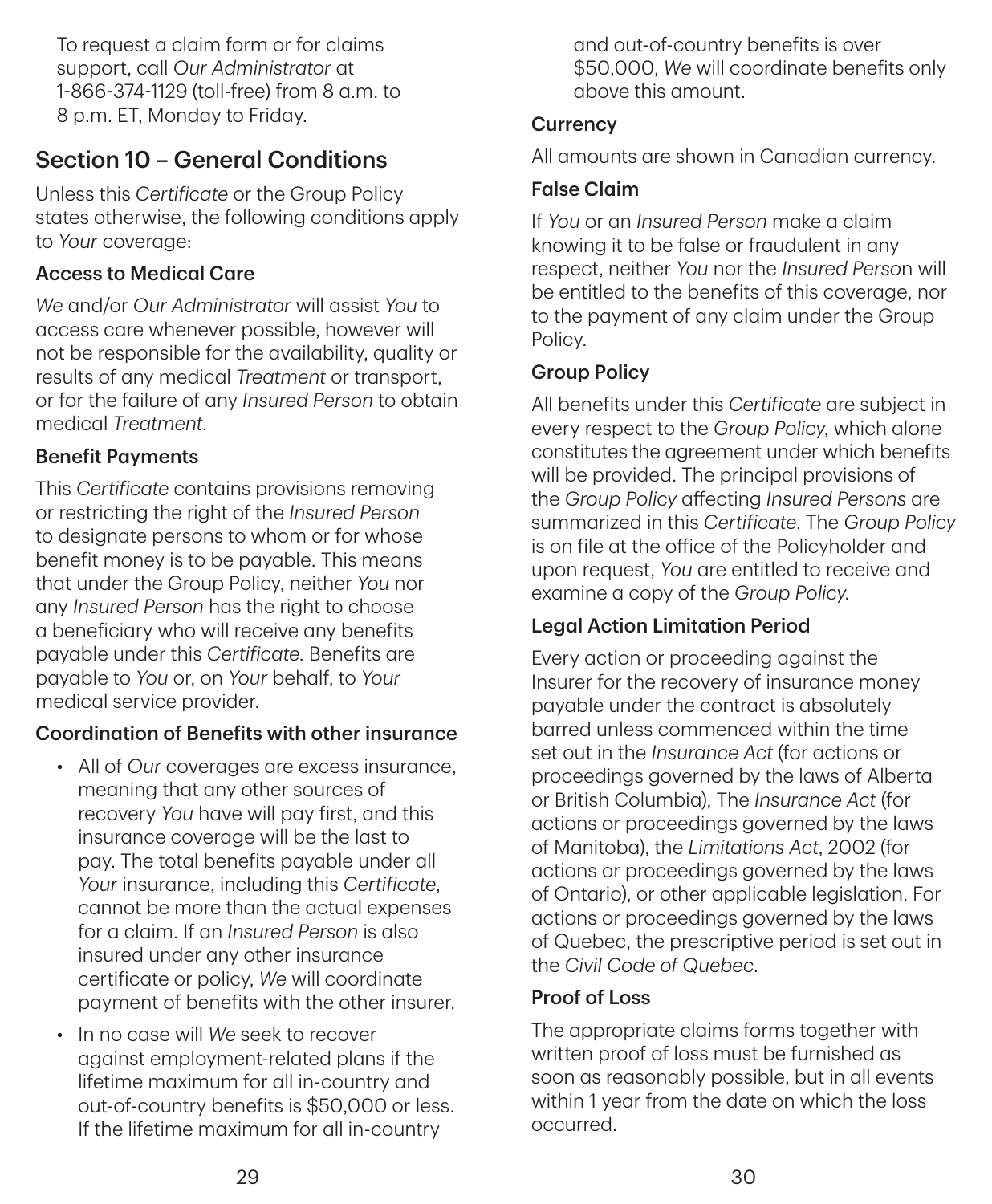To request a claim form or for claims support, call *Our Administrator* at 1-866-374-1129 (toll-free) from 8 a.m. to 8 p.m. ET, Monday to Friday.

## Section 10 – General Conditions

Unless this *Certificate* or the Group Policy states otherwise, the following conditions apply to *Your* coverage:

### Access to Medical Care

*We* and/or *Our Administrator* will assist *You* to access care whenever possible, however will not be responsible for the availability, quality or results of any medical *Treatment* or transport, or for the failure of any *Insured Person* to obtain medical *Treatment*.

### Benefit Payments

This *Certificate* contains provisions removing or restricting the right of the *Insured Person* to designate persons to whom or for whose benefit money is to be payable. This means that under the Group Policy, neither *You* nor any *Insured Person* has the right to choose a beneficiary who will receive any benefits payable under this *Certificate*. Benefits are payable to *You* or, on *Your* behalf, to *Your* medical service provider.

### Coordination of Benefits with other insurance

- All of *Our* coverages are excess insurance, meaning that any other sources of recovery *You* have will pay first, and this insurance coverage will be the last to pay. The total benefits payable under all *Your* insurance, including this *Certificate*, cannot be more than the actual expenses for a claim. If an *Insured Person* is also insured under any other insurance certificate or policy, *We* will coordinate payment of benefits with the other insurer.
- In no case will *We* seek to recover against employment-related plans if the lifetime maximum for all in-country and out-of-country benefits is $50,000 or less. If the lifetime maximum for all in-country and out-of-country benefits is over $50,000, *We* will coordinate benefits only above this amount.

### Currency

All amounts are shown in Canadian currency.

### False Claim

If *You* or an *Insured Person* make a claim knowing it to be false or fraudulent in any respect, neither *You* nor the *Insured Person* will be entitled to the benefits of this coverage, nor to the payment of any claim under the Group Policy.

### Group Policy

All benefits under this *Certificate* are subject in every respect to the *Group Policy*, which alone constitutes the agreement under which benefits will be provided. The principal provisions of the *Group Policy* affecting *Insured Persons* are summarized in this *Certificate*. The *Group Policy* is on file at the office of the Policyholder and upon request, *You* are entitled to receive and examine a copy of the *Group Policy*.

### Legal Action Limitation Period

Every action or proceeding against the Insurer for the recovery of insurance money payable under the contract is absolutely barred unless commenced within the time set out in the *Insurance Act* (for actions or proceedings governed by the laws of Alberta or British Columbia), The *Insurance Act* (for actions or proceedings governed by the laws of Manitoba), the *Limitations Act*, 2002 (for actions or proceedings governed by the laws of Ontario), or other applicable legislation. For actions or proceedings governed by the laws of Quebec, the prescriptive period is set out in the *Civil Code of Quebec*.

### Proof of Loss

The appropriate claims forms together with written proof of loss must be furnished as soon as reasonably possible, but in all events within 1 year from the date on which the loss occurred.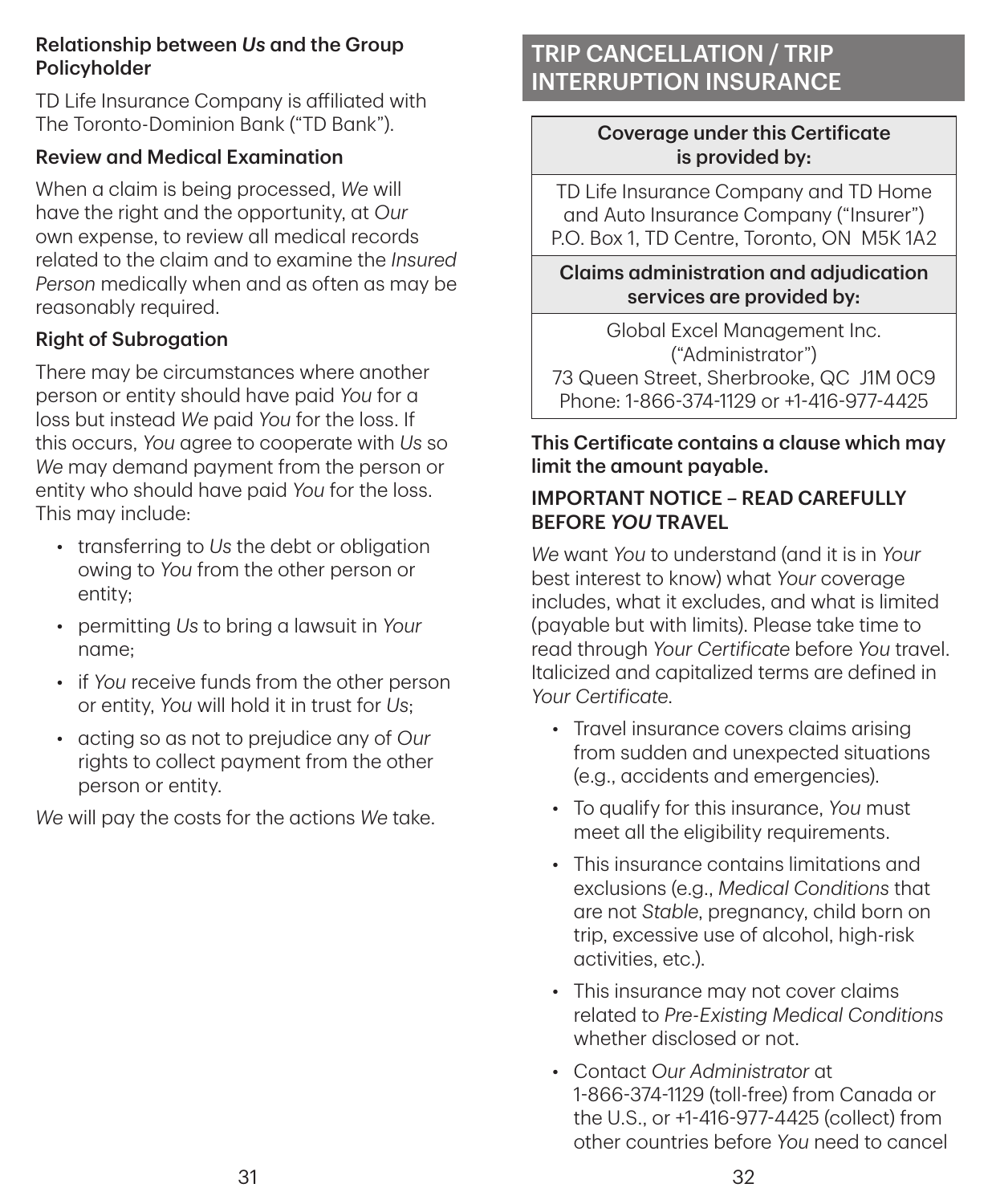### Relationship between *Us* and the Group Policyholder

TD Life Insurance Company is affiliated with The Toronto-Dominion Bank ("TD Bank").

### Review and Medical Examination

When a claim is being processed, *We* will have the right and the opportunity, at *Our* own expense, to review all medical records related to the claim and to examine the *Insured Person* medically when and as often as may be reasonably required.

### Right of Subrogation

There may be circumstances where another person or entity should have paid *You* for a loss but instead *We* paid *You* for the loss. If this occurs, *You* agree to cooperate with *Us* so *We* may demand payment from the person or entity who should have paid *You* for the loss. This may include:

- transferring to *Us* the debt or obligation owing to *You* from the other person or entity;
- permitting *Us* to bring a lawsuit in *Your* name;
- if *You* receive funds from the other person or entity, *You* will hold it in trust for *Us*;
- acting so as not to prejudice any of *Our* rights to collect payment from the other person or entity.

*We* will pay the costs for the actions *We* take.

# TRIP CANCELLATION / TRIP INTERRUPTION INSURANCE

| Coverage under this Certificate is provided by: |
|---|
| TD Life Insurance Company and TD Home and Auto Insurance Company ("Insurer") P.O. Box 1, TD Centre, Toronto, ON M5K 1A2 |
| **Claims administration and adjudication services are provided by:** |
| Global Excel Management Inc. ("Administrator") 73 Queen Street, Sherbrooke, QC J1M 0C9 Phone: 1-866-374-1129 or +1-416-977-4425 |

**This Certificate contains a clause which may limit the amount payable.**

### IMPORTANT NOTICE – READ CAREFULLY BEFORE *YOU* TRAVEL

*We* want *You* to understand (and it is in *Your* best interest to know) what *Your* coverage includes, what it excludes, and what is limited (payable but with limits). Please take time to read through *Your Certificate* before *You* travel. Italicized and capitalized terms are defined in *Your Certificate*.

- Travel insurance covers claims arising from sudden and unexpected situations (e.g., accidents and emergencies).
- To qualify for this insurance, *You* must meet all the eligibility requirements.
- This insurance contains limitations and exclusions (e.g., *Medical Conditions* that are not *Stable*, pregnancy, child born on trip, excessive use of alcohol, high-risk activities, etc.).
- This insurance may not cover claims related to *Pre-Existing Medical Conditions* whether disclosed or not.
- Contact *Our Administrator* at 1-866-374-1129 (toll-free) from Canada or the U.S., or +1-416-977-4425 (collect) from other countries before *You* need to cancel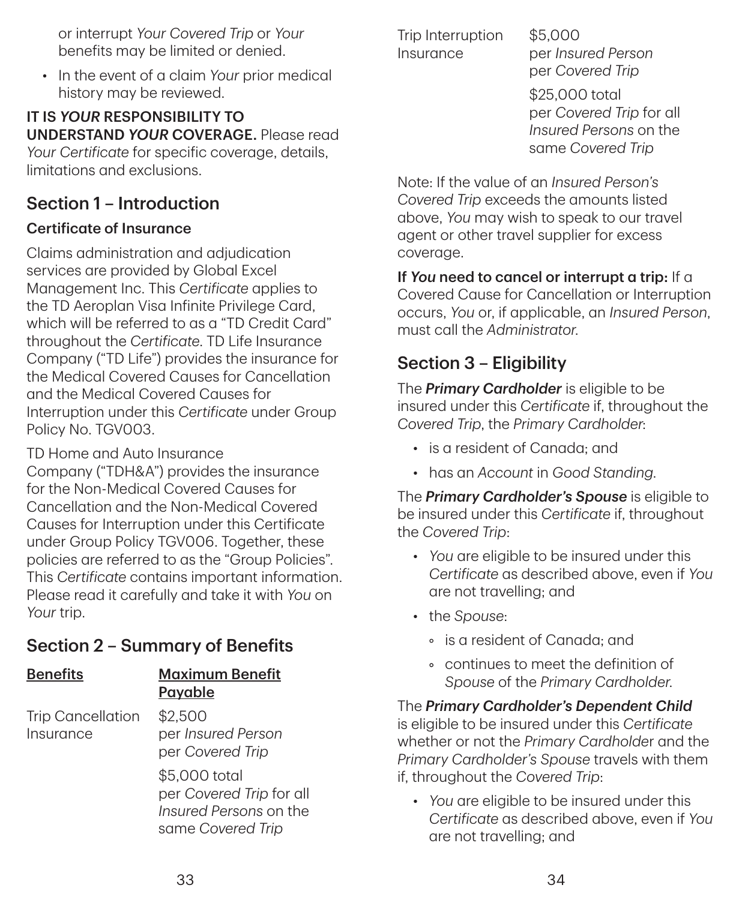or interrupt *Your Covered Trip* or *Your* benefits may be limited or denied.

- In the event of a claim *Your* prior medical history may be reviewed.

**IT IS *YOUR* RESPONSIBILITY TO UNDERSTAND *YOUR* COVERAGE.** Please read *Your Certificate* for specific coverage, details, limitations and exclusions.

## Section 1 – Introduction

### Certificate of Insurance

Claims administration and adjudication services are provided by Global Excel Management Inc. This *Certificate* applies to the TD Aeroplan Visa Infinite Privilege Card, which will be referred to as a "TD Credit Card" throughout the *Certificate.* TD Life Insurance Company ("TD Life") provides the insurance for the Medical Covered Causes for Cancellation and the Medical Covered Causes for Interruption under this *Certificate* under Group Policy No. TGV003.

TD Home and Auto Insurance Company ("TDH&A") provides the insurance for the Non-Medical Covered Causes for Cancellation and the Non-Medical Covered Causes for Interruption under this Certificate under Group Policy TGV006. Together, these policies are referred to as the "Group Policies". This *Certificate* contains important information. Please read it carefully and take it with *You* on *Your* trip.

## Section 2 – Summary of Benefits

| Benefits | Maximum Benefit Payable |
|---|---|
| Trip Cancellation Insurance | $2,500 per *Insured Person* per *Covered Trip*<br><br>$5,000 total per *Covered Trip* for all *Insured Persons* on the same *Covered Trip* |
| Trip Interruption Insurance | $5,000 per *Insured Person* per *Covered Trip*<br><br>$25,000 total per *Covered Trip* for all *Insured Persons* on the same *Covered Trip* |

Note: If the value of an *Insured Person's Covered Trip* exceeds the amounts listed above, *You* may wish to speak to our travel agent or other travel supplier for excess coverage.

**If *You* need to cancel or interrupt a trip:** If a Covered Cause for Cancellation or Interruption occurs, *You* or, if applicable, an *Insured Person*, must call the *Administrator.*

## Section 3 – Eligibility

The ***Primary Cardholder*** is eligible to be insured under this *Certificate* if, throughout the *Covered Trip*, the *Primary Cardholder*:

- is a resident of Canada; and
- has an *Account* in *Good Standing.*

The ***Primary Cardholder's Spouse*** is eligible to be insured under this *Certificate* if, throughout the *Covered Trip*:

- *You* are eligible to be insured under this *Certificate* as described above, even if *You* are not travelling; and
- the *Spouse*:
  - is a resident of Canada; and
  - continues to meet the definition of *Spouse* of the *Primary Cardholder.*

The ***Primary Cardholder's Dependent Child*** is eligible to be insured under this *Certificate* whether or not the *Primary Cardholder* and the *Primary Cardholder's Spouse* travels with them if, throughout the *Covered Trip*:

- *You* are eligible to be insured under this *Certificate* as described above, even if *You* are not travelling; and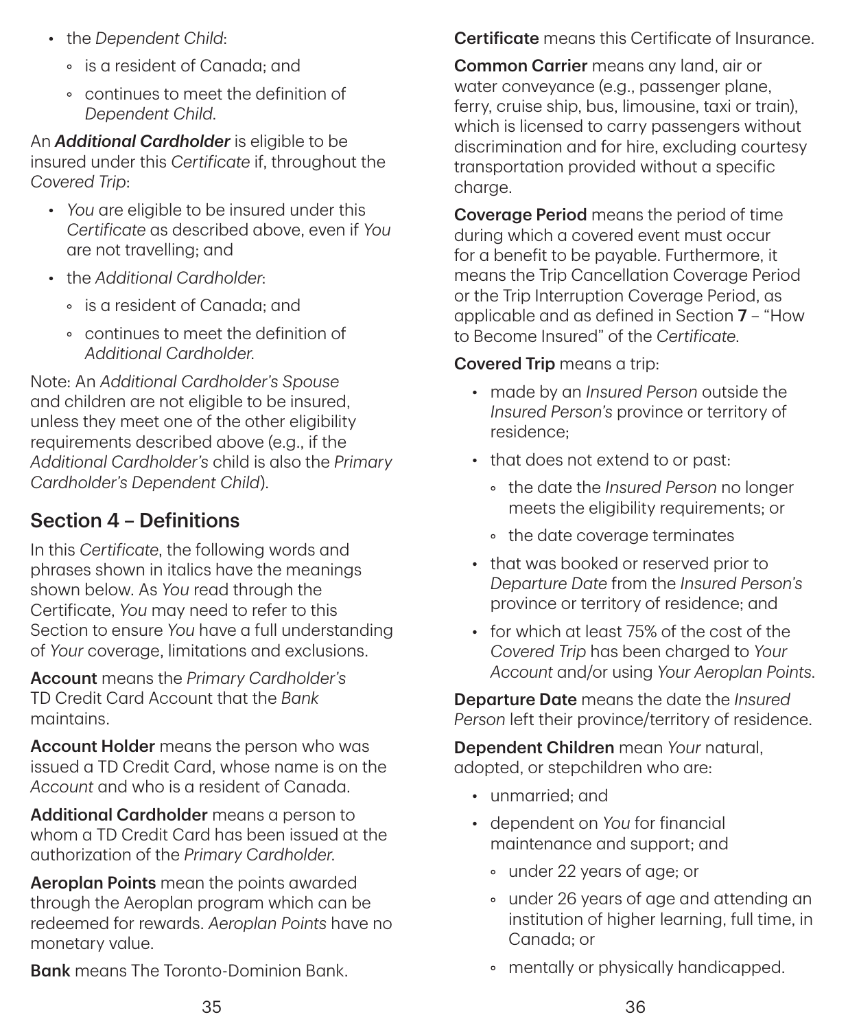- the *Dependent Child*:
  - is a resident of Canada; and
  - continues to meet the definition of *Dependent Child*.

An ***Additional Cardholder*** is eligible to be insured under this *Certificate* if, throughout the *Covered Trip*:

- *You* are eligible to be insured under this *Certificate* as described above, even if *You* are not travelling; and
- the *Additional Cardholder*:
  - is a resident of Canada; and
  - continues to meet the definition of *Additional Cardholder*.

Note: An *Additional Cardholder's Spouse* and children are not eligible to be insured, unless they meet one of the other eligibility requirements described above (e.g., if the *Additional Cardholder's* child is also the *Primary Cardholder's Dependent Child*).

## Section 4 – Definitions

In this *Certificate*, the following words and phrases shown in italics have the meanings shown below. As *You* read through the Certificate, *You* may need to refer to this Section to ensure *You* have a full understanding of *Your* coverage, limitations and exclusions.

**Account** means the *Primary Cardholder's* TD Credit Card Account that the *Bank* maintains.

**Account Holder** means the person who was issued a TD Credit Card, whose name is on the *Account* and who is a resident of Canada.

**Additional Cardholder** means a person to whom a TD Credit Card has been issued at the authorization of the *Primary Cardholder*.

**Aeroplan Points** mean the points awarded through the Aeroplan program which can be redeemed for rewards. *Aeroplan Points* have no monetary value.

**Bank** means The Toronto-Dominion Bank.

**Certificate** means this Certificate of Insurance.

**Common Carrier** means any land, air or water conveyance (e.g., passenger plane, ferry, cruise ship, bus, limousine, taxi or train), which is licensed to carry passengers without discrimination and for hire, excluding courtesy transportation provided without a specific charge.

**Coverage Period** means the period of time during which a covered event must occur for a benefit to be payable. Furthermore, it means the Trip Cancellation Coverage Period or the Trip Interruption Coverage Period, as applicable and as defined in Section **7** – "How to Become Insured" of the *Certificate*.

**Covered Trip** means a trip:

- made by an *Insured Person* outside the *Insured Person's* province or territory of residence;
- that does not extend to or past:
  - the date the *Insured Person* no longer meets the eligibility requirements; or
  - the date coverage terminates
- that was booked or reserved prior to *Departure Date* from the *Insured Person's* province or territory of residence; and
- for which at least 75% of the cost of the *Covered Trip* has been charged to *Your Account* and/or using *Your Aeroplan Points*.

**Departure Date** means the date the *Insured Person* left their province/territory of residence.

**Dependent Children** mean *Your* natural, adopted, or stepchildren who are:

- unmarried; and
- dependent on *You* for financial maintenance and support; and
  - under 22 years of age; or
  - under 26 years of age and attending an institution of higher learning, full time, in Canada; or
  - mentally or physically handicapped.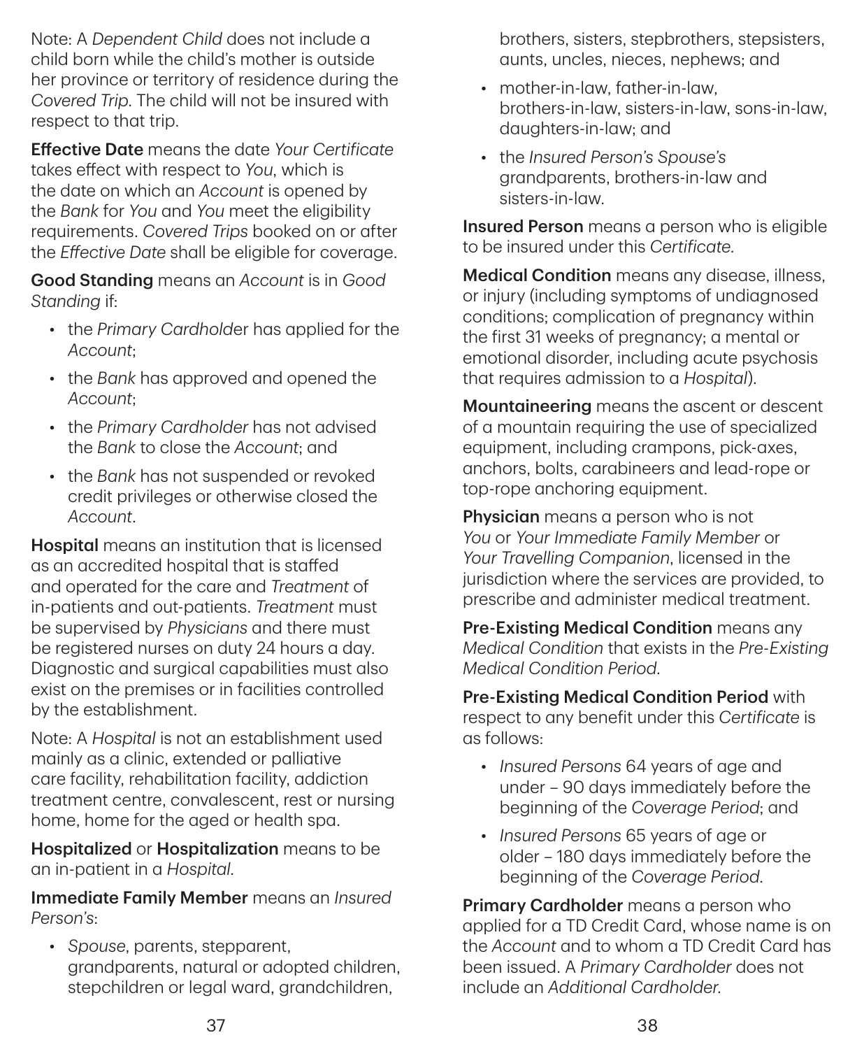Note: A *Dependent Child* does not include a child born while the child's mother is outside her province or territory of residence during the *Covered Trip*. The child will not be insured with respect to that trip.

**Effective Date** means the date *Your Certificate* takes effect with respect to *You*, which is the date on which an *Account* is opened by the *Bank* for *You* and *You* meet the eligibility requirements. *Covered Trips* booked on or after the *Effective Date* shall be eligible for coverage.

**Good Standing** means an *Account* is in *Good Standing* if:

- the *Primary Cardholder* has applied for the *Account*;
- the *Bank* has approved and opened the *Account*;
- the *Primary Cardholder* has not advised the *Bank* to close the *Account*; and
- the *Bank* has not suspended or revoked credit privileges or otherwise closed the *Account*.

**Hospital** means an institution that is licensed as an accredited hospital that is staffed and operated for the care and *Treatment* of in-patients and out-patients. *Treatment* must be supervised by *Physicians* and there must be registered nurses on duty 24 hours a day. Diagnostic and surgical capabilities must also exist on the premises or in facilities controlled by the establishment.

Note: A *Hospital* is not an establishment used mainly as a clinic, extended or palliative care facility, rehabilitation facility, addiction treatment centre, convalescent, rest or nursing home, home for the aged or health spa.

**Hospitalized** or **Hospitalization** means to be an in-patient in a *Hospital*.

**Immediate Family Member** means an *Insured Person's*:

- *Spouse*, parents, stepparent, grandparents, natural or adopted children, stepchildren or legal ward, grandchildren, brothers, sisters, stepbrothers, stepsisters, aunts, uncles, nieces, nephews; and
- mother-in-law, father-in-law, brothers-in-law, sisters-in-law, sons-in-law, daughters-in-law; and
- the *Insured Person's Spouse's* grandparents, brothers-in-law and sisters-in-law.

**Insured Person** means a person who is eligible to be insured under this *Certificate*.

**Medical Condition** means any disease, illness, or injury (including symptoms of undiagnosed conditions; complication of pregnancy within the first 31 weeks of pregnancy; a mental or emotional disorder, including acute psychosis that requires admission to a *Hospital*).

**Mountaineering** means the ascent or descent of a mountain requiring the use of specialized equipment, including crampons, pick-axes, anchors, bolts, carabineers and lead-rope or top-rope anchoring equipment.

**Physician** means a person who is not *You* or *Your Immediate Family Member* or *Your Travelling Companion*, licensed in the jurisdiction where the services are provided, to prescribe and administer medical treatment.

**Pre-Existing Medical Condition** means any *Medical Condition* that exists in the *Pre-Existing Medical Condition Period*.

**Pre-Existing Medical Condition Period** with respect to any benefit under this *Certificate* is as follows:

- *Insured Persons* 64 years of age and under – 90 days immediately before the beginning of the *Coverage Period*; and
- *Insured Persons* 65 years of age or older – 180 days immediately before the beginning of the *Coverage Period*.

**Primary Cardholder** means a person who applied for a TD Credit Card, whose name is on the *Account* and to whom a TD Credit Card has been issued. A *Primary Cardholder* does not include an *Additional Cardholder*.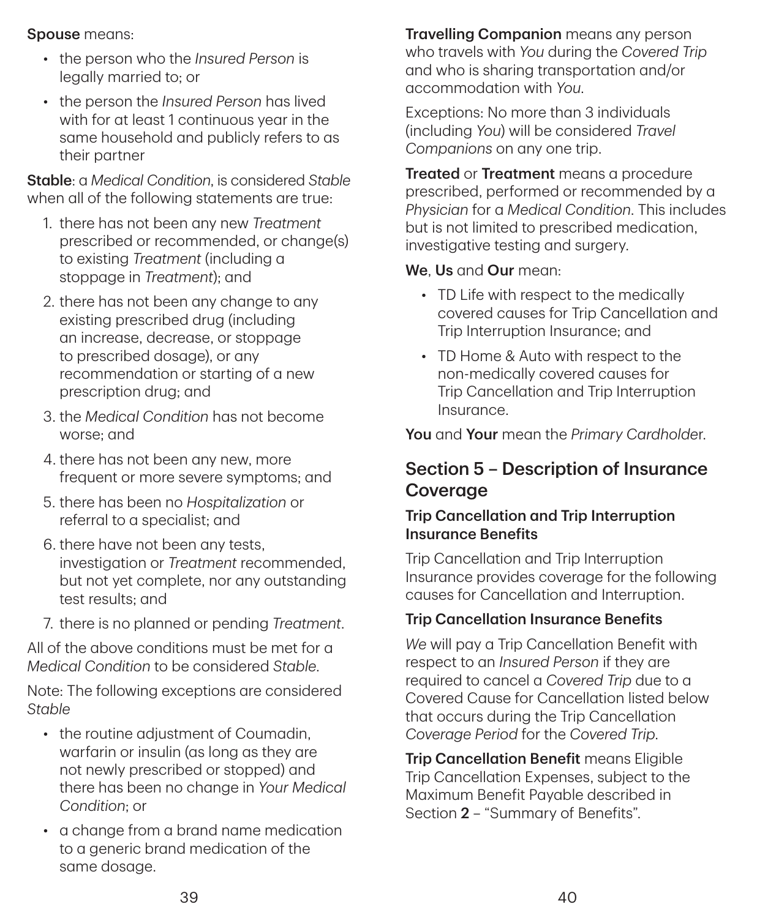**Spouse** means:

- the person who the *Insured Person* is legally married to; or
- the person the *Insured Person* has lived with for at least 1 continuous year in the same household and publicly refers to as their partner

**Stable**: a *Medical Condition*, is considered *Stable* when all of the following statements are true:

1. there has not been any new *Treatment* prescribed or recommended, or change(s) to existing *Treatment* (including a stoppage in *Treatment*); and
2. there has not been any change to any existing prescribed drug (including an increase, decrease, or stoppage to prescribed dosage), or any recommendation or starting of a new prescription drug; and
3. the *Medical Condition* has not become worse; and
4. there has not been any new, more frequent or more severe symptoms; and
5. there has been no *Hospitalization* or referral to a specialist; and
6. there have not been any tests, investigation or *Treatment* recommended, but not yet complete, nor any outstanding test results; and
7. there is no planned or pending *Treatment*.

All of the above conditions must be met for a *Medical Condition* to be considered *Stable*.

Note: The following exceptions are considered *Stable*

- the routine adjustment of Coumadin, warfarin or insulin (as long as they are not newly prescribed or stopped) and there has been no change in *Your Medical Condition*; or
- a change from a brand name medication to a generic brand medication of the same dosage.

**Travelling Companion** means any person who travels with *You* during the *Covered Trip* and who is sharing transportation and/or accommodation with *You*.

Exceptions: No more than 3 individuals (including *You*) will be considered *Travel Companions* on any one trip.

**Treated** or **Treatment** means a procedure prescribed, performed or recommended by a *Physician* for a *Medical Condition*. This includes but is not limited to prescribed medication, investigative testing and surgery.

**We**, **Us** and **Our** mean:

- TD Life with respect to the medically covered causes for Trip Cancellation and Trip Interruption Insurance; and
- TD Home & Auto with respect to the non-medically covered causes for Trip Cancellation and Trip Interruption Insurance.

**You** and **Your** mean the *Primary Cardholder*.

## Section 5 – Description of Insurance Coverage

### Trip Cancellation and Trip Interruption Insurance Benefits

Trip Cancellation and Trip Interruption Insurance provides coverage for the following causes for Cancellation and Interruption.

### Trip Cancellation Insurance Benefits

*We* will pay a Trip Cancellation Benefit with respect to an *Insured Person* if they are required to cancel a *Covered Trip* due to a Covered Cause for Cancellation listed below that occurs during the Trip Cancellation *Coverage Period* for the *Covered Trip*.

**Trip Cancellation Benefit** means Eligible Trip Cancellation Expenses, subject to the Maximum Benefit Payable described in Section **2** – "Summary of Benefits".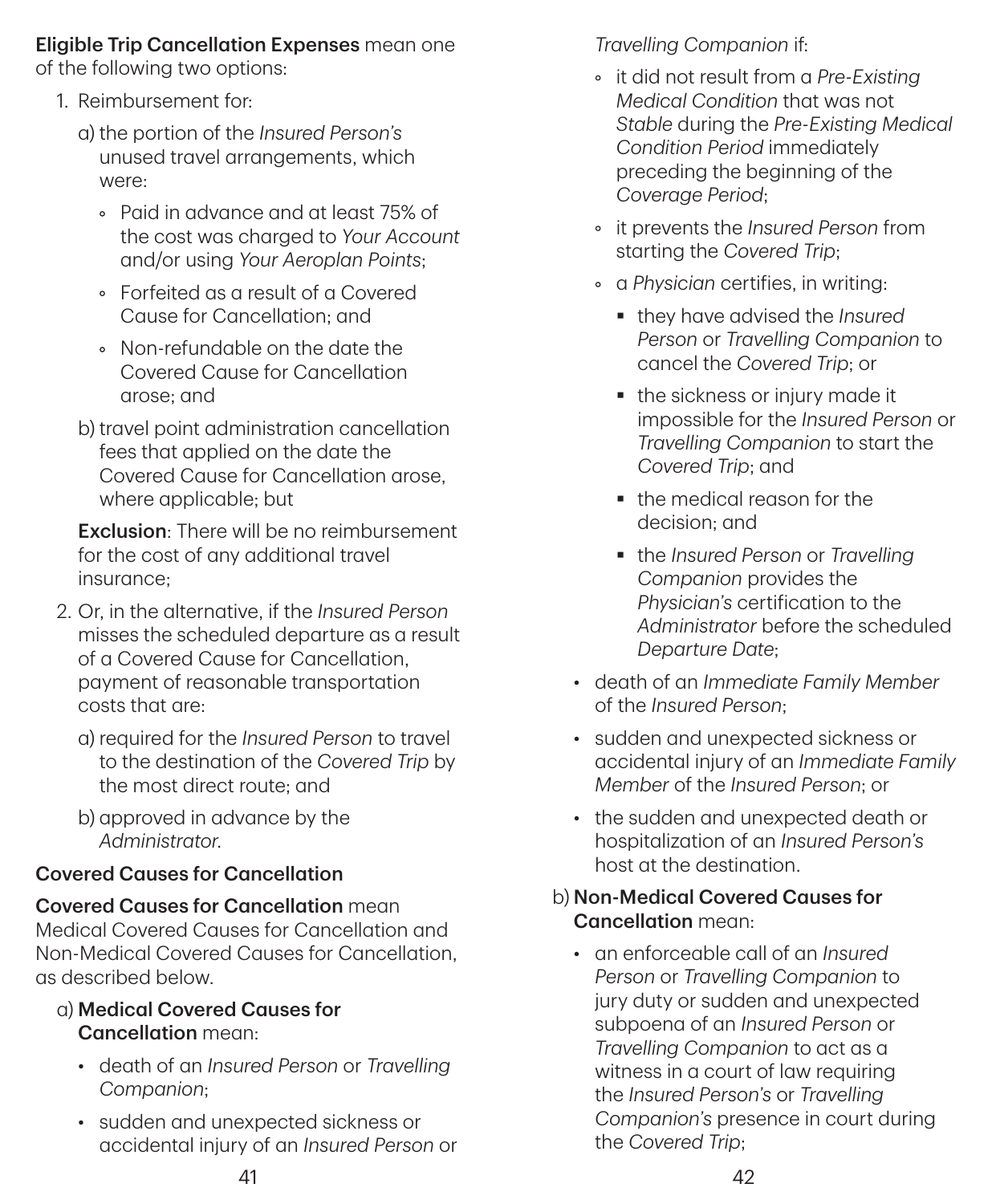**Eligible Trip Cancellation Expenses** mean one of the following two options:

1. Reimbursement for:
   a) the portion of the *Insured Person's* unused travel arrangements, which were:
      - Paid in advance and at least 75% of the cost was charged to *Your Account* and/or using *Your Aeroplan Points*;
      - Forfeited as a result of a Covered Cause for Cancellation; and
      - Non-refundable on the date the Covered Cause for Cancellation arose; and

   b) travel point administration cancellation fees that applied on the date the Covered Cause for Cancellation arose, where applicable; but

   **Exclusion**: There will be no reimbursement for the cost of any additional travel insurance;

2. Or, in the alternative, if the *Insured Person* misses the scheduled departure as a result of a Covered Cause for Cancellation, payment of reasonable transportation costs that are:
   a) required for the *Insured Person* to travel to the destination of the *Covered Trip* by the most direct route; and
   b) approved in advance by the *Administrator*.

**Covered Causes for Cancellation**

**Covered Causes for Cancellation** mean Medical Covered Causes for Cancellation and Non-Medical Covered Causes for Cancellation, as described below.

a) **Medical Covered Causes for Cancellation** mean:
   - death of an *Insured Person* or *Travelling Companion*;
   - sudden and unexpected sickness or accidental injury of an *Insured Person* or *Travelling Companion* if:
     - it did not result from a *Pre-Existing Medical Condition* that was not *Stable* during the *Pre-Existing Medical Condition Period* immediately preceding the beginning of the *Coverage Period*;
     - it prevents the *Insured Person* from starting the *Covered Trip*;
     - a *Physician* certifies, in writing:
       - they have advised the *Insured Person* or *Travelling Companion* to cancel the *Covered Trip*; or
       - the sickness or injury made it impossible for the *Insured Person* or *Travelling Companion* to start the *Covered Trip*; and
       - the medical reason for the decision; and
       - the *Insured Person* or *Travelling Companion* provides the *Physician's* certification to the *Administrator* before the scheduled *Departure Date*;
   - death of an *Immediate Family Member* of the *Insured Person*;
   - sudden and unexpected sickness or accidental injury of an *Immediate Family Member* of the *Insured Person*; or
   - the sudden and unexpected death or hospitalization of an *Insured Person's* host at the destination.

b) **Non-Medical Covered Causes for Cancellation** mean:
   - an enforceable call of an *Insured Person* or *Travelling Companion* to jury duty or sudden and unexpected subpoena of an *Insured Person* or *Travelling Companion* to act as a witness in a court of law requiring the *Insured Person's* or *Travelling Companion's* presence in court during the *Covered Trip*;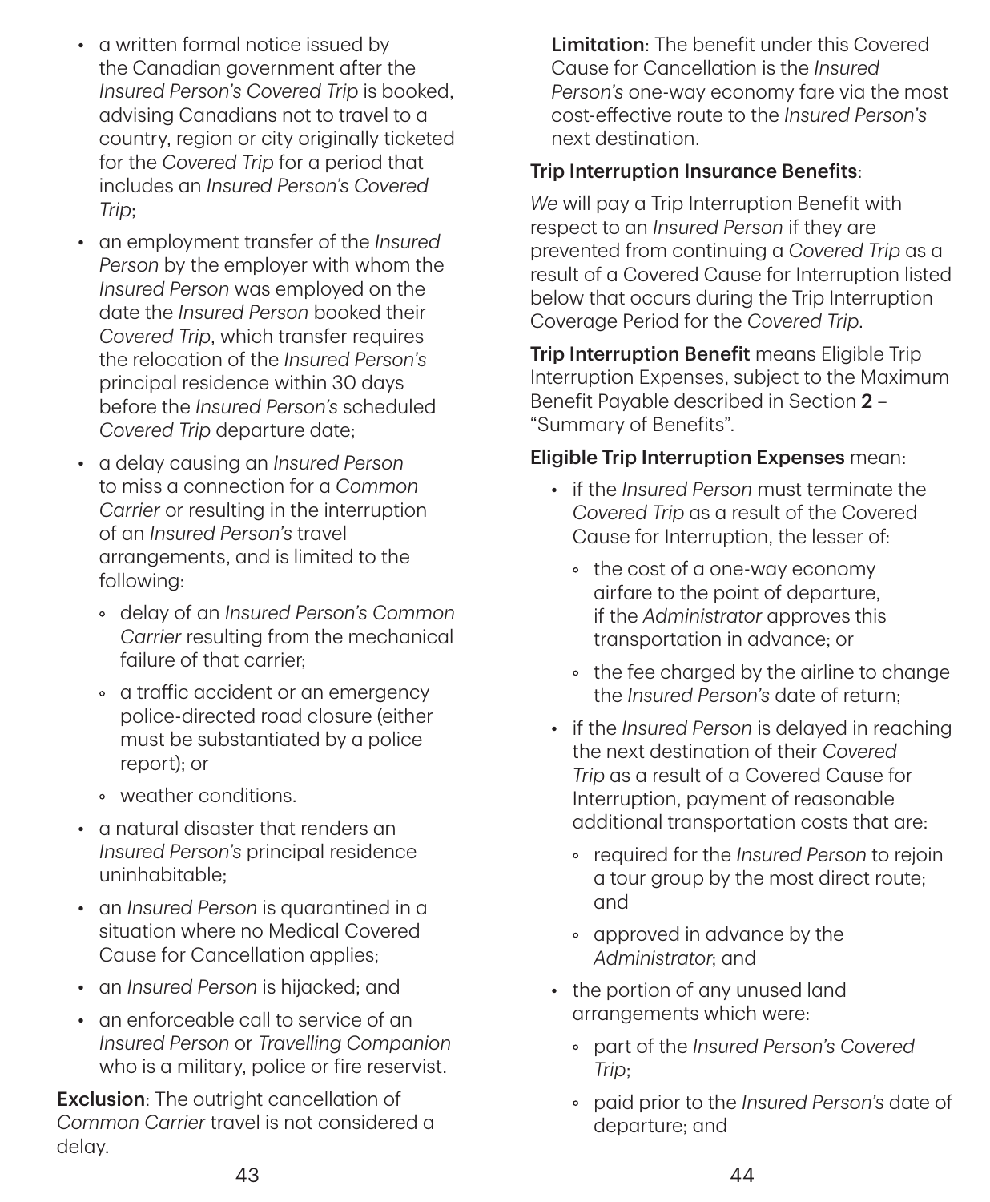- a written formal notice issued by the Canadian government after the *Insured Person's Covered Trip* is booked, advising Canadians not to travel to a country, region or city originally ticketed for the *Covered Trip* for a period that includes an *Insured Person's Covered Trip*;
- an employment transfer of the *Insured Person* by the employer with whom the *Insured Person* was employed on the date the *Insured Person* booked their *Covered Trip*, which transfer requires the relocation of the *Insured Person's* principal residence within 30 days before the *Insured Person's* scheduled *Covered Trip* departure date;
- a delay causing an *Insured Person* to miss a connection for a *Common Carrier* or resulting in the interruption of an *Insured Person's* travel arrangements, and is limited to the following:
  - delay of an *Insured Person's Common Carrier* resulting from the mechanical failure of that carrier;
  - a traffic accident or an emergency police-directed road closure (either must be substantiated by a police report); or
  - weather conditions.
- a natural disaster that renders an *Insured Person's* principal residence uninhabitable;
- an *Insured Person* is quarantined in a situation where no Medical Covered Cause for Cancellation applies;
- an *Insured Person* is hijacked; and
- an enforceable call to service of an *Insured Person* or *Travelling Companion* who is a military, police or fire reservist.

**Exclusion**: The outright cancellation of *Common Carrier* travel is not considered a delay.

**Limitation**: The benefit under this Covered Cause for Cancellation is the *Insured Person's* one-way economy fare via the most cost-effective route to the *Insured Person's* next destination.

**Trip Interruption Insurance Benefits**:

*We* will pay a Trip Interruption Benefit with respect to an *Insured Person* if they are prevented from continuing a *Covered Trip* as a result of a Covered Cause for Interruption listed below that occurs during the Trip Interruption Coverage Period for the *Covered Trip*.

**Trip Interruption Benefit** means Eligible Trip Interruption Expenses, subject to the Maximum Benefit Payable described in Section **2** – "Summary of Benefits".

**Eligible Trip Interruption Expenses** mean:

- if the *Insured Person* must terminate the *Covered Trip* as a result of the Covered Cause for Interruption, the lesser of:
  - the cost of a one-way economy airfare to the point of departure, if the *Administrator* approves this transportation in advance; or
  - the fee charged by the airline to change the *Insured Person's* date of return;
- if the *Insured Person* is delayed in reaching the next destination of their *Covered Trip* as a result of a Covered Cause for Interruption, payment of reasonable additional transportation costs that are:
  - required for the *Insured Person* to rejoin a tour group by the most direct route; and
  - approved in advance by the *Administrator*; and
- the portion of any unused land arrangements which were:
  - part of the *Insured Person's Covered Trip*;
  - paid prior to the *Insured Person's* date of departure; and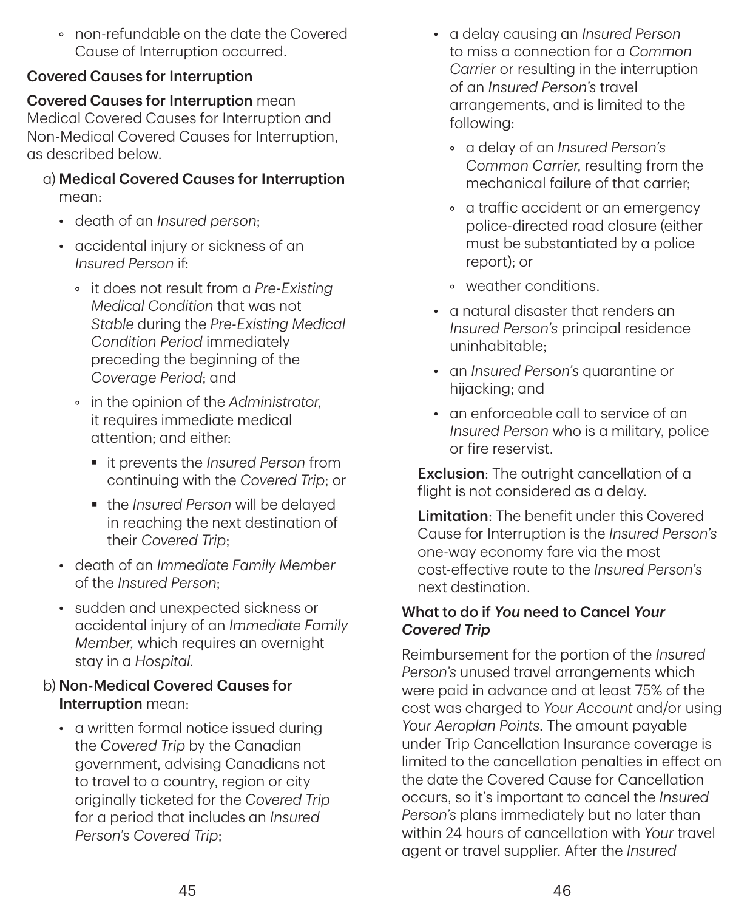- non-refundable on the date the Covered Cause of Interruption occurred.

**Covered Causes for Interruption**

**Covered Causes for Interruption** mean Medical Covered Causes for Interruption and Non-Medical Covered Causes for Interruption, as described below.

a) **Medical Covered Causes for Interruption** mean:

- death of an *Insured person*;
- accidental injury or sickness of an *Insured Person* if:
  - it does not result from a *Pre-Existing Medical Condition* that was not *Stable* during the *Pre-Existing Medical Condition Period* immediately preceding the beginning of the *Coverage Period*; and
  - in the opinion of the *Administrator*, it requires immediate medical attention; and either:
    - it prevents the *Insured Person* from continuing with the *Covered Trip*; or
    - the *Insured Person* will be delayed in reaching the next destination of their *Covered Trip*;
- death of an *Immediate Family Member* of the *Insured Person*;
- sudden and unexpected sickness or accidental injury of an *Immediate Family Member,* which requires an overnight stay in a *Hospital*.

b) **Non-Medical Covered Causes for Interruption** mean:

- a written formal notice issued during the *Covered Trip* by the Canadian government, advising Canadians not to travel to a country, region or city originally ticketed for the *Covered Trip* for a period that includes an *Insured Person's Covered Trip*;
- a delay causing an *Insured Person* to miss a connection for a *Common Carrier* or resulting in the interruption of an *Insured Person's* travel arrangements, and is limited to the following:
  - a delay of an *Insured Person's Common Carrier*, resulting from the mechanical failure of that carrier;
  - a traffic accident or an emergency police-directed road closure (either must be substantiated by a police report); or
  - weather conditions.
- a natural disaster that renders an *Insured Person's* principal residence uninhabitable;
- an *Insured Person's* quarantine or hijacking; and
- an enforceable call to service of an *Insured Person* who is a military, police or fire reservist.

**Exclusion**: The outright cancellation of a flight is not considered as a delay.

**Limitation**: The benefit under this Covered Cause for Interruption is the *Insured Person's* one-way economy fare via the most cost-effective route to the *Insured Person's* next destination.

**What to do if *You* need to Cancel *Your Covered Trip***

Reimbursement for the portion of the *Insured Person's* unused travel arrangements which were paid in advance and at least 75% of the cost was charged to *Your Account* and/or using *Your Aeroplan Points*. The amount payable under Trip Cancellation Insurance coverage is limited to the cancellation penalties in effect on the date the Covered Cause for Cancellation occurs, so it's important to cancel the *Insured Person's* plans immediately but no later than within 24 hours of cancellation with *Your* travel agent or travel supplier. After the *Insured*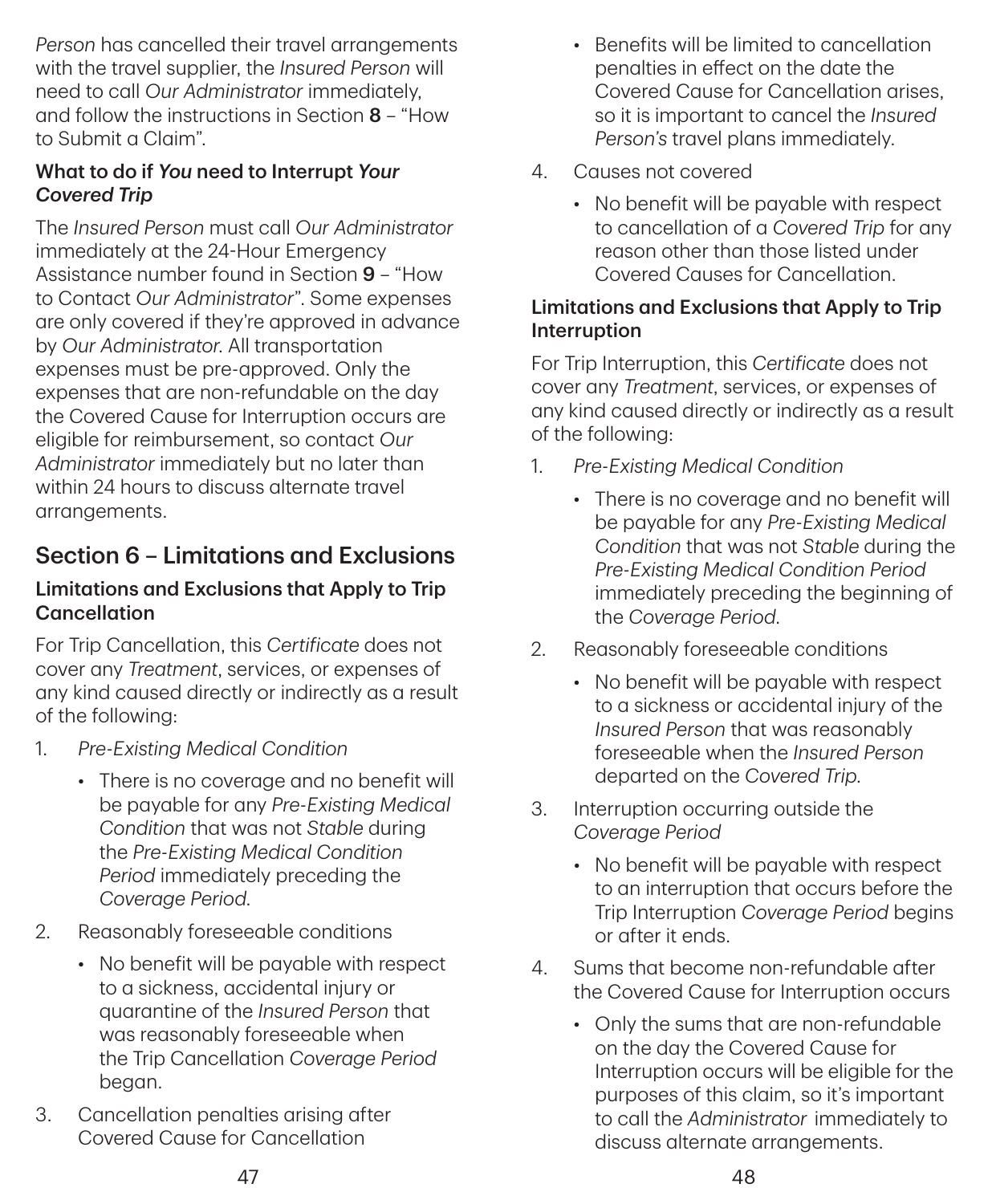*Person* has cancelled their travel arrangements with the travel supplier, the *Insured Person* will need to call *Our Administrator* immediately, and follow the instructions in Section **8** – "How to Submit a Claim".

**What to do if *You* need to Interrupt *Your Covered Trip***

The *Insured Person* must call *Our Administrator* immediately at the 24-Hour Emergency Assistance number found in Section **9** – "How to Contact *Our Administrator*". Some expenses are only covered if they're approved in advance by *Our Administrator*. All transportation expenses must be pre-approved. Only the expenses that are non-refundable on the day the Covered Cause for Interruption occurs are eligible for reimbursement, so contact *Our Administrator* immediately but no later than within 24 hours to discuss alternate travel arrangements.

## Section 6 – Limitations and Exclusions

### Limitations and Exclusions that Apply to Trip Cancellation

For Trip Cancellation, this *Certificate* does not cover any *Treatment*, services, or expenses of any kind caused directly or indirectly as a result of the following:

1. *Pre-Existing Medical Condition*
   - There is no coverage and no benefit will be payable for any *Pre-Existing Medical Condition* that was not *Stable* during the *Pre-Existing Medical Condition Period* immediately preceding the *Coverage Period*.
2. Reasonably foreseeable conditions
   - No benefit will be payable with respect to a sickness, accidental injury or quarantine of the *Insured Person* that was reasonably foreseeable when the Trip Cancellation *Coverage Period* began.
3. Cancellation penalties arising after Covered Cause for Cancellation
   - Benefits will be limited to cancellation penalties in effect on the date the Covered Cause for Cancellation arises, so it is important to cancel the *Insured Person's* travel plans immediately.
4. Causes not covered
   - No benefit will be payable with respect to cancellation of a *Covered Trip* for any reason other than those listed under Covered Causes for Cancellation.

### Limitations and Exclusions that Apply to Trip Interruption

For Trip Interruption, this *Certificate* does not cover any *Treatment*, services, or expenses of any kind caused directly or indirectly as a result of the following:

1. *Pre-Existing Medical Condition*
   - There is no coverage and no benefit will be payable for any *Pre-Existing Medical Condition* that was not *Stable* during the *Pre-Existing Medical Condition Period* immediately preceding the beginning of the *Coverage Period*.
2. Reasonably foreseeable conditions
   - No benefit will be payable with respect to a sickness or accidental injury of the *Insured Person* that was reasonably foreseeable when the *Insured Person* departed on the *Covered Trip*.
3. Interruption occurring outside the *Coverage Period*
   - No benefit will be payable with respect to an interruption that occurs before the Trip Interruption *Coverage Period* begins or after it ends.
4. Sums that become non-refundable after the Covered Cause for Interruption occurs
   - Only the sums that are non-refundable on the day the Covered Cause for Interruption occurs will be eligible for the purposes of this claim, so it's important to call the *Administrator* immediately to discuss alternate arrangements.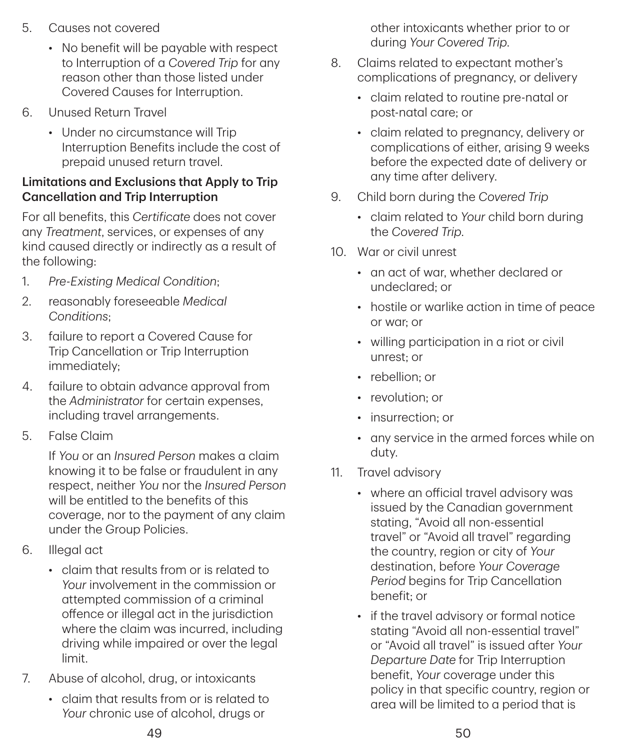5. Causes not covered
   - No benefit will be payable with respect to Interruption of a *Covered Trip* for any reason other than those listed under Covered Causes for Interruption.
6. Unused Return Travel
   - Under no circumstance will Trip Interruption Benefits include the cost of prepaid unused return travel.

**Limitations and Exclusions that Apply to Trip Cancellation and Trip Interruption**

For all benefits, this *Certificate* does not cover any *Treatment*, services, or expenses of any kind caused directly or indirectly as a result of the following:

1. *Pre-Existing Medical Condition*;
2. reasonably foreseeable *Medical Conditions*;
3. failure to report a Covered Cause for Trip Cancellation or Trip Interruption immediately;
4. failure to obtain advance approval from the *Administrator* for certain expenses, including travel arrangements.
5. False Claim

   If *You* or an *Insured Person* makes a claim knowing it to be false or fraudulent in any respect, neither *You* nor the *Insured Person* will be entitled to the benefits of this coverage, nor to the payment of any claim under the Group Policies.
6. Illegal act
   - claim that results from or is related to *Your* involvement in the commission or attempted commission of a criminal offence or illegal act in the jurisdiction where the claim was incurred, including driving while impaired or over the legal limit.
7. Abuse of alcohol, drug, or intoxicants
   - claim that results from or is related to *Your* chronic use of alcohol, drugs or other intoxicants whether prior to or during *Your Covered Trip*.
8. Claims related to expectant mother's complications of pregnancy, or delivery
   - claim related to routine pre-natal or post-natal care; or
   - claim related to pregnancy, delivery or complications of either, arising 9 weeks before the expected date of delivery or any time after delivery.
9. Child born during the *Covered Trip*
   - claim related to *Your* child born during the *Covered Trip*.
10. War or civil unrest
    - an act of war, whether declared or undeclared; or
    - hostile or warlike action in time of peace or war; or
    - willing participation in a riot or civil unrest; or
    - rebellion; or
    - revolution; or
    - insurrection; or
    - any service in the armed forces while on duty.
11. Travel advisory
    - where an official travel advisory was issued by the Canadian government stating, "Avoid all non-essential travel" or "Avoid all travel" regarding the country, region or city of *Your* destination, before *Your Coverage Period* begins for Trip Cancellation benefit; or
    - if the travel advisory or formal notice stating "Avoid all non-essential travel" or "Avoid all travel" is issued after *Your Departure Date* for Trip Interruption benefit, *Your* coverage under this policy in that specific country, region or area will be limited to a period that is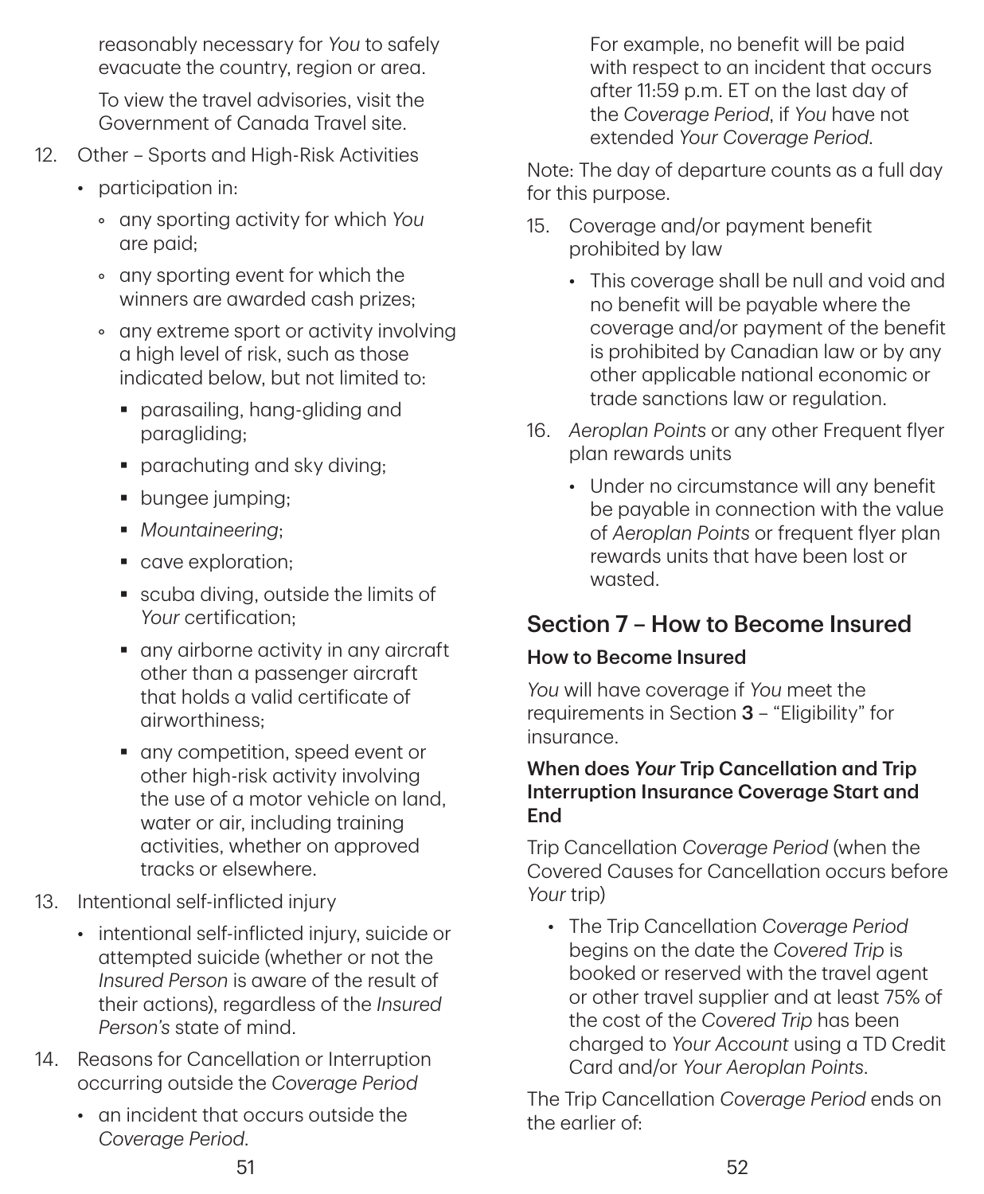reasonably necessary for *You* to safely evacuate the country, region or area.

To view the travel advisories, visit the Government of Canada Travel site.

12. Other – Sports and High-Risk Activities
    - participation in:
      - any sporting activity for which *You* are paid;
      - any sporting event for which the winners are awarded cash prizes;
      - any extreme sport or activity involving a high level of risk, such as those indicated below, but not limited to:
        - parasailing, hang-gliding and paragliding;
        - parachuting and sky diving;
        - bungee jumping;
        - *Mountaineering*;
        - cave exploration;
        - scuba diving, outside the limits of *Your* certification;
        - any airborne activity in any aircraft other than a passenger aircraft that holds a valid certificate of airworthiness;
        - any competition, speed event or other high-risk activity involving the use of a motor vehicle on land, water or air, including training activities, whether on approved tracks or elsewhere.
13. Intentional self-inflicted injury
    - intentional self-inflicted injury, suicide or attempted suicide (whether or not the *Insured Person* is aware of the result of their actions), regardless of the *Insured Person's* state of mind.
14. Reasons for Cancellation or Interruption occurring outside the *Coverage Period*
    - an incident that occurs outside the *Coverage Period*.

      For example, no benefit will be paid with respect to an incident that occurs after 11:59 p.m. ET on the last day of the *Coverage Period*, if *You* have not extended *Your Coverage Period.*

Note: The day of departure counts as a full day for this purpose.

15. Coverage and/or payment benefit prohibited by law
    - This coverage shall be null and void and no benefit will be payable where the coverage and/or payment of the benefit is prohibited by Canadian law or by any other applicable national economic or trade sanctions law or regulation.
16. *Aeroplan Points* or any other Frequent flyer plan rewards units
    - Under no circumstance will any benefit be payable in connection with the value of *Aeroplan Points* or frequent flyer plan rewards units that have been lost or wasted.

## Section 7 – How to Become Insured

### How to Become Insured

*You* will have coverage if *You* meet the requirements in Section **3** – "Eligibility" for insurance.

### When does *Your* Trip Cancellation and Trip Interruption Insurance Coverage Start and End

Trip Cancellation *Coverage Period* (when the Covered Causes for Cancellation occurs before *Your* trip)

- The Trip Cancellation *Coverage Period* begins on the date the *Covered Trip* is booked or reserved with the travel agent or other travel supplier and at least 75% of the cost of the *Covered Trip* has been charged to *Your Account* using a TD Credit Card and/or *Your Aeroplan Points*.

The Trip Cancellation *Coverage Period* ends on the earlier of: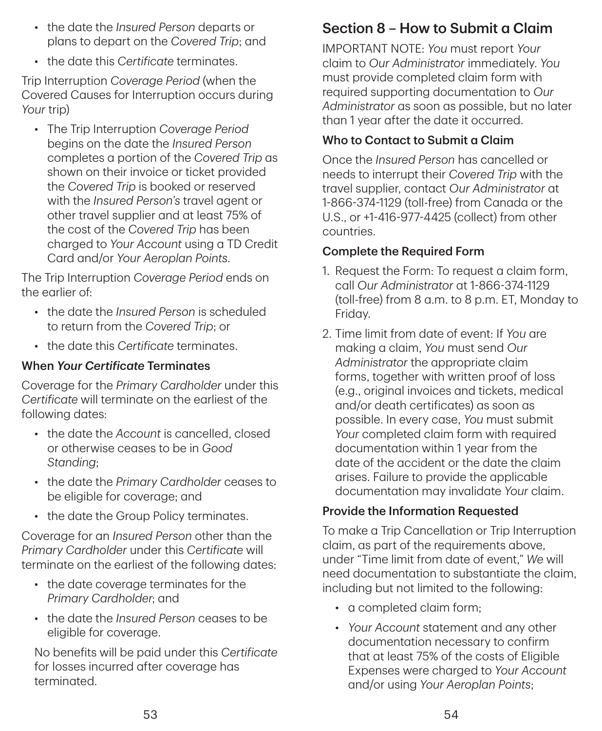- the date the *Insured Person* departs or plans to depart on the *Covered Trip*; and
- the date this *Certificate* terminates.

Trip Interruption *Coverage Period* (when the Covered Causes for Interruption occurs during *Your* trip)

- The Trip Interruption *Coverage Period* begins on the date the *Insured Person* completes a portion of the *Covered Trip* as shown on their invoice or ticket provided the *Covered Trip* is booked or reserved with the *Insured Person's* travel agent or other travel supplier and at least 75% of the cost of the *Covered Trip* has been charged to *Your Account* using a TD Credit Card and/or *Your Aeroplan Points*.

The Trip Interruption *Coverage Period* ends on the earlier of:

- the date the *Insured Person* is scheduled to return from the *Covered Trip*; or
- the date this *Certificate* terminates.

### When *Your Certificate* Terminates

Coverage for the *Primary Cardholder* under this *Certificate* will terminate on the earliest of the following dates:

- the date the *Account* is cancelled, closed or otherwise ceases to be in *Good Standing*;
- the date the *Primary Cardholder* ceases to be eligible for coverage; and
- the date the Group Policy terminates.

Coverage for an *Insured Person* other than the *Primary Cardholder* under this *Certificate* will terminate on the earliest of the following dates:

- the date coverage terminates for the *Primary Cardholder*; and
- the date the *Insured Person* ceases to be eligible for coverage.

No benefits will be paid under this *Certificate* for losses incurred after coverage has terminated.

## Section 8 – How to Submit a Claim

IMPORTANT NOTE: *You* must report *Your* claim to *Our Administrator* immediately. *You* must provide completed claim form with required supporting documentation to *Our Administrator* as soon as possible, but no later than 1 year after the date it occurred.

### Who to Contact to Submit a Claim

Once the *Insured Person* has cancelled or needs to interrupt their *Covered Trip* with the travel supplier, contact *Our Administrator* at 1-866-374-1129 (toll-free) from Canada or the U.S., or +1-416-977-4425 (collect) from other countries.

### Complete the Required Form

1. Request the Form: To request a claim form, call *Our Administrator* at 1-866-374-1129 (toll-free) from 8 a.m. to 8 p.m. ET, Monday to Friday.
2. Time limit from date of event: If *You* are making a claim, *You* must send *Our Administrator* the appropriate claim forms, together with written proof of loss (e.g., original invoices and tickets, medical and/or death certificates) as soon as possible. In every case, *You* must submit *Your* completed claim form with required documentation within 1 year from the date of the accident or the date the claim arises. Failure to provide the applicable documentation may invalidate *Your* claim.

### Provide the Information Requested

To make a Trip Cancellation or Trip Interruption claim, as part of the requirements above, under "Time limit from date of event," *We* will need documentation to substantiate the claim, including but not limited to the following:

- a completed claim form;
- *Your Account* statement and any other documentation necessary to confirm that at least 75% of the costs of Eligible Expenses were charged to *Your Account* and/or using *Your Aeroplan Points*;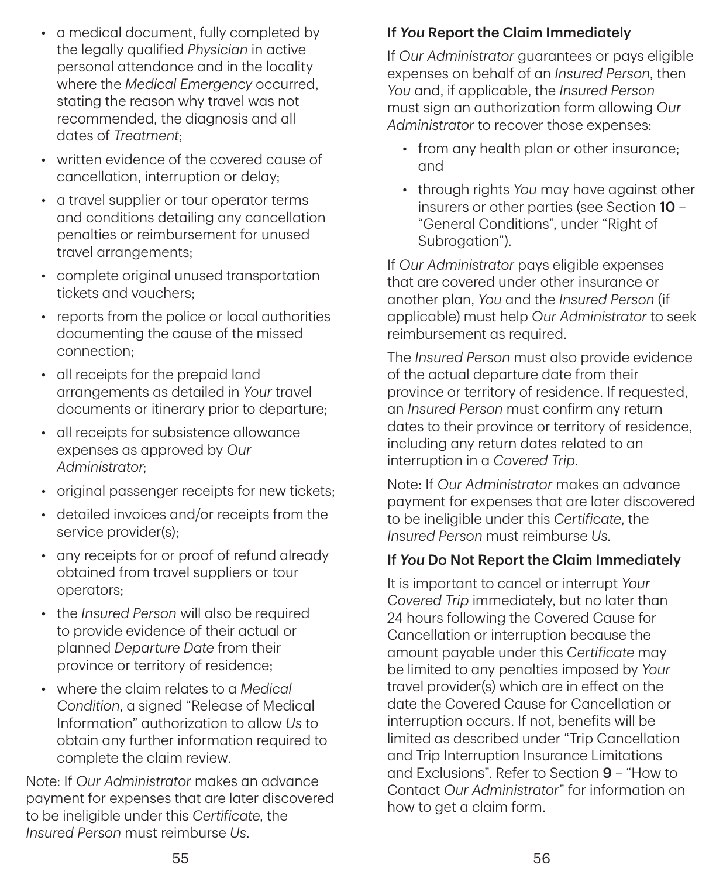- a medical document, fully completed by the legally qualified *Physician* in active personal attendance and in the locality where the *Medical Emergency* occurred, stating the reason why travel was not recommended, the diagnosis and all dates of *Treatment*;
- written evidence of the covered cause of cancellation, interruption or delay;
- a travel supplier or tour operator terms and conditions detailing any cancellation penalties or reimbursement for unused travel arrangements;
- complete original unused transportation tickets and vouchers;
- reports from the police or local authorities documenting the cause of the missed connection;
- all receipts for the prepaid land arrangements as detailed in *Your* travel documents or itinerary prior to departure;
- all receipts for subsistence allowance expenses as approved by *Our Administrator*;
- original passenger receipts for new tickets;
- detailed invoices and/or receipts from the service provider(s);
- any receipts for or proof of refund already obtained from travel suppliers or tour operators;
- the *Insured Person* will also be required to provide evidence of their actual or planned *Departure Date* from their province or territory of residence;
- where the claim relates to a *Medical Condition*, a signed "Release of Medical Information" authorization to allow *Us* to obtain any further information required to complete the claim review.

Note: If *Our Administrator* makes an advance payment for expenses that are later discovered to be ineligible under this *Certificate*, the *Insured Person* must reimburse *Us*.

### If *You* Report the Claim Immediately

If *Our Administrator* guarantees or pays eligible expenses on behalf of an *Insured Person*, then *You* and, if applicable, the *Insured Person* must sign an authorization form allowing *Our Administrator* to recover those expenses:

- from any health plan or other insurance; and
- through rights *You* may have against other insurers or other parties (see Section **10** – "General Conditions", under "Right of Subrogation").

If *Our Administrator* pays eligible expenses that are covered under other insurance or another plan, *You* and the *Insured Person* (if applicable) must help *Our Administrator* to seek reimbursement as required.

The *Insured Person* must also provide evidence of the actual departure date from their province or territory of residence. If requested, an *Insured Person* must confirm any return dates to their province or territory of residence, including any return dates related to an interruption in a *Covered Trip*.

Note: If *Our Administrator* makes an advance payment for expenses that are later discovered to be ineligible under this *Certificate*, the *Insured Person* must reimburse *Us*.

### If *You* Do Not Report the Claim Immediately

It is important to cancel or interrupt *Your Covered Trip* immediately, but no later than 24 hours following the Covered Cause for Cancellation or interruption because the amount payable under this *Certificate* may be limited to any penalties imposed by *Your* travel provider(s) which are in effect on the date the Covered Cause for Cancellation or interruption occurs. If not, benefits will be limited as described under "Trip Cancellation and Trip Interruption Insurance Limitations and Exclusions". Refer to Section **9** – "How to Contact *Our Administrator*" for information on how to get a claim form.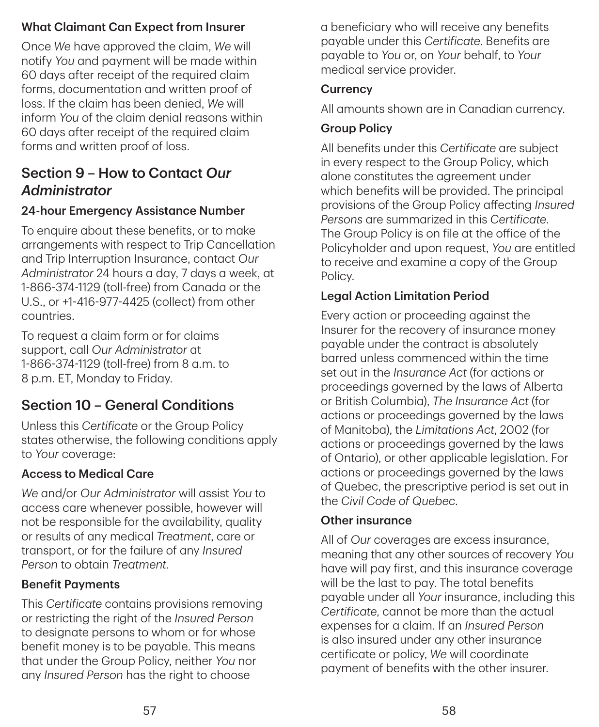### What Claimant Can Expect from Insurer

Once *We* have approved the claim, *We* will notify *You* and payment will be made within 60 days after receipt of the required claim forms, documentation and written proof of loss. If the claim has been denied, *We* will inform *You* of the claim denial reasons within 60 days after receipt of the required claim forms and written proof of loss.

## Section 9 – How to Contact *Our Administrator*

### 24-hour Emergency Assistance Number

To enquire about these benefits, or to make arrangements with respect to Trip Cancellation and Trip Interruption Insurance, contact *Our Administrator* 24 hours a day, 7 days a week, at 1-866-374-1129 (toll-free) from Canada or the U.S., or +1-416-977-4425 (collect) from other countries.

To request a claim form or for claims support, call *Our Administrator* at 1-866-374-1129 (toll-free) from 8 a.m. to 8 p.m. ET, Monday to Friday.

## Section 10 – General Conditions

Unless this *Certificate* or the Group Policy states otherwise, the following conditions apply to *Your* coverage:

### Access to Medical Care

*We* and/or *Our Administrator* will assist *You* to access care whenever possible, however will not be responsible for the availability, quality or results of any medical *Treatment*, care or transport, or for the failure of any *Insured Person* to obtain *Treatment*.

### Benefit Payments

This *Certificate* contains provisions removing or restricting the right of the *Insured Person* to designate persons to whom or for whose benefit money is to be payable. This means that under the Group Policy, neither *You* nor any *Insured Person* has the right to choose a beneficiary who will receive any benefits payable under this *Certificate*. Benefits are payable to *You* or, on *Your* behalf, to *Your* medical service provider.

### Currency

All amounts shown are in Canadian currency.

### Group Policy

All benefits under this *Certificate* are subject in every respect to the Group Policy, which alone constitutes the agreement under which benefits will be provided. The principal provisions of the Group Policy affecting *Insured Persons* are summarized in this *Certificate*. The Group Policy is on file at the office of the Policyholder and upon request, *You* are entitled to receive and examine a copy of the Group Policy.

### Legal Action Limitation Period

Every action or proceeding against the Insurer for the recovery of insurance money payable under the contract is absolutely barred unless commenced within the time set out in the *Insurance Act* (for actions or proceedings governed by the laws of Alberta or British Columbia), *The Insurance Act* (for actions or proceedings governed by the laws of Manitoba), the *Limitations Act*, 2002 (for actions or proceedings governed by the laws of Ontario), or other applicable legislation. For actions or proceedings governed by the laws of Quebec, the prescriptive period is set out in the *Civil Code of Quebec*.

### Other insurance

All of *Our* coverages are excess insurance, meaning that any other sources of recovery *You* have will pay first, and this insurance coverage will be the last to pay. The total benefits payable under all *Your* insurance, including this *Certificate*, cannot be more than the actual expenses for a claim. If an *Insured Person* is also insured under any other insurance certificate or policy, *We* will coordinate payment of benefits with the other insurer.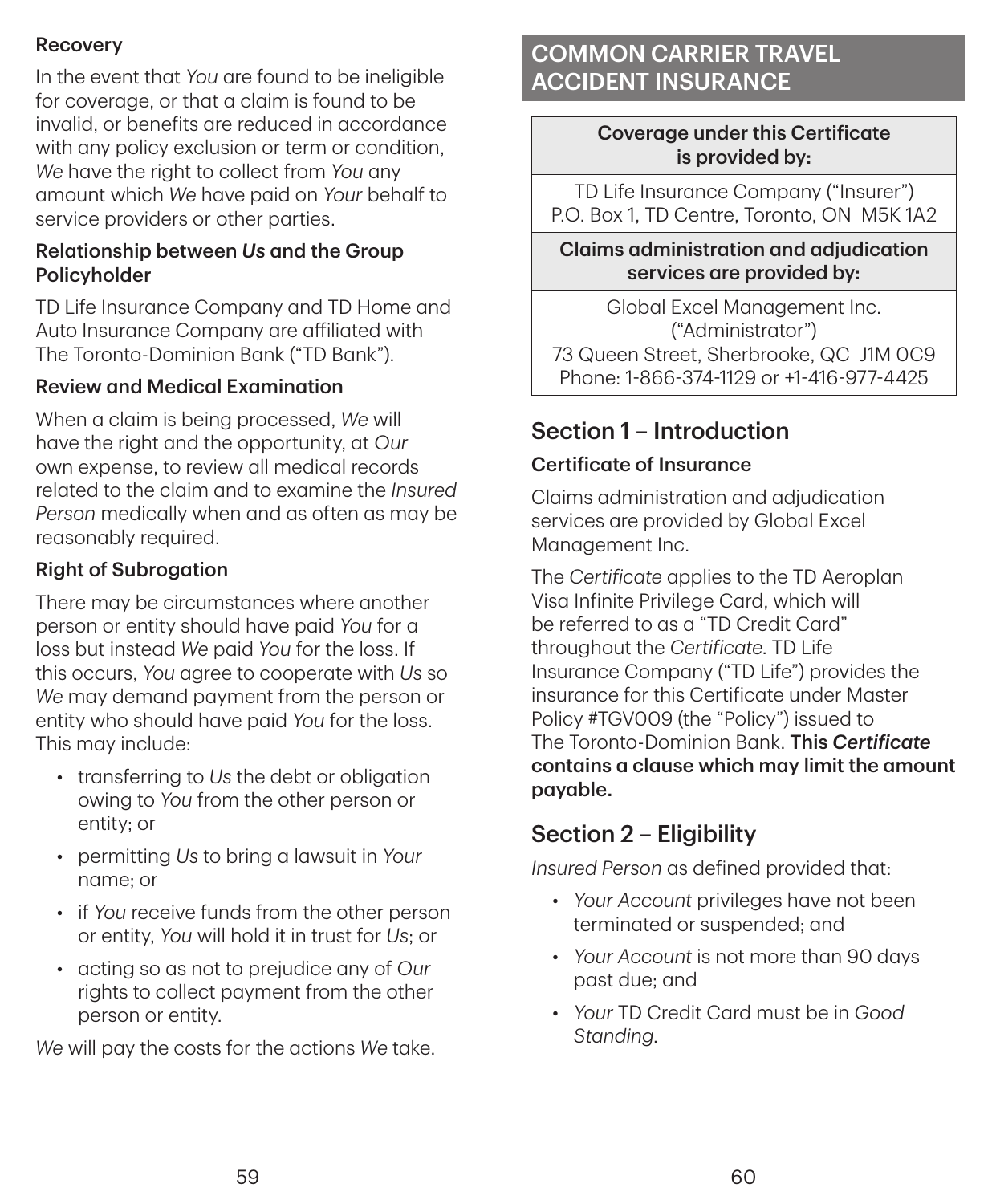### Recovery

In the event that *You* are found to be ineligible for coverage, or that a claim is found to be invalid, or benefits are reduced in accordance with any policy exclusion or term or condition, *We* have the right to collect from *You* any amount which *We* have paid on *Your* behalf to service providers or other parties.

### Relationship between *Us* and the Group Policyholder

TD Life Insurance Company and TD Home and Auto Insurance Company are affiliated with The Toronto-Dominion Bank ("TD Bank").

### Review and Medical Examination

When a claim is being processed, *We* will have the right and the opportunity, at *Our* own expense, to review all medical records related to the claim and to examine the *Insured Person* medically when and as often as may be reasonably required.

### Right of Subrogation

There may be circumstances where another person or entity should have paid *You* for a loss but instead *We* paid *You* for the loss. If this occurs, *You* agree to cooperate with *Us* so *We* may demand payment from the person or entity who should have paid *You* for the loss. This may include:

- transferring to *Us* the debt or obligation owing to *You* from the other person or entity; or
- permitting *Us* to bring a lawsuit in *Your* name; or
- if *You* receive funds from the other person or entity, *You* will hold it in trust for *Us*; or
- acting so as not to prejudice any of *Our* rights to collect payment from the other person or entity.

*We* will pay the costs for the actions *We* take.

# COMMON CARRIER TRAVEL ACCIDENT INSURANCE

| Coverage under this Certificate is provided by: |
|---|
| TD Life Insurance Company ("Insurer")<br>P.O. Box 1, TD Centre, Toronto, ON M5K 1A2 |
| **Claims administration and adjudication services are provided by:** |
| Global Excel Management Inc.<br>("Administrator")<br>73 Queen Street, Sherbrooke, QC J1M 0C9<br>Phone: 1-866-374-1129 or +1-416-977-4425 |

## Section 1 – Introduction

### Certificate of Insurance

Claims administration and adjudication services are provided by Global Excel Management Inc.

The *Certificate* applies to the TD Aeroplan Visa Infinite Privilege Card, which will be referred to as a "TD Credit Card" throughout the *Certificate*. TD Life Insurance Company ("TD Life") provides the insurance for this Certificate under Master Policy #TGV009 (the "Policy") issued to The Toronto-Dominion Bank. **This *Certificate* contains a clause which may limit the amount payable.**

## Section 2 – Eligibility

*Insured Person* as defined provided that:

- *Your Account* privileges have not been terminated or suspended; and
- *Your Account* is not more than 90 days past due; and
- *Your* TD Credit Card must be in *Good Standing*.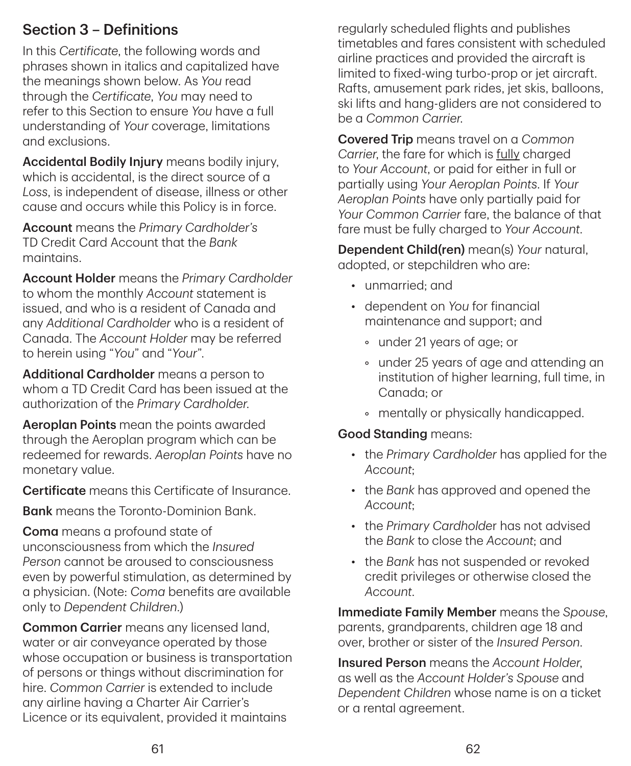## Section 3 – Definitions

In this *Certificate*, the following words and phrases shown in italics and capitalized have the meanings shown below. As *You* read through the *Certificate*, *You* may need to refer to this Section to ensure *You* have a full understanding of *Your* coverage, limitations and exclusions.

**Accidental Bodily Injury** means bodily injury, which is accidental, is the direct source of a *Loss*, is independent of disease, illness or other cause and occurs while this Policy is in force.

**Account** means the *Primary Cardholder's* TD Credit Card Account that the *Bank* maintains.

**Account Holder** means the *Primary Cardholder* to whom the monthly *Account* statement is issued, and who is a resident of Canada and any *Additional Cardholder* who is a resident of Canada. The *Account Holder* may be referred to herein using "*You*" and "*Your*".

**Additional Cardholder** means a person to whom a TD Credit Card has been issued at the authorization of the *Primary Cardholder*.

**Aeroplan Points** mean the points awarded through the Aeroplan program which can be redeemed for rewards. *Aeroplan Points* have no monetary value.

**Certificate** means this Certificate of Insurance.

**Bank** means the Toronto-Dominion Bank.

**Coma** means a profound state of unconsciousness from which the *Insured Person* cannot be aroused to consciousness even by powerful stimulation, as determined by a physician. (Note: *Coma* benefits are available only to *Dependent Children*.)

**Common Carrier** means any licensed land, water or air conveyance operated by those whose occupation or business is transportation of persons or things without discrimination for hire. *Common Carrier* is extended to include any airline having a Charter Air Carrier's Licence or its equivalent, provided it maintains regularly scheduled flights and publishes timetables and fares consistent with scheduled airline practices and provided the aircraft is limited to fixed-wing turbo-prop or jet aircraft. Rafts, amusement park rides, jet skis, balloons, ski lifts and hang-gliders are not considered to be a *Common Carrier*.

**Covered Trip** means travel on a *Common Carrier*, the fare for which is <u>fully</u> charged to *Your Account*, or paid for either in full or partially using *Your Aeroplan Points*. If *Your Aeroplan Points* have only partially paid for *Your Common Carrier* fare, the balance of that fare must be fully charged to *Your Account*.

**Dependent Child(ren)** mean(s) *Your* natural, adopted, or stepchildren who are:

- unmarried; and
- dependent on *You* for financial maintenance and support; and
  - under 21 years of age; or
  - under 25 years of age and attending an institution of higher learning, full time, in Canada; or
  - mentally or physically handicapped.

**Good Standing** means:

- the *Primary Cardholder* has applied for the *Account*;
- the *Bank* has approved and opened the *Account*;
- the *Primary Cardholder* has not advised the *Bank* to close the *Account*; and
- the *Bank* has not suspended or revoked credit privileges or otherwise closed the *Account*.

**Immediate Family Member** means the *Spouse*, parents, grandparents, children age 18 and over, brother or sister of the *Insured Person*.

**Insured Person** means the *Account Holder*, as well as the *Account Holder's Spouse* and *Dependent Children* whose name is on a ticket or a rental agreement.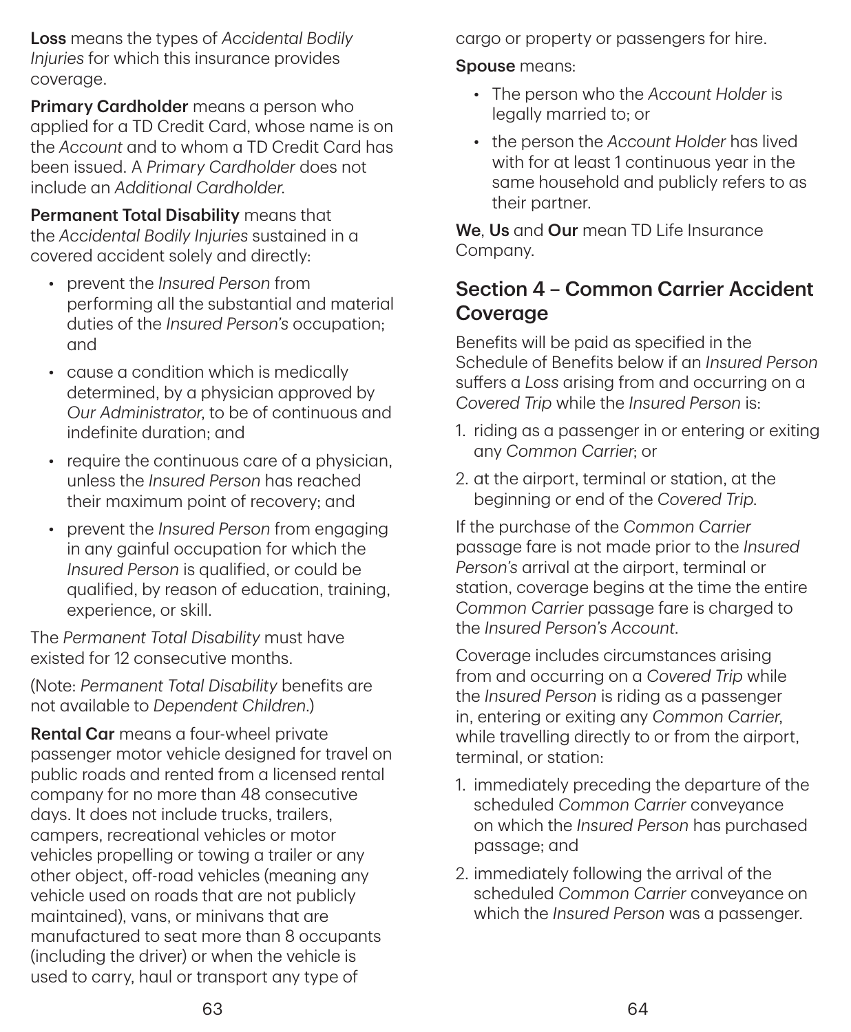**Loss** means the types of *Accidental Bodily Injuries* for which this insurance provides coverage.

**Primary Cardholder** means a person who applied for a TD Credit Card, whose name is on the *Account* and to whom a TD Credit Card has been issued. A *Primary Cardholder* does not include an *Additional Cardholder*.

**Permanent Total Disability** means that the *Accidental Bodily Injuries* sustained in a covered accident solely and directly:

- prevent the *Insured Person* from performing all the substantial and material duties of the *Insured Person's* occupation; and
- cause a condition which is medically determined, by a physician approved by *Our Administrator*, to be of continuous and indefinite duration; and
- require the continuous care of a physician, unless the *Insured Person* has reached their maximum point of recovery; and
- prevent the *Insured Person* from engaging in any gainful occupation for which the *Insured Person* is qualified, or could be qualified, by reason of education, training, experience, or skill.

The *Permanent Total Disability* must have existed for 12 consecutive months.

(Note: *Permanent Total Disability* benefits are not available to *Dependent Children*.)

**Rental Car** means a four-wheel private passenger motor vehicle designed for travel on public roads and rented from a licensed rental company for no more than 48 consecutive days. It does not include trucks, trailers, campers, recreational vehicles or motor vehicles propelling or towing a trailer or any other object, off-road vehicles (meaning any vehicle used on roads that are not publicly maintained), vans, or minivans that are manufactured to seat more than 8 occupants (including the driver) or when the vehicle is used to carry, haul or transport any type of cargo or property or passengers for hire.

**Spouse** means:

- The person who the *Account Holder* is legally married to; or
- the person the *Account Holder* has lived with for at least 1 continuous year in the same household and publicly refers to as their partner.

**We**, **Us** and **Our** mean TD Life Insurance Company.

## Section 4 – Common Carrier Accident Coverage

Benefits will be paid as specified in the Schedule of Benefits below if an *Insured Person* suffers a *Loss* arising from and occurring on a *Covered Trip* while the *Insured Person* is:

1. riding as a passenger in or entering or exiting any *Common Carrier*; or
2. at the airport, terminal or station, at the beginning or end of the *Covered Trip*.

If the purchase of the *Common Carrier* passage fare is not made prior to the *Insured Person's* arrival at the airport, terminal or station, coverage begins at the time the entire *Common Carrier* passage fare is charged to the *Insured Person's Account*.

Coverage includes circumstances arising from and occurring on a *Covered Trip* while the *Insured Person* is riding as a passenger in, entering or exiting any *Common Carrier*, while travelling directly to or from the airport, terminal, or station:

1. immediately preceding the departure of the scheduled *Common Carrier* conveyance on which the *Insured Person* has purchased passage; and
2. immediately following the arrival of the scheduled *Common Carrier* conveyance on which the *Insured Person* was a passenger.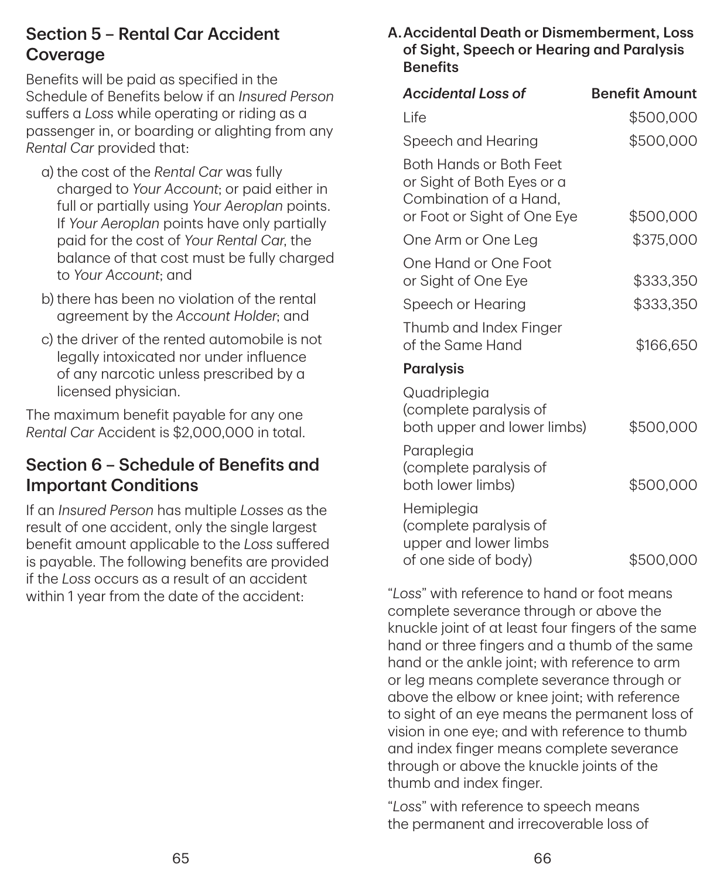## Section 5 – Rental Car Accident Coverage

Benefits will be paid as specified in the Schedule of Benefits below if an *Insured Person* suffers a *Loss* while operating or riding as a passenger in, or boarding or alighting from any *Rental Car* provided that:

a) the cost of the *Rental Car* was fully charged to *Your Account*; or paid either in full or partially using *Your Aeroplan* points. If *Your Aeroplan* points have only partially paid for the cost of *Your Rental Car*, the balance of that cost must be fully charged to *Your Account*; and

b) there has been no violation of the rental agreement by the *Account Holder*; and

c) the driver of the rented automobile is not legally intoxicated nor under influence of any narcotic unless prescribed by a licensed physician.

The maximum benefit payable for any one *Rental Car* Accident is $2,000,000 in total.

## Section 6 – Schedule of Benefits and Important Conditions

If an *Insured Person* has multiple *Losses* as the result of one accident, only the single largest benefit amount applicable to the *Loss* suffered is payable. The following benefits are provided if the *Loss* occurs as a result of an accident within 1 year from the date of the accident:

### A. Accidental Death or Dismemberment, Loss of Sight, Speech or Hearing and Paralysis Benefits

| *Accidental Loss of* | **Benefit Amount** |
|---|---|
| Life | $500,000 |
| Speech and Hearing | $500,000 |
| Both Hands or Both Feet or Sight of Both Eyes or a Combination of a Hand, or Foot or Sight of One Eye | $500,000 |
| One Arm or One Leg | $375,000 |
| One Hand or One Foot or Sight of One Eye | $333,350 |
| Speech or Hearing | $333,350 |
| Thumb and Index Finger of the Same Hand | $166,650 |
| **Paralysis** | |
| Quadriplegia (complete paralysis of both upper and lower limbs) | $500,000 |
| Paraplegia (complete paralysis of both lower limbs) | $500,000 |
| Hemiplegia (complete paralysis of upper and lower limbs of one side of body) | $500,000 |

"*Loss*" with reference to hand or foot means complete severance through or above the knuckle joint of at least four fingers of the same hand or three fingers and a thumb of the same hand or the ankle joint; with reference to arm or leg means complete severance through or above the elbow or knee joint; with reference to sight of an eye means the permanent loss of vision in one eye; and with reference to thumb and index finger means complete severance through or above the knuckle joints of the thumb and index finger.

"*Loss*" with reference to speech means the permanent and irrecoverable loss of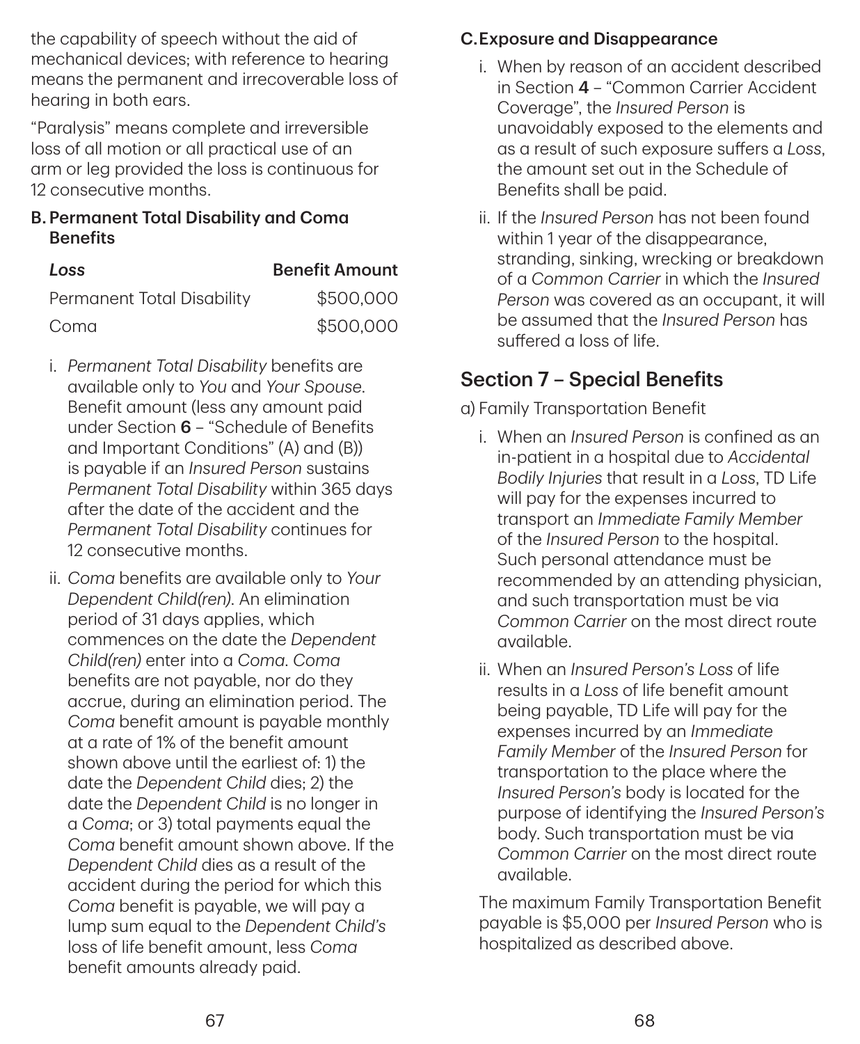the capability of speech without the aid of mechanical devices; with reference to hearing means the permanent and irrecoverable loss of hearing in both ears.

"Paralysis" means complete and irreversible loss of all motion or all practical use of an arm or leg provided the loss is continuous for 12 consecutive months.

**B. Permanent Total Disability and Coma Benefits**

| *Loss* | **Benefit Amount** |
|---|---|
| Permanent Total Disability | $500,000 |
| Coma | $500,000 |

i. *Permanent Total Disability* benefits are available only to *You* and *Your Spouse*. Benefit amount (less any amount paid under Section **6** – "Schedule of Benefits and Important Conditions" (A) and (B)) is payable if an *Insured Person* sustains *Permanent Total Disability* within 365 days after the date of the accident and the *Permanent Total Disability* continues for 12 consecutive months.

ii. *Coma* benefits are available only to *Your Dependent Child(ren)*. An elimination period of 31 days applies, which commences on the date the *Dependent Child(ren)* enter into a *Coma*. *Coma* benefits are not payable, nor do they accrue, during an elimination period. The *Coma* benefit amount is payable monthly at a rate of 1% of the benefit amount shown above until the earliest of: 1) the date the *Dependent Child* dies; 2) the date the *Dependent Child* is no longer in a *Coma*; or 3) total payments equal the *Coma* benefit amount shown above. If the *Dependent Child* dies as a result of the accident during the period for which this *Coma* benefit is payable, we will pay a lump sum equal to the *Dependent Child's* loss of life benefit amount, less *Coma* benefit amounts already paid.

**C. Exposure and Disappearance**

i. When by reason of an accident described in Section **4** – "Common Carrier Accident Coverage", the *Insured Person* is unavoidably exposed to the elements and as a result of such exposure suffers a *Loss*, the amount set out in the Schedule of Benefits shall be paid.

ii. If the *Insured Person* has not been found within 1 year of the disappearance, stranding, sinking, wrecking or breakdown of a *Common Carrier* in which the *Insured Person* was covered as an occupant, it will be assumed that the *Insured Person* has suffered a loss of life.

## Section 7 – Special Benefits

a) Family Transportation Benefit

i. When an *Insured Person* is confined as an in-patient in a hospital due to *Accidental Bodily Injuries* that result in a *Loss*, TD Life will pay for the expenses incurred to transport an *Immediate Family Member* of the *Insured Person* to the hospital. Such personal attendance must be recommended by an attending physician, and such transportation must be via *Common Carrier* on the most direct route available.

ii. When an *Insured Person's Loss* of life results in a *Loss* of life benefit amount being payable, TD Life will pay for the expenses incurred by an *Immediate Family Member* of the *Insured Person* for transportation to the place where the *Insured Person's* body is located for the purpose of identifying the *Insured Person's* body. Such transportation must be via *Common Carrier* on the most direct route available.

The maximum Family Transportation Benefit payable is $5,000 per *Insured Person* who is hospitalized as described above.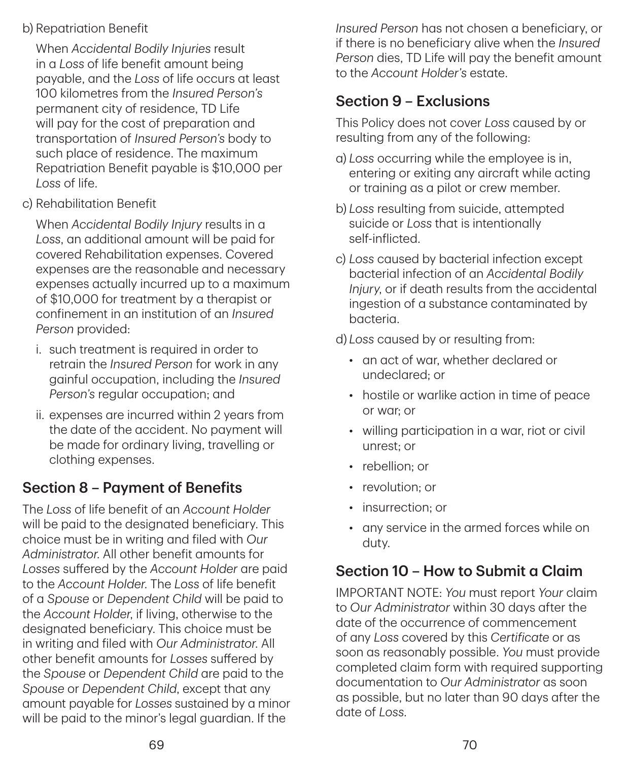b) Repatriation Benefit

When *Accidental Bodily Injuries* result in a *Loss* of life benefit amount being payable, and the *Loss* of life occurs at least 100 kilometres from the *Insured Person's* permanent city of residence, TD Life will pay for the cost of preparation and transportation of *Insured Person's* body to such place of residence. The maximum Repatriation Benefit payable is $10,000 per *Loss* of life.

c) Rehabilitation Benefit

When *Accidental Bodily Injury* results in a *Loss*, an additional amount will be paid for covered Rehabilitation expenses. Covered expenses are the reasonable and necessary expenses actually incurred up to a maximum of $10,000 for treatment by a therapist or confinement in an institution of an *Insured Person* provided:

i. such treatment is required in order to retrain the *Insured Person* for work in any gainful occupation, including the *Insured Person's* regular occupation; and

ii. expenses are incurred within 2 years from the date of the accident. No payment will be made for ordinary living, travelling or clothing expenses.

## Section 8 – Payment of Benefits

The *Loss* of life benefit of an *Account Holder* will be paid to the designated beneficiary. This choice must be in writing and filed with *Our Administrator*. All other benefit amounts for *Losses* suffered by the *Account Holder* are paid to the *Account Holder*. The *Loss* of life benefit of a *Spouse* or *Dependent Child* will be paid to the *Account Holder*, if living, otherwise to the designated beneficiary. This choice must be in writing and filed with *Our Administrator*. All other benefit amounts for *Losses* suffered by the *Spouse* or *Dependent Child* are paid to the *Spouse* or *Dependent Child*, except that any amount payable for *Losses* sustained by a minor will be paid to the minor's legal guardian. If the *Insured Person* has not chosen a beneficiary, or if there is no beneficiary alive when the *Insured Person* dies, TD Life will pay the benefit amount to the *Account Holder's* estate.

## Section 9 – Exclusions

This Policy does not cover *Loss* caused by or resulting from any of the following:

a) *Loss* occurring while the employee is in, entering or exiting any aircraft while acting or training as a pilot or crew member.

b) *Loss* resulting from suicide, attempted suicide or *Loss* that is intentionally self-inflicted.

c) *Loss* caused by bacterial infection except bacterial infection of an *Accidental Bodily Injury*, or if death results from the accidental ingestion of a substance contaminated by bacteria.

d) *Loss* caused by or resulting from:

- an act of war, whether declared or undeclared; or
- hostile or warlike action in time of peace or war; or
- willing participation in a war, riot or civil unrest; or
- rebellion; or
- revolution; or
- insurrection; or
- any service in the armed forces while on duty.

## Section 10 – How to Submit a Claim

IMPORTANT NOTE: *You* must report *Your* claim to *Our Administrator* within 30 days after the date of the occurrence of commencement of any *Loss* covered by this *Certificate* or as soon as reasonably possible. *You* must provide completed claim form with required supporting documentation to *Our Administrator* as soon as possible, but no later than 90 days after the date of *Loss*.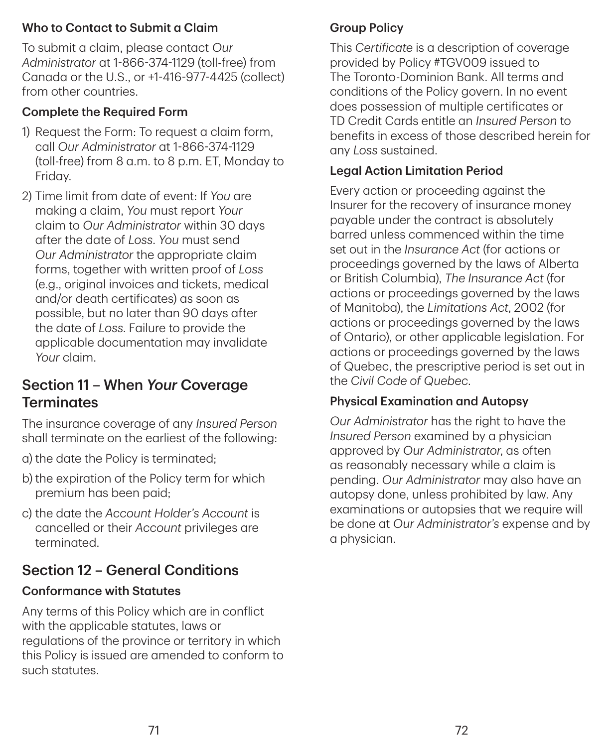### Who to Contact to Submit a Claim

To submit a claim, please contact *Our Administrator* at 1-866-374-1129 (toll-free) from Canada or the U.S., or +1-416-977-4425 (collect) from other countries.

### Complete the Required Form

1) Request the Form: To request a claim form, call *Our Administrator* at 1-866-374-1129 (toll-free) from 8 a.m. to 8 p.m. ET, Monday to Friday.
2) Time limit from date of event: If *You* are making a claim, *You* must report *Your* claim to *Our Administrator* within 30 days after the date of *Loss*. *You* must send *Our Administrator* the appropriate claim forms, together with written proof of *Loss* (e.g., original invoices and tickets, medical and/or death certificates) as soon as possible, but no later than 90 days after the date of *Loss*. Failure to provide the applicable documentation may invalidate *Your* claim.

## Section 11 – When *Your* Coverage Terminates

The insurance coverage of any *Insured Person* shall terminate on the earliest of the following:

a) the date the Policy is terminated;

b) the expiration of the Policy term for which premium has been paid;

c) the date the *Account Holder's Account* is cancelled or their *Account* privileges are terminated.

## Section 12 – General Conditions

### Conformance with Statutes

Any terms of this Policy which are in conflict with the applicable statutes, laws or regulations of the province or territory in which this Policy is issued are amended to conform to such statutes.

### Group Policy

This *Certificate* is a description of coverage provided by Policy #TGV009 issued to The Toronto-Dominion Bank. All terms and conditions of the Policy govern. In no event does possession of multiple certificates or TD Credit Cards entitle an *Insured Person* to benefits in excess of those described herein for any *Loss* sustained.

### Legal Action Limitation Period

Every action or proceeding against the Insurer for the recovery of insurance money payable under the contract is absolutely barred unless commenced within the time set out in the *Insurance Act* (for actions or proceedings governed by the laws of Alberta or British Columbia), *The Insurance Act* (for actions or proceedings governed by the laws of Manitoba), the *Limitations Act*, 2002 (for actions or proceedings governed by the laws of Ontario), or other applicable legislation. For actions or proceedings governed by the laws of Quebec, the prescriptive period is set out in the *Civil Code of Quebec*.

### Physical Examination and Autopsy

*Our Administrator* has the right to have the *Insured Person* examined by a physician approved by *Our Administrator*, as often as reasonably necessary while a claim is pending. *Our Administrator* may also have an autopsy done, unless prohibited by law. Any examinations or autopsies that we require will be done at *Our Administrator's* expense and by a physician.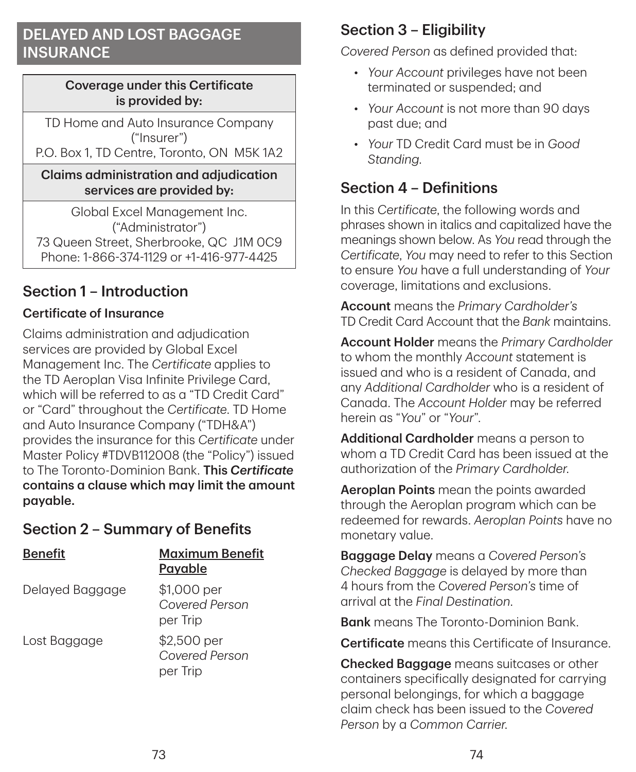# DELAYED AND LOST BAGGAGE INSURANCE

| Coverage under this Certificate is provided by: |
|---|
| TD Home and Auto Insurance Company ("Insurer") P.O. Box 1, TD Centre, Toronto, ON M5K 1A2 |
| **Claims administration and adjudication services are provided by:** |
| Global Excel Management Inc. ("Administrator") 73 Queen Street, Sherbrooke, QC J1M 0C9 Phone: 1-866-374-1129 or +1-416-977-4425 |

## Section 1 – Introduction

### Certificate of Insurance

Claims administration and adjudication services are provided by Global Excel Management Inc. The *Certificate* applies to the TD Aeroplan Visa Infinite Privilege Card, which will be referred to as a "TD Credit Card" or "Card" throughout the *Certificate*. TD Home and Auto Insurance Company ("TDH&A") provides the insurance for this *Certificate* under Master Policy #TDVB112008 (the "Policy") issued to The Toronto-Dominion Bank. **This *Certificate* contains a clause which may limit the amount payable.**

## Section 2 – Summary of Benefits

| Benefit | Maximum Benefit Payable |
|---|---|
| Delayed Baggage | $1,000 per *Covered Person* per Trip |
| Lost Baggage | $2,500 per *Covered Person* per Trip |

## Section 3 – Eligibility

*Covered Person* as defined provided that:

- *Your Account* privileges have not been terminated or suspended; and
- *Your Account* is not more than 90 days past due; and
- *Your* TD Credit Card must be in *Good Standing*.

## Section 4 – Definitions

In this *Certificate*, the following words and phrases shown in italics and capitalized have the meanings shown below. As *You* read through the *Certificate*, *You* may need to refer to this Section to ensure *You* have a full understanding of *Your* coverage, limitations and exclusions.

**Account** means the *Primary Cardholder's* TD Credit Card Account that the *Bank* maintains.

**Account Holder** means the *Primary Cardholder* to whom the monthly *Account* statement is issued and who is a resident of Canada, and any *Additional Cardholder* who is a resident of Canada. The *Account Holder* may be referred herein as "*You*" or "*Your*".

**Additional Cardholder** means a person to whom a TD Credit Card has been issued at the authorization of the *Primary Cardholder*.

**Aeroplan Points** mean the points awarded through the Aeroplan program which can be redeemed for rewards. *Aeroplan Points* have no monetary value.

**Baggage Delay** means a *Covered Person's Checked Baggage* is delayed by more than 4 hours from the *Covered Person's* time of arrival at the *Final Destination*.

**Bank** means The Toronto-Dominion Bank.

**Certificate** means this Certificate of Insurance.

**Checked Baggage** means suitcases or other containers specifically designated for carrying personal belongings, for which a baggage claim check has been issued to the *Covered Person* by a *Common Carrier*.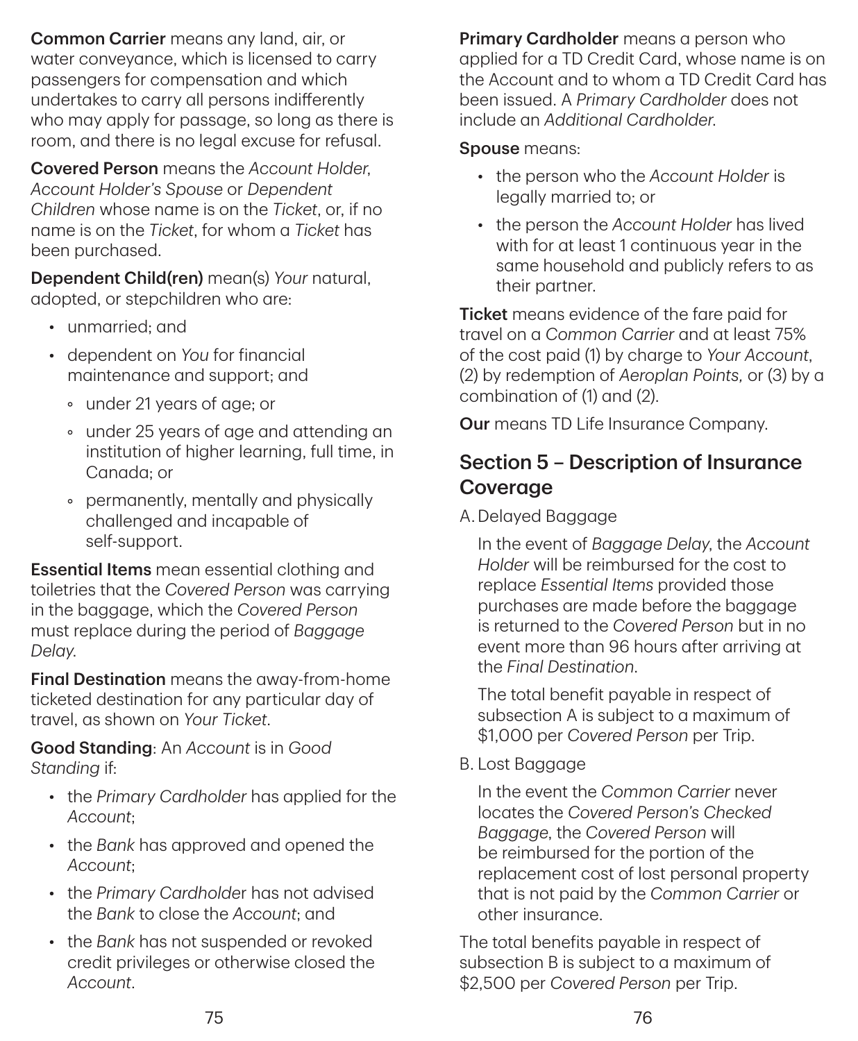**Common Carrier** means any land, air, or water conveyance, which is licensed to carry passengers for compensation and which undertakes to carry all persons indifferently who may apply for passage, so long as there is room, and there is no legal excuse for refusal.

**Covered Person** means the *Account Holder*, *Account Holder's Spouse* or *Dependent Children* whose name is on the *Ticket*, or, if no name is on the *Ticket*, for whom a *Ticket* has been purchased.

**Dependent Child(ren)** mean(s) *Your* natural, adopted, or stepchildren who are:

- unmarried; and
- dependent on *You* for financial maintenance and support; and
  - under 21 years of age; or
  - under 25 years of age and attending an institution of higher learning, full time, in Canada; or
  - permanently, mentally and physically challenged and incapable of self-support.

**Essential Items** mean essential clothing and toiletries that the *Covered Person* was carrying in the baggage, which the *Covered Person* must replace during the period of *Baggage Delay*.

**Final Destination** means the away-from-home ticketed destination for any particular day of travel, as shown on *Your Ticket*.

**Good Standing**: An *Account* is in *Good Standing* if:

- the *Primary Cardholder* has applied for the *Account*;
- the *Bank* has approved and opened the *Account*;
- the *Primary Cardholder* has not advised the *Bank* to close the *Account*; and
- the *Bank* has not suspended or revoked credit privileges or otherwise closed the *Account*.

**Primary Cardholder** means a person who applied for a TD Credit Card, whose name is on the Account and to whom a TD Credit Card has been issued. A *Primary Cardholder* does not include an *Additional Cardholder*.

**Spouse** means:

- the person who the *Account Holder* is legally married to; or
- the person the *Account Holder* has lived with for at least 1 continuous year in the same household and publicly refers to as their partner.

**Ticket** means evidence of the fare paid for travel on a *Common Carrier* and at least 75% of the cost paid (1) by charge to *Your Account*, (2) by redemption of *Aeroplan Points*, or (3) by a combination of (1) and (2).

**Our** means TD Life Insurance Company.

## Section 5 – Description of Insurance Coverage

A. Delayed Baggage

In the event of *Baggage Delay*, the *Account Holder* will be reimbursed for the cost to replace *Essential Items* provided those purchases are made before the baggage is returned to the *Covered Person* but in no event more than 96 hours after arriving at the *Final Destination*.

The total benefit payable in respect of subsection A is subject to a maximum of $1,000 per *Covered Person* per Trip.

B. Lost Baggage

In the event the *Common Carrier* never locates the *Covered Person's Checked Baggage*, the *Covered Person* will be reimbursed for the portion of the replacement cost of lost personal property that is not paid by the *Common Carrier* or other insurance.

The total benefits payable in respect of subsection B is subject to a maximum of $2,500 per *Covered Person* per Trip.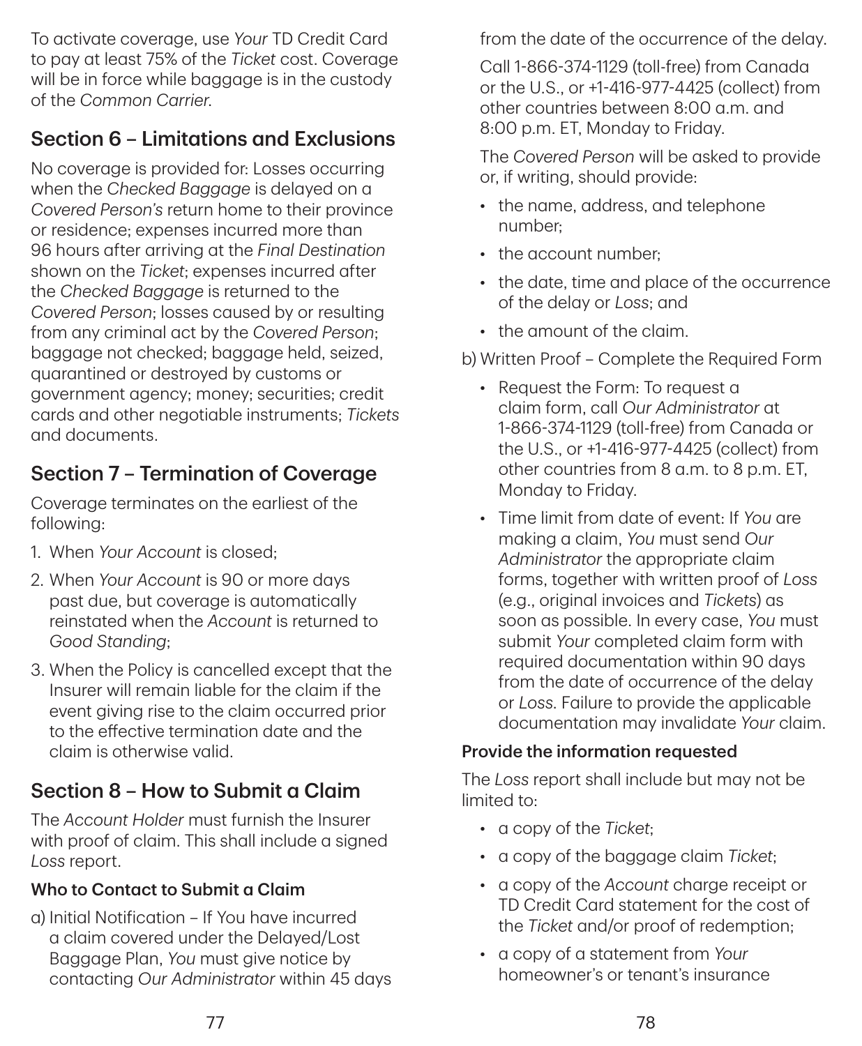To activate coverage, use *Your* TD Credit Card to pay at least 75% of the *Ticket* cost. Coverage will be in force while baggage is in the custody of the *Common Carrier*.

## Section 6 – Limitations and Exclusions

No coverage is provided for: Losses occurring when the *Checked Baggage* is delayed on a *Covered Person's* return home to their province or residence; expenses incurred more than 96 hours after arriving at the *Final Destination* shown on the *Ticket*; expenses incurred after the *Checked Baggage* is returned to the *Covered Person*; losses caused by or resulting from any criminal act by the *Covered Person*; baggage not checked; baggage held, seized, quarantined or destroyed by customs or government agency; money; securities; credit cards and other negotiable instruments; *Tickets* and documents.

## Section 7 – Termination of Coverage

Coverage terminates on the earliest of the following:

1. When *Your Account* is closed;
2. When *Your Account* is 90 or more days past due, but coverage is automatically reinstated when the *Account* is returned to *Good Standing*;
3. When the Policy is cancelled except that the Insurer will remain liable for the claim if the event giving rise to the claim occurred prior to the effective termination date and the claim is otherwise valid.

## Section 8 – How to Submit a Claim

The *Account Holder* must furnish the Insurer with proof of claim. This shall include a signed *Loss* report.

### Who to Contact to Submit a Claim

a) Initial Notification – If You have incurred a claim covered under the Delayed/Lost Baggage Plan, *You* must give notice by contacting *Our Administrator* within 45 days from the date of the occurrence of the delay.

Call 1-866-374-1129 (toll-free) from Canada or the U.S., or +1-416-977-4425 (collect) from other countries between 8:00 a.m. and 8:00 p.m. ET, Monday to Friday.

The *Covered Person* will be asked to provide or, if writing, should provide:

- the name, address, and telephone number;
- the account number;
- the date, time and place of the occurrence of the delay or *Loss*; and
- the amount of the claim.

b) Written Proof – Complete the Required Form

- Request the Form: To request a claim form, call *Our Administrator* at 1-866-374-1129 (toll-free) from Canada or the U.S., or +1-416-977-4425 (collect) from other countries from 8 a.m. to 8 p.m. ET, Monday to Friday.
- Time limit from date of event: If *You* are making a claim, *You* must send *Our Administrator* the appropriate claim forms, together with written proof of *Loss* (e.g., original invoices and *Tickets*) as soon as possible. In every case, *You* must submit *Your* completed claim form with required documentation within 90 days from the date of occurrence of the delay or *Loss*. Failure to provide the applicable documentation may invalidate *Your* claim.

### Provide the information requested

The *Loss* report shall include but may not be limited to:

- a copy of the *Ticket*;
- a copy of the baggage claim *Ticket*;
- a copy of the *Account* charge receipt or TD Credit Card statement for the cost of the *Ticket* and/or proof of redemption;
- a copy of a statement from *Your* homeowner's or tenant's insurance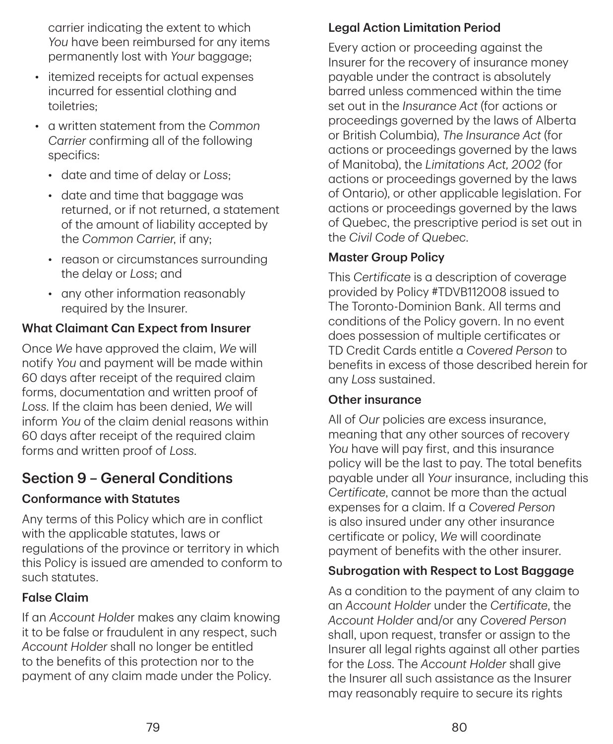carrier indicating the extent to which *You* have been reimbursed for any items permanently lost with *Your* baggage;

- itemized receipts for actual expenses incurred for essential clothing and toiletries;
- a written statement from the *Common Carrier* confirming all of the following specifics:
  - date and time of delay or *Loss*;
  - date and time that baggage was returned, or if not returned, a statement of the amount of liability accepted by the *Common Carrier*, if any;
  - reason or circumstances surrounding the delay or *Loss*; and
  - any other information reasonably required by the Insurer.

### What Claimant Can Expect from Insurer

Once *We* have approved the claim, *We* will notify *You* and payment will be made within 60 days after receipt of the required claim forms, documentation and written proof of *Loss*. If the claim has been denied, *We* will inform *You* of the claim denial reasons within 60 days after receipt of the required claim forms and written proof of *Loss*.

## Section 9 – General Conditions

### Conformance with Statutes

Any terms of this Policy which are in conflict with the applicable statutes, laws or regulations of the province or territory in which this Policy is issued are amended to conform to such statutes.

### False Claim

If an *Account Holder* makes any claim knowing it to be false or fraudulent in any respect, such *Account Holder* shall no longer be entitled to the benefits of this protection nor to the payment of any claim made under the Policy.

### Legal Action Limitation Period

Every action or proceeding against the Insurer for the recovery of insurance money payable under the contract is absolutely barred unless commenced within the time set out in the *Insurance Act* (for actions or proceedings governed by the laws of Alberta or British Columbia), *The Insurance Act* (for actions or proceedings governed by the laws of Manitoba), the *Limitations Act, 2002* (for actions or proceedings governed by the laws of Ontario), or other applicable legislation. For actions or proceedings governed by the laws of Quebec, the prescriptive period is set out in the *Civil Code of Quebec*.

### Master Group Policy

This *Certificate* is a description of coverage provided by Policy #TDVB112008 issued to The Toronto-Dominion Bank. All terms and conditions of the Policy govern. In no event does possession of multiple certificates or TD Credit Cards entitle a *Covered Person* to benefits in excess of those described herein for any *Loss* sustained.

### Other insurance

All of *Our* policies are excess insurance, meaning that any other sources of recovery *You* have will pay first, and this insurance policy will be the last to pay. The total benefits payable under all *Your* insurance, including this *Certificate*, cannot be more than the actual expenses for a claim. If a *Covered Person* is also insured under any other insurance certificate or policy, *We* will coordinate payment of benefits with the other insurer.

### Subrogation with Respect to Lost Baggage

As a condition to the payment of any claim to an *Account Holder* under the *Certificate*, the *Account Holder* and/or any *Covered Person* shall, upon request, transfer or assign to the Insurer all legal rights against all other parties for the *Loss*. The *Account Holder* shall give the Insurer all such assistance as the Insurer may reasonably require to secure its rights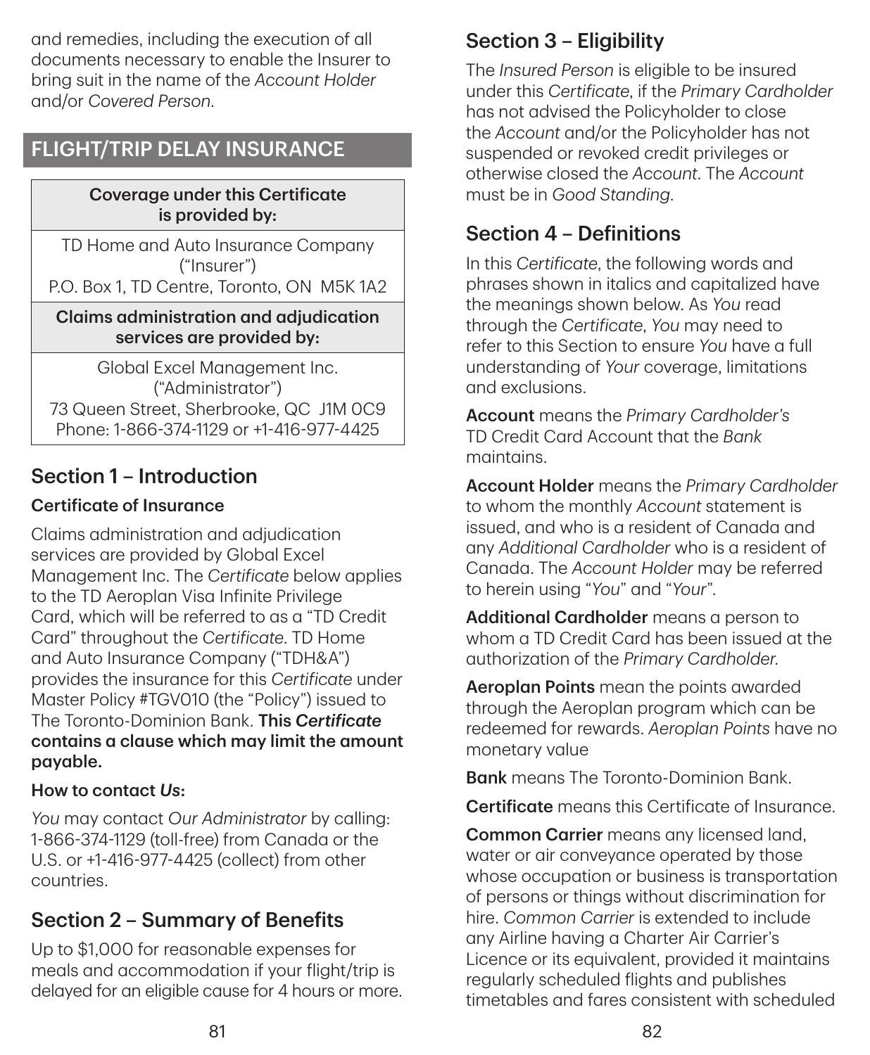and remedies, including the execution of all documents necessary to enable the Insurer to bring suit in the name of the *Account Holder* and/or *Covered Person*.

## FLIGHT/TRIP DELAY INSURANCE

| Coverage under this Certificate is provided by: |
| --- |
| TD Home and Auto Insurance Company ("Insurer") P.O. Box 1, TD Centre, Toronto, ON M5K 1A2 |
| **Claims administration and adjudication services are provided by:** |
| Global Excel Management Inc. ("Administrator") 73 Queen Street, Sherbrooke, QC J1M 0C9 Phone: 1-866-374-1129 or +1-416-977-4425 |

### Section 1 – Introduction

**Certificate of Insurance**

Claims administration and adjudication services are provided by Global Excel Management Inc. The *Certificate* below applies to the TD Aeroplan Visa Infinite Privilege Card, which will be referred to as a "TD Credit Card" throughout the *Certificate*. TD Home and Auto Insurance Company ("TDH&A") provides the insurance for this *Certificate* under Master Policy #TGV010 (the "Policy") issued to The Toronto-Dominion Bank. **This *Certificate* contains a clause which may limit the amount payable.**

**How to contact *Us*:**

*You* may contact *Our Administrator* by calling: 1-866-374-1129 (toll-free) from Canada or the U.S. or +1-416-977-4425 (collect) from other countries.

### Section 2 – Summary of Benefits

Up to $1,000 for reasonable expenses for meals and accommodation if your flight/trip is delayed for an eligible cause for 4 hours or more.

### Section 3 – Eligibility

The *Insured Person* is eligible to be insured under this *Certificate*, if the *Primary Cardholder* has not advised the Policyholder to close the *Account* and/or the Policyholder has not suspended or revoked credit privileges or otherwise closed the *Account*. The *Account* must be in *Good Standing*.

### Section 4 – Definitions

In this *Certificate*, the following words and phrases shown in italics and capitalized have the meanings shown below. As *You* read through the *Certificate*, *You* may need to refer to this Section to ensure *You* have a full understanding of *Your* coverage, limitations and exclusions.

**Account** means the *Primary Cardholder's* TD Credit Card Account that the *Bank* maintains.

**Account Holder** means the *Primary Cardholder* to whom the monthly *Account* statement is issued, and who is a resident of Canada and any *Additional Cardholder* who is a resident of Canada. The *Account Holder* may be referred to herein using "*You*" and "*Your*".

**Additional Cardholder** means a person to whom a TD Credit Card has been issued at the authorization of the *Primary Cardholder*.

**Aeroplan Points** mean the points awarded through the Aeroplan program which can be redeemed for rewards. *Aeroplan Points* have no monetary value

**Bank** means The Toronto-Dominion Bank.

**Certificate** means this Certificate of Insurance.

**Common Carrier** means any licensed land, water or air conveyance operated by those whose occupation or business is transportation of persons or things without discrimination for hire. *Common Carrier* is extended to include any Airline having a Charter Air Carrier's Licence or its equivalent, provided it maintains regularly scheduled flights and publishes timetables and fares consistent with scheduled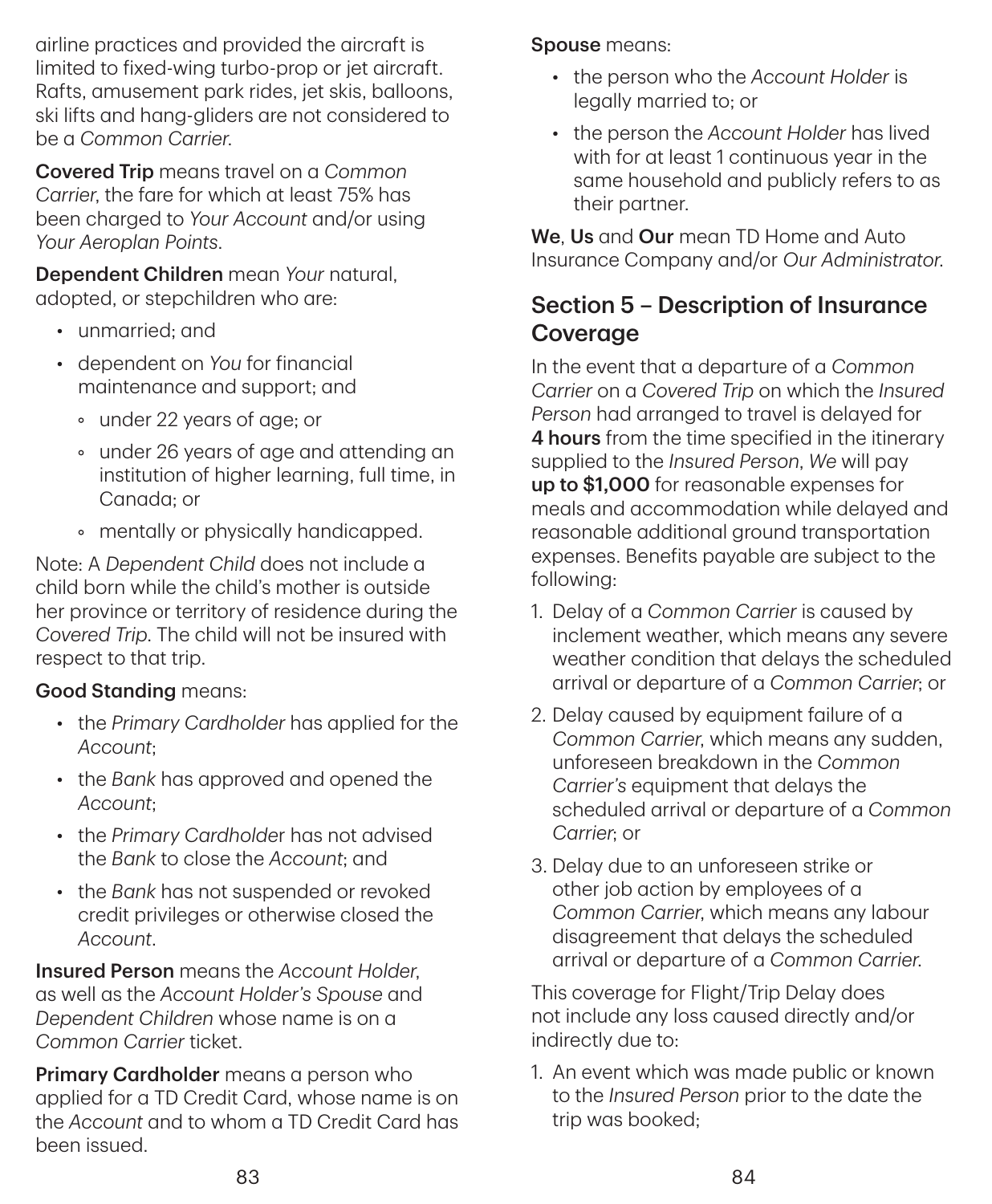airline practices and provided the aircraft is limited to fixed-wing turbo-prop or jet aircraft. Rafts, amusement park rides, jet skis, balloons, ski lifts and hang-gliders are not considered to be a *Common Carrier*.

**Covered Trip** means travel on a *Common Carrier*, the fare for which at least 75% has been charged to *Your Account* and/or using *Your Aeroplan Points*.

**Dependent Children** mean *Your* natural, adopted, or stepchildren who are:

- unmarried; and
- dependent on *You* for financial maintenance and support; and
    - under 22 years of age; or
    - under 26 years of age and attending an institution of higher learning, full time, in Canada; or
    - mentally or physically handicapped.

Note: A *Dependent Child* does not include a child born while the child's mother is outside her province or territory of residence during the *Covered Trip*. The child will not be insured with respect to that trip.

**Good Standing** means:

- the *Primary Cardholder* has applied for the *Account*;
- the *Bank* has approved and opened the *Account*;
- the *Primary Cardholder* has not advised the *Bank* to close the *Account*; and
- the *Bank* has not suspended or revoked credit privileges or otherwise closed the *Account*.

**Insured Person** means the *Account Holder*, as well as the *Account Holder's Spouse* and *Dependent Children* whose name is on a *Common Carrier* ticket.

**Primary Cardholder** means a person who applied for a TD Credit Card, whose name is on the *Account* and to whom a TD Credit Card has been issued.

**Spouse** means:

- the person who the *Account Holder* is legally married to; or
- the person the *Account Holder* has lived with for at least 1 continuous year in the same household and publicly refers to as their partner.

**We**, **Us** and **Our** mean TD Home and Auto Insurance Company and/or *Our Administrator*.

## Section 5 – Description of Insurance Coverage

In the event that a departure of a *Common Carrier* on a *Covered Trip* on which the *Insured Person* had arranged to travel is delayed for **4 hours** from the time specified in the itinerary supplied to the *Insured Person*, *We* will pay **up to $1,000** for reasonable expenses for meals and accommodation while delayed and reasonable additional ground transportation expenses. Benefits payable are subject to the following:

1. Delay of a *Common Carrier* is caused by inclement weather, which means any severe weather condition that delays the scheduled arrival or departure of a *Common Carrier*; or
2. Delay caused by equipment failure of a *Common Carrier*, which means any sudden, unforeseen breakdown in the *Common Carrier's* equipment that delays the scheduled arrival or departure of a *Common Carrier*; or
3. Delay due to an unforeseen strike or other job action by employees of a *Common Carrier*, which means any labour disagreement that delays the scheduled arrival or departure of a *Common Carrier*.

This coverage for Flight/Trip Delay does not include any loss caused directly and/or indirectly due to:

1. An event which was made public or known to the *Insured Person* prior to the date the trip was booked;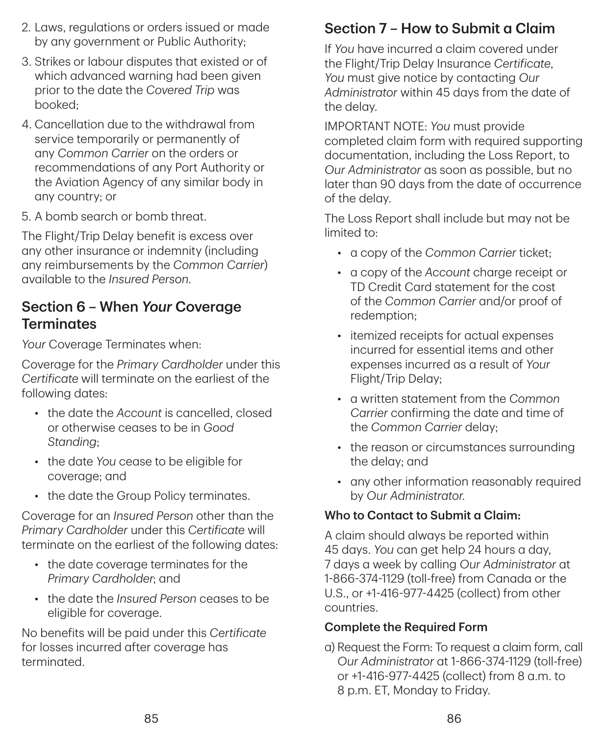2. Laws, regulations or orders issued or made by any government or Public Authority;
3. Strikes or labour disputes that existed or of which advanced warning had been given prior to the date the *Covered Trip* was booked;
4. Cancellation due to the withdrawal from service temporarily or permanently of any *Common Carrier* on the orders or recommendations of any Port Authority or the Aviation Agency of any similar body in any country; or
5. A bomb search or bomb threat.

The Flight/Trip Delay benefit is excess over any other insurance or indemnity (including any reimbursements by the *Common Carrier*) available to the *Insured Person*.

## Section 6 – When *Your* Coverage Terminates

*Your* Coverage Terminates when:

Coverage for the *Primary Cardholder* under this *Certificate* will terminate on the earliest of the following dates:

- the date the *Account* is cancelled, closed or otherwise ceases to be in *Good Standing*;
- the date *You* cease to be eligible for coverage; and
- the date the Group Policy terminates.

Coverage for an *Insured Person* other than the *Primary Cardholder* under this *Certificate* will terminate on the earliest of the following dates:

- the date coverage terminates for the *Primary Cardholder*; and
- the date the *Insured Person* ceases to be eligible for coverage.

No benefits will be paid under this *Certificate* for losses incurred after coverage has terminated.

## Section 7 – How to Submit a Claim

If *You* have incurred a claim covered under the Flight/Trip Delay Insurance *Certificate*, *You* must give notice by contacting *Our Administrator* within 45 days from the date of the delay.

IMPORTANT NOTE: *You* must provide completed claim form with required supporting documentation, including the Loss Report, to *Our Administrator* as soon as possible, but no later than 90 days from the date of occurrence of the delay.

The Loss Report shall include but may not be limited to:

- a copy of the *Common Carrier* ticket;
- a copy of the *Account* charge receipt or TD Credit Card statement for the cost of the *Common Carrier* and/or proof of redemption;
- itemized receipts for actual expenses incurred for essential items and other expenses incurred as a result of *Your* Flight/Trip Delay;
- a written statement from the *Common Carrier* confirming the date and time of the *Common Carrier* delay;
- the reason or circumstances surrounding the delay; and
- any other information reasonably required by *Our Administrator*.

### Who to Contact to Submit a Claim:

A claim should always be reported within 45 days. *You* can get help 24 hours a day, 7 days a week by calling *Our Administrator* at 1-866-374-1129 (toll-free) from Canada or the U.S., or +1-416-977-4425 (collect) from other countries.

### Complete the Required Form

a) Request the Form: To request a claim form, call *Our Administrator* at 1-866-374-1129 (toll-free) or +1-416-977-4425 (collect) from 8 a.m. to 8 p.m. ET, Monday to Friday.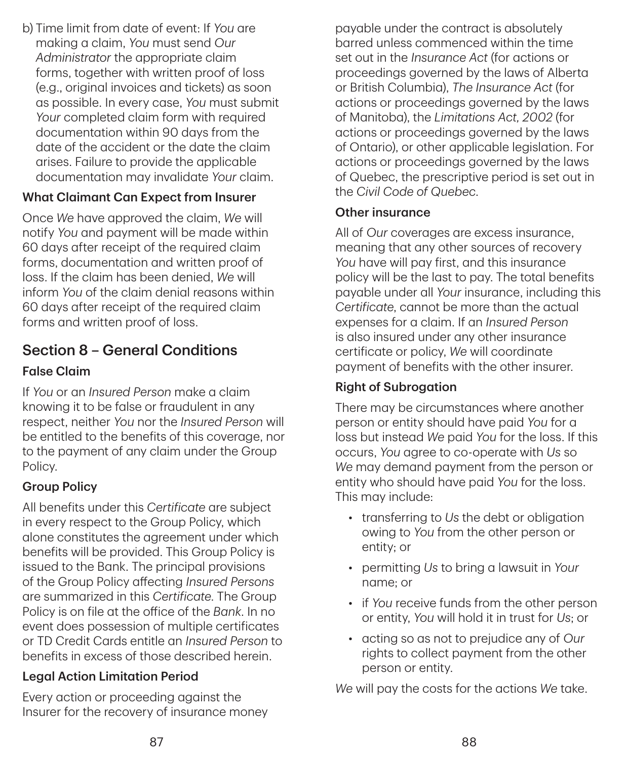b) Time limit from date of event: If *You* are making a claim, *You* must send *Our Administrator* the appropriate claim forms, together with written proof of loss (e.g., original invoices and tickets) as soon as possible. In every case, *You* must submit *Your* completed claim form with required documentation within 90 days from the date of the accident or the date the claim arises. Failure to provide the applicable documentation may invalidate *Your* claim.

### What Claimant Can Expect from Insurer

Once *We* have approved the claim, *We* will notify *You* and payment will be made within 60 days after receipt of the required claim forms, documentation and written proof of loss. If the claim has been denied, *We* will inform *You* of the claim denial reasons within 60 days after receipt of the required claim forms and written proof of loss.

## Section 8 – General Conditions

### False Claim

If *You* or an *Insured Person* make a claim knowing it to be false or fraudulent in any respect, neither *You* nor the *Insured Person* will be entitled to the benefits of this coverage, nor to the payment of any claim under the Group Policy.

### Group Policy

All benefits under this *Certificate* are subject in every respect to the Group Policy, which alone constitutes the agreement under which benefits will be provided. This Group Policy is issued to the Bank. The principal provisions of the Group Policy affecting *Insured Persons* are summarized in this *Certificate*. The Group Policy is on file at the office of the *Bank*. In no event does possession of multiple certificates or TD Credit Cards entitle an *Insured Person* to benefits in excess of those described herein.

### Legal Action Limitation Period

Every action or proceeding against the Insurer for the recovery of insurance money payable under the contract is absolutely barred unless commenced within the time set out in the *Insurance Act* (for actions or proceedings governed by the laws of Alberta or British Columbia), *The Insurance Act* (for actions or proceedings governed by the laws of Manitoba), the *Limitations Act, 2002* (for actions or proceedings governed by the laws of Ontario), or other applicable legislation. For actions or proceedings governed by the laws of Quebec, the prescriptive period is set out in the *Civil Code of Quebec*.

### Other insurance

All of *Our* coverages are excess insurance, meaning that any other sources of recovery *You* have will pay first, and this insurance policy will be the last to pay. The total benefits payable under all *Your* insurance, including this *Certificate*, cannot be more than the actual expenses for a claim. If an *Insured Person* is also insured under any other insurance certificate or policy, *We* will coordinate payment of benefits with the other insurer.

### Right of Subrogation

There may be circumstances where another person or entity should have paid *You* for a loss but instead *We* paid *You* for the loss. If this occurs, *You* agree to co-operate with *Us* so *We* may demand payment from the person or entity who should have paid *You* for the loss. This may include:

- transferring to *Us* the debt or obligation owing to *You* from the other person or entity; or
- permitting *Us* to bring a lawsuit in *Your* name; or
- if *You* receive funds from the other person or entity, *You* will hold it in trust for *Us*; or
- acting so as not to prejudice any of *Our* rights to collect payment from the other person or entity.

*We* will pay the costs for the actions *We* take.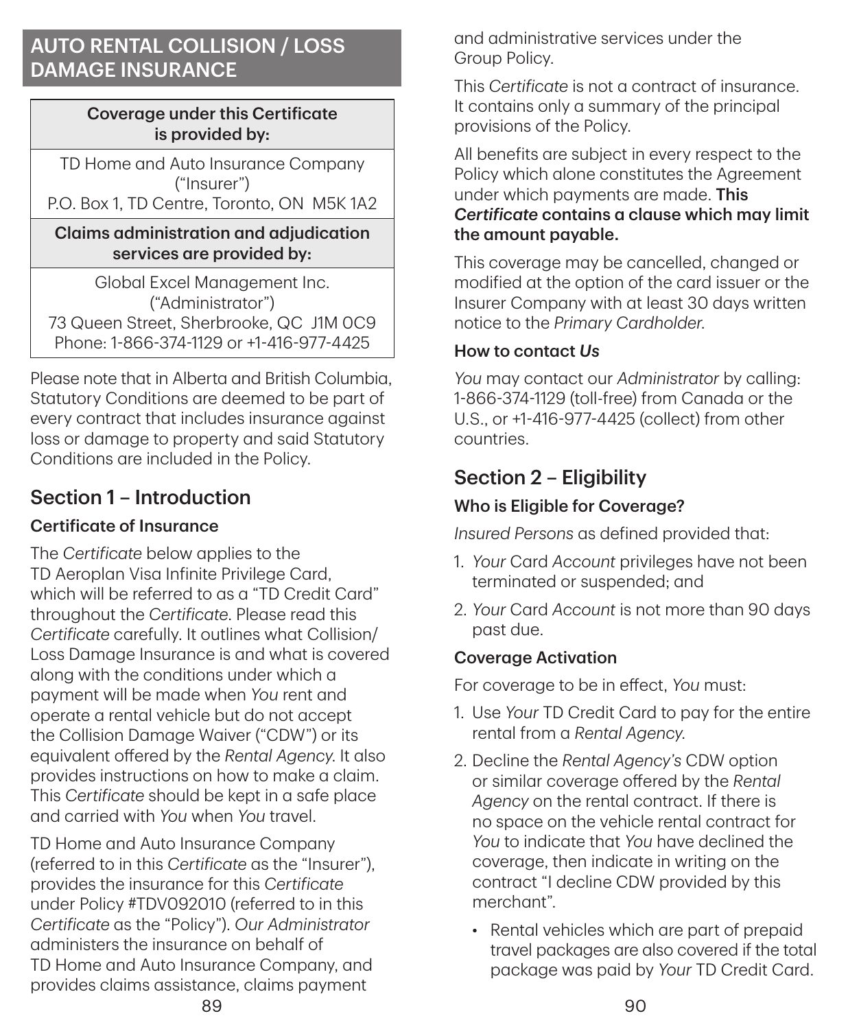## AUTO RENTAL COLLISION / LOSS DAMAGE INSURANCE

| Coverage under this Certificate is provided by: |
| --- |
| TD Home and Auto Insurance Company ("Insurer")<br>P.O. Box 1, TD Centre, Toronto, ON M5K 1A2 |
| **Claims administration and adjudication services are provided by:** |
| Global Excel Management Inc. ("Administrator")<br>73 Queen Street, Sherbrooke, QC J1M 0C9<br>Phone: 1-866-374-1129 or +1-416-977-4425 |

Please note that in Alberta and British Columbia, Statutory Conditions are deemed to be part of every contract that includes insurance against loss or damage to property and said Statutory Conditions are included in the Policy.

## Section 1 – Introduction

### Certificate of Insurance

The *Certificate* below applies to the TD Aeroplan Visa Infinite Privilege Card, which will be referred to as a "TD Credit Card" throughout the *Certificate*. Please read this *Certificate* carefully. It outlines what Collision/Loss Damage Insurance is and what is covered along with the conditions under which a payment will be made when *You* rent and operate a rental vehicle but do not accept the Collision Damage Waiver ("CDW") or its equivalent offered by the *Rental Agency*. It also provides instructions on how to make a claim. This *Certificate* should be kept in a safe place and carried with *You* when *You* travel.

TD Home and Auto Insurance Company (referred to in this *Certificate* as the "Insurer"), provides the insurance for this *Certificate* under Policy #TDV092010 (referred to in this *Certificate* as the "Policy"). *Our Administrator* administers the insurance on behalf of TD Home and Auto Insurance Company, and provides claims assistance, claims payment and administrative services under the Group Policy.

This *Certificate* is not a contract of insurance. It contains only a summary of the principal provisions of the Policy.

All benefits are subject in every respect to the Policy which alone constitutes the Agreement under which payments are made. **This *Certificate* contains a clause which may limit the amount payable.**

This coverage may be cancelled, changed or modified at the option of the card issuer or the Insurer Company with at least 30 days written notice to the *Primary Cardholder*.

### How to contact *Us*

*You* may contact our *Administrator* by calling: 1-866-374-1129 (toll-free) from Canada or the U.S., or +1-416-977-4425 (collect) from other countries.

## Section 2 – Eligibility

### Who is Eligible for Coverage?

*Insured Persons* as defined provided that:

1. *Your* Card *Account* privileges have not been terminated or suspended; and
2. *Your* Card *Account* is not more than 90 days past due.

### Coverage Activation

For coverage to be in effect, *You* must:

1. Use *Your* TD Credit Card to pay for the entire rental from a *Rental Agency*.
2. Decline the *Rental Agency's* CDW option or similar coverage offered by the *Rental Agency* on the rental contract. If there is no space on the vehicle rental contract for *You* to indicate that *You* have declined the coverage, then indicate in writing on the contract "I decline CDW provided by this merchant".
   - Rental vehicles which are part of prepaid travel packages are also covered if the total package was paid by *Your* TD Credit Card.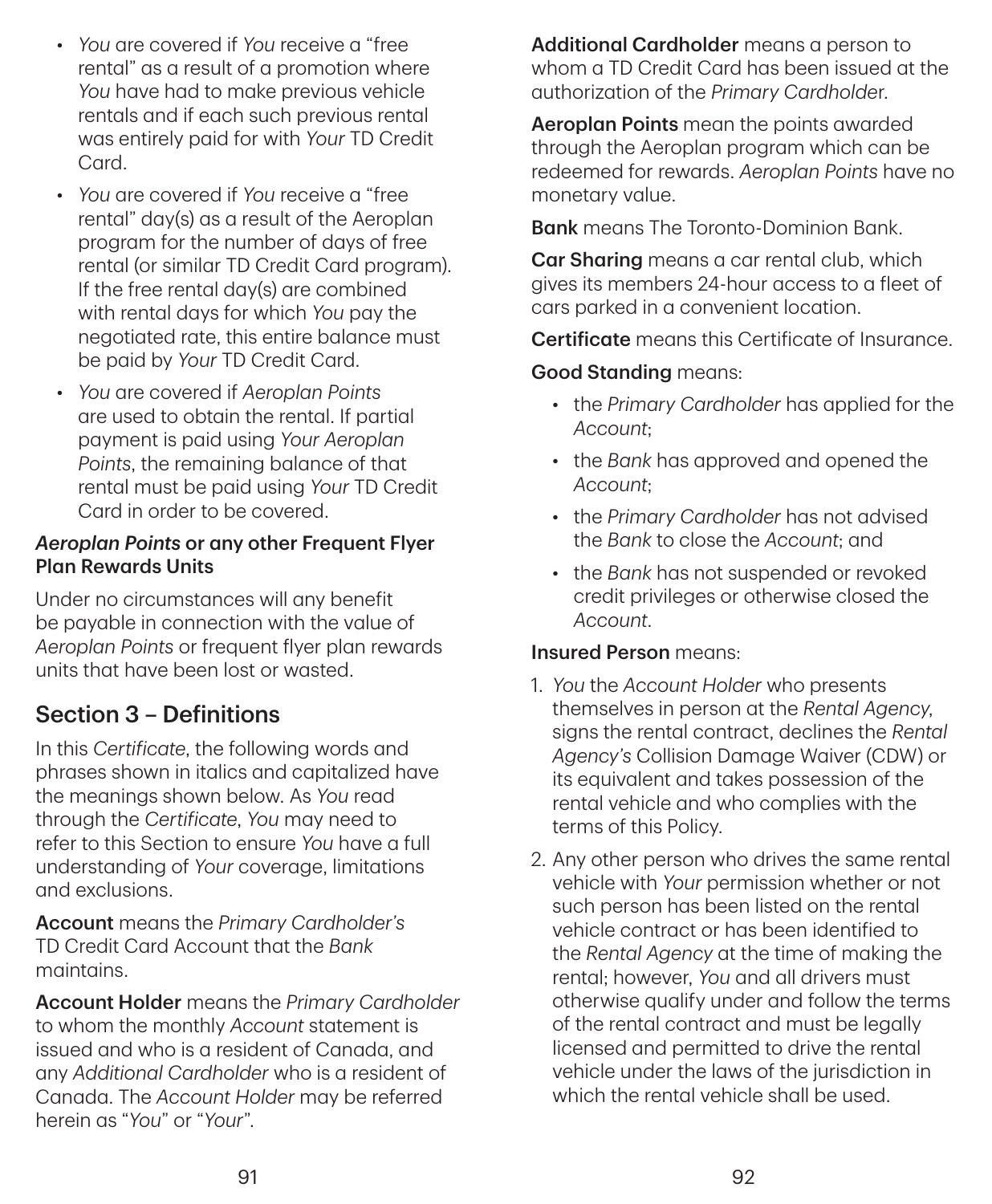- *You* are covered if *You* receive a "free rental" as a result of a promotion where *You* have had to make previous vehicle rentals and if each such previous rental was entirely paid for with *Your* TD Credit Card.
- *You* are covered if *You* receive a "free rental" day(s) as a result of the Aeroplan program for the number of days of free rental (or similar TD Credit Card program). If the free rental day(s) are combined with rental days for which *You* pay the negotiated rate, this entire balance must be paid by *Your* TD Credit Card.
- *You* are covered if *Aeroplan Points* are used to obtain the rental. If partial payment is paid using *Your Aeroplan Points*, the remaining balance of that rental must be paid using *Your* TD Credit Card in order to be covered.

**_Aeroplan Points_ or any other Frequent Flyer Plan Rewards Units**

Under no circumstances will any benefit be payable in connection with the value of *Aeroplan Points* or frequent flyer plan rewards units that have been lost or wasted.

## Section 3 – Definitions

In this *Certificate*, the following words and phrases shown in italics and capitalized have the meanings shown below. As *You* read through the *Certificate*, *You* may need to refer to this Section to ensure *You* have a full understanding of *Your* coverage, limitations and exclusions.

**Account** means the *Primary Cardholder's* TD Credit Card Account that the *Bank* maintains.

**Account Holder** means the *Primary Cardholder* to whom the monthly *Account* statement is issued and who is a resident of Canada, and any *Additional Cardholder* who is a resident of Canada. The *Account Holder* may be referred herein as "*You*" or "*Your*".

**Additional Cardholder** means a person to whom a TD Credit Card has been issued at the authorization of the *Primary Cardholder*.

**Aeroplan Points** mean the points awarded through the Aeroplan program which can be redeemed for rewards. *Aeroplan Points* have no monetary value.

**Bank** means The Toronto-Dominion Bank.

**Car Sharing** means a car rental club, which gives its members 24-hour access to a fleet of cars parked in a convenient location.

**Certificate** means this Certificate of Insurance.

**Good Standing** means:

- the *Primary Cardholder* has applied for the *Account*;
- the *Bank* has approved and opened the *Account*;
- the *Primary Cardholder* has not advised the *Bank* to close the *Account*; and
- the *Bank* has not suspended or revoked credit privileges or otherwise closed the *Account*.

**Insured Person** means:

1. *You* the *Account Holder* who presents themselves in person at the *Rental Agency*, signs the rental contract, declines the *Rental Agency's* Collision Damage Waiver (CDW) or its equivalent and takes possession of the rental vehicle and who complies with the terms of this Policy.
2. Any other person who drives the same rental vehicle with *Your* permission whether or not such person has been listed on the rental vehicle contract or has been identified to the *Rental Agency* at the time of making the rental; however, *You* and all drivers must otherwise qualify under and follow the terms of the rental contract and must be legally licensed and permitted to drive the rental vehicle under the laws of the jurisdiction in which the rental vehicle shall be used.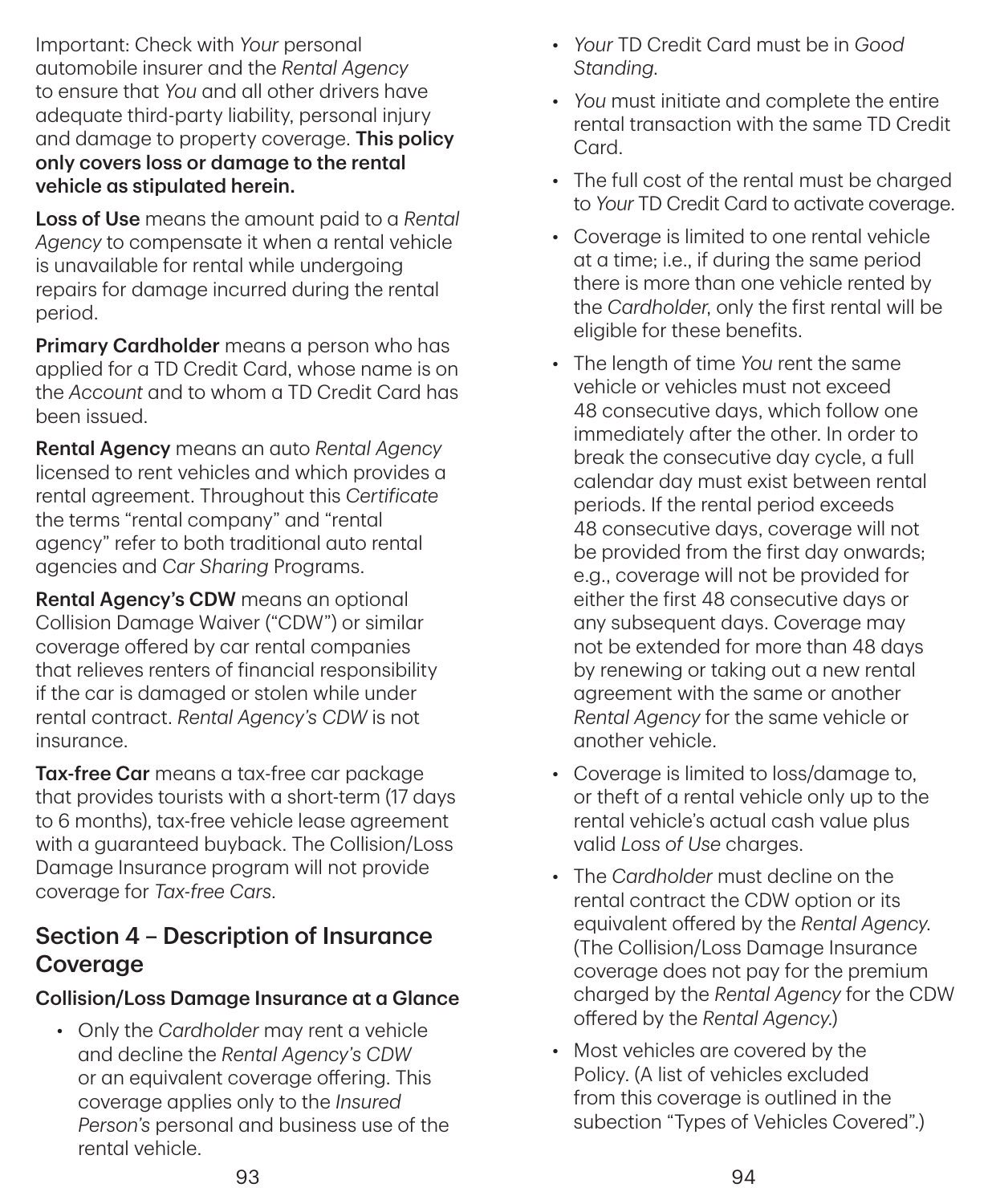Important: Check with *Your* personal automobile insurer and the *Rental Agency* to ensure that *You* and all other drivers have adequate third-party liability, personal injury and damage to property coverage. **This policy only covers loss or damage to the rental vehicle as stipulated herein.**

**Loss of Use** means the amount paid to a *Rental Agency* to compensate it when a rental vehicle is unavailable for rental while undergoing repairs for damage incurred during the rental period.

**Primary Cardholder** means a person who has applied for a TD Credit Card, whose name is on the *Account* and to whom a TD Credit Card has been issued.

**Rental Agency** means an auto *Rental Agency* licensed to rent vehicles and which provides a rental agreement. Throughout this *Certificate* the terms "rental company" and "rental agency" refer to both traditional auto rental agencies and *Car Sharing* Programs.

**Rental Agency's CDW** means an optional Collision Damage Waiver ("CDW") or similar coverage offered by car rental companies that relieves renters of financial responsibility if the car is damaged or stolen while under rental contract. *Rental Agency's CDW* is not insurance.

**Tax-free Car** means a tax-free car package that provides tourists with a short-term (17 days to 6 months), tax-free vehicle lease agreement with a guaranteed buyback. The Collision/Loss Damage Insurance program will not provide coverage for *Tax-free Cars*.

## Section 4 – Description of Insurance Coverage

### Collision/Loss Damage Insurance at a Glance

- Only the *Cardholder* may rent a vehicle and decline the *Rental Agency's CDW* or an equivalent coverage offering. This coverage applies only to the *Insured Person's* personal and business use of the rental vehicle.
- *Your* TD Credit Card must be in *Good Standing*.
- *You* must initiate and complete the entire rental transaction with the same TD Credit Card.
- The full cost of the rental must be charged to *Your* TD Credit Card to activate coverage.
- Coverage is limited to one rental vehicle at a time; i.e., if during the same period there is more than one vehicle rented by the *Cardholder*, only the first rental will be eligible for these benefits.
- The length of time *You* rent the same vehicle or vehicles must not exceed 48 consecutive days, which follow one immediately after the other. In order to break the consecutive day cycle, a full calendar day must exist between rental periods. If the rental period exceeds 48 consecutive days, coverage will not be provided from the first day onwards; e.g., coverage will not be provided for either the first 48 consecutive days or any subsequent days. Coverage may not be extended for more than 48 days by renewing or taking out a new rental agreement with the same or another *Rental Agency* for the same vehicle or another vehicle.
- Coverage is limited to loss/damage to, or theft of a rental vehicle only up to the rental vehicle's actual cash value plus valid *Loss of Use* charges.
- The *Cardholder* must decline on the rental contract the CDW option or its equivalent offered by the *Rental Agency*. (The Collision/Loss Damage Insurance coverage does not pay for the premium charged by the *Rental Agency* for the CDW offered by the *Rental Agency*.)
- Most vehicles are covered by the Policy. (A list of vehicles excluded from this coverage is outlined in the subection "Types of Vehicles Covered".)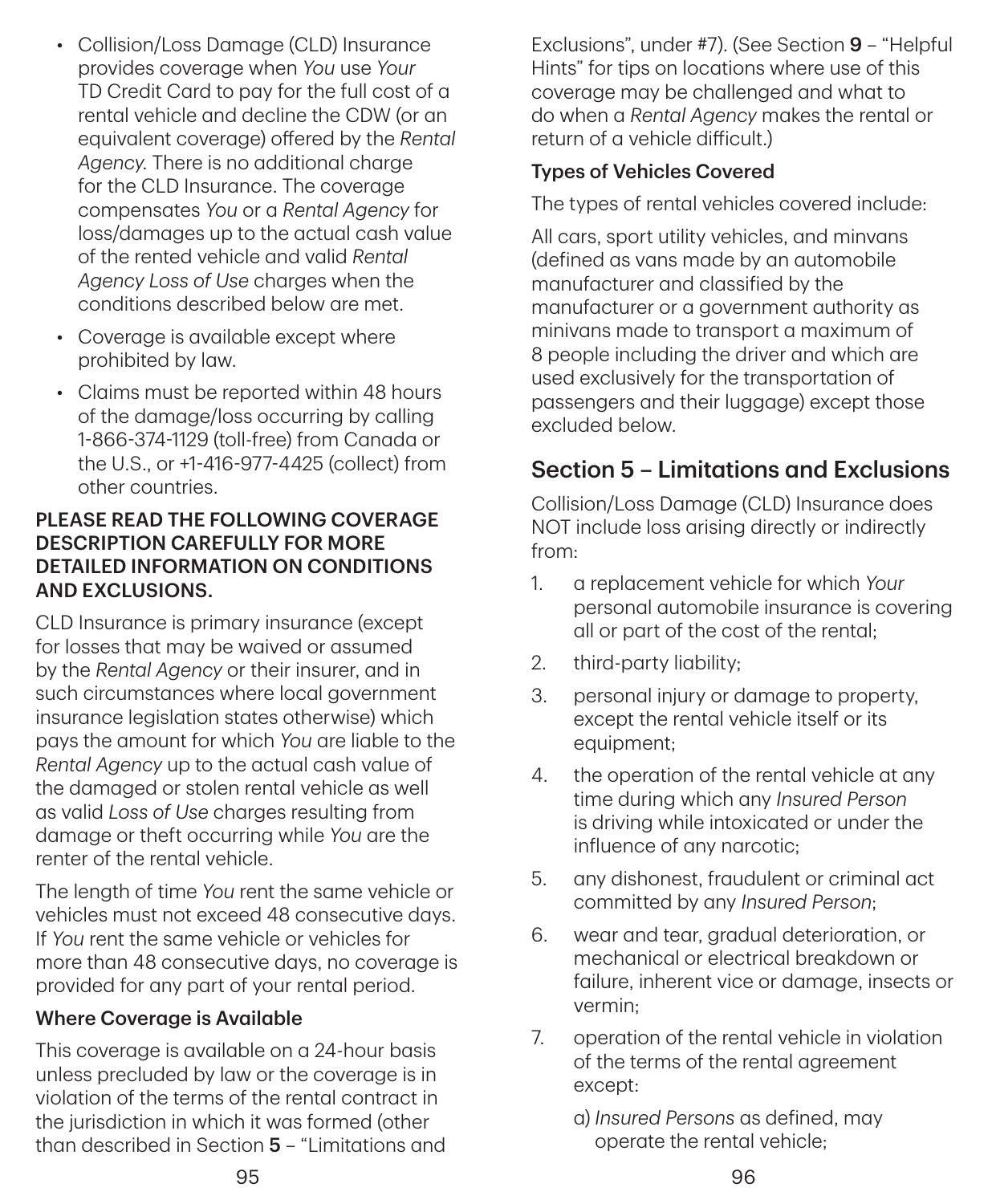- Collision/Loss Damage (CLD) Insurance provides coverage when *You* use *Your* TD Credit Card to pay for the full cost of a rental vehicle and decline the CDW (or an equivalent coverage) offered by the *Rental Agency.* There is no additional charge for the CLD Insurance. The coverage compensates *You* or a *Rental Agency* for loss/damages up to the actual cash value of the rented vehicle and valid *Rental Agency Loss of Use* charges when the conditions described below are met.
- Coverage is available except where prohibited by law.
- Claims must be reported within 48 hours of the damage/loss occurring by calling 1-866-374-1129 (toll-free) from Canada or the U.S., or +1-416-977-4425 (collect) from other countries.

**PLEASE READ THE FOLLOWING COVERAGE DESCRIPTION CAREFULLY FOR MORE DETAILED INFORMATION ON CONDITIONS AND EXCLUSIONS.**

CLD Insurance is primary insurance (except for losses that may be waived or assumed by the *Rental Agency* or their insurer, and in such circumstances where local government insurance legislation states otherwise) which pays the amount for which *You* are liable to the *Rental Agency* up to the actual cash value of the damaged or stolen rental vehicle as well as valid *Loss of Use* charges resulting from damage or theft occurring while *You* are the renter of the rental vehicle.

The length of time *You* rent the same vehicle or vehicles must not exceed 48 consecutive days. If *You* rent the same vehicle or vehicles for more than 48 consecutive days, no coverage is provided for any part of your rental period.

**Where Coverage is Available**

This coverage is available on a 24-hour basis unless precluded by law or the coverage is in violation of the terms of the rental contract in the jurisdiction in which it was formed (other than described in Section **5** – "Limitations and Exclusions", under #7). (See Section **9** – "Helpful Hints" for tips on locations where use of this coverage may be challenged and what to do when a *Rental Agency* makes the rental or return of a vehicle difficult.)

**Types of Vehicles Covered**

The types of rental vehicles covered include:

All cars, sport utility vehicles, and minvans (defined as vans made by an automobile manufacturer and classified by the manufacturer or a government authority as minivans made to transport a maximum of 8 people including the driver and which are used exclusively for the transportation of passengers and their luggage) except those excluded below.

## Section 5 – Limitations and Exclusions

Collision/Loss Damage (CLD) Insurance does NOT include loss arising directly or indirectly from:

1. a replacement vehicle for which *Your* personal automobile insurance is covering all or part of the cost of the rental;
2. third-party liability;
3. personal injury or damage to property, except the rental vehicle itself or its equipment;
4. the operation of the rental vehicle at any time during which any *Insured Person* is driving while intoxicated or under the influence of any narcotic;
5. any dishonest, fraudulent or criminal act committed by any *Insured Person*;
6. wear and tear, gradual deterioration, or mechanical or electrical breakdown or failure, inherent vice or damage, insects or vermin;
7. operation of the rental vehicle in violation of the terms of the rental agreement except:

   a) *Insured Persons* as defined, may operate the rental vehicle;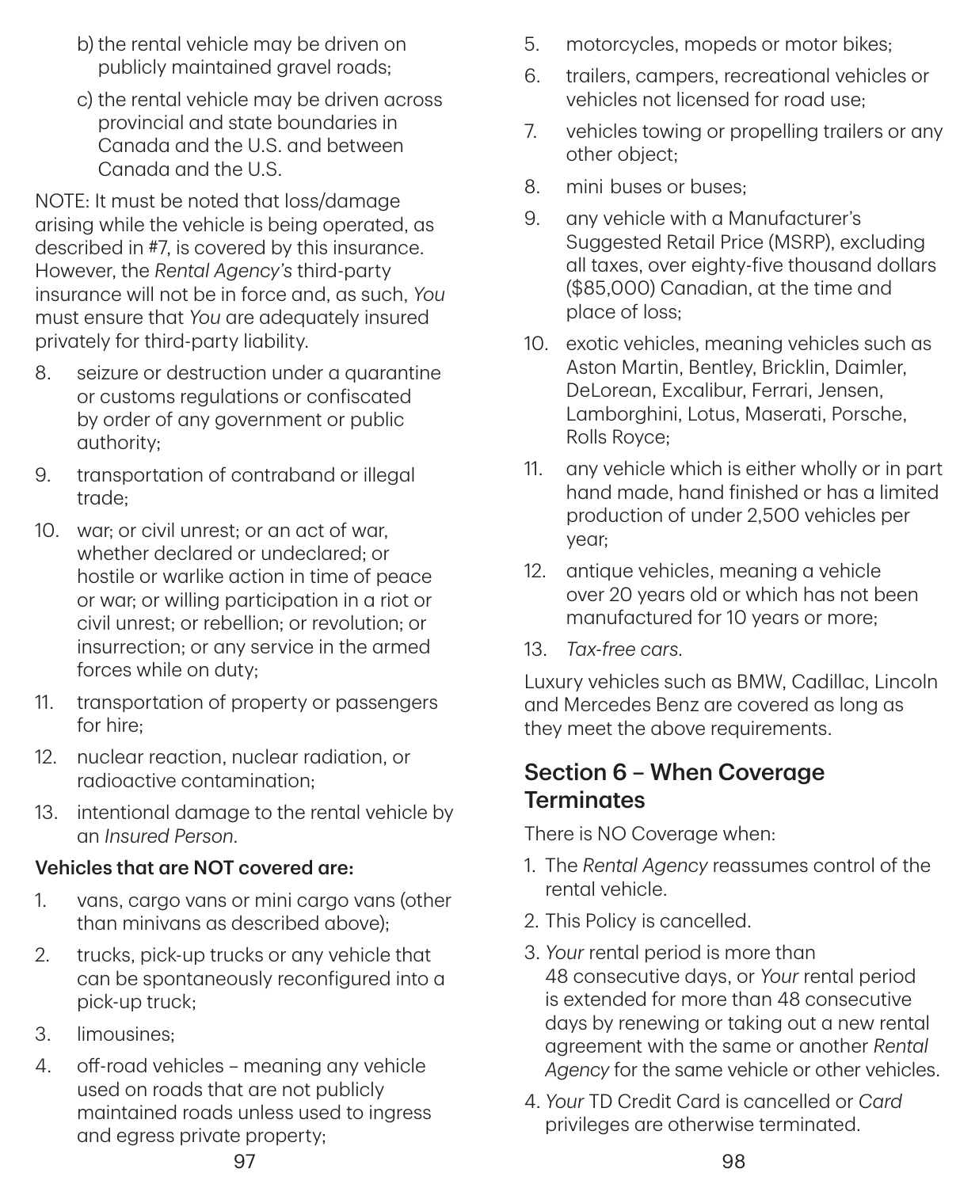b) the rental vehicle may be driven on publicly maintained gravel roads;

c) the rental vehicle may be driven across provincial and state boundaries in Canada and the U.S. and between Canada and the U.S.

NOTE: It must be noted that loss/damage arising while the vehicle is being operated, as described in #7, is covered by this insurance. However, the *Rental Agency's* third-party insurance will not be in force and, as such, *You* must ensure that *You* are adequately insured privately for third-party liability.

8. seizure or destruction under a quarantine or customs regulations or confiscated by order of any government or public authority;
9. transportation of contraband or illegal trade;
10. war; or civil unrest; or an act of war, whether declared or undeclared; or hostile or warlike action in time of peace or war; or willing participation in a riot or civil unrest; or rebellion; or revolution; or insurrection; or any service in the armed forces while on duty;
11. transportation of property or passengers for hire;
12. nuclear reaction, nuclear radiation, or radioactive contamination;
13. intentional damage to the rental vehicle by an *Insured Person*.

**Vehicles that are NOT covered are:**

1. vans, cargo vans or mini cargo vans (other than minivans as described above);
2. trucks, pick-up trucks or any vehicle that can be spontaneously reconfigured into a pick-up truck;
3. limousines;
4. off-road vehicles – meaning any vehicle used on roads that are not publicly maintained roads unless used to ingress and egress private property;
5. motorcycles, mopeds or motor bikes;
6. trailers, campers, recreational vehicles or vehicles not licensed for road use;
7. vehicles towing or propelling trailers or any other object;
8. mini buses or buses;
9. any vehicle with a Manufacturer's Suggested Retail Price (MSRP), excluding all taxes, over eighty-five thousand dollars ($85,000) Canadian, at the time and place of loss;
10. exotic vehicles, meaning vehicles such as Aston Martin, Bentley, Bricklin, Daimler, DeLorean, Excalibur, Ferrari, Jensen, Lamborghini, Lotus, Maserati, Porsche, Rolls Royce;
11. any vehicle which is either wholly or in part hand made, hand finished or has a limited production of under 2,500 vehicles per year;
12. antique vehicles, meaning a vehicle over 20 years old or which has not been manufactured for 10 years or more;
13. *Tax-free cars*.

Luxury vehicles such as BMW, Cadillac, Lincoln and Mercedes Benz are covered as long as they meet the above requirements.

## Section 6 – When Coverage Terminates

There is NO Coverage when:

1. The *Rental Agency* reassumes control of the rental vehicle.
2. This Policy is cancelled.
3. *Your* rental period is more than 48 consecutive days, or *Your* rental period is extended for more than 48 consecutive days by renewing or taking out a new rental agreement with the same or another *Rental Agency* for the same vehicle or other vehicles.
4. *Your* TD Credit Card is cancelled or *Card* privileges are otherwise terminated.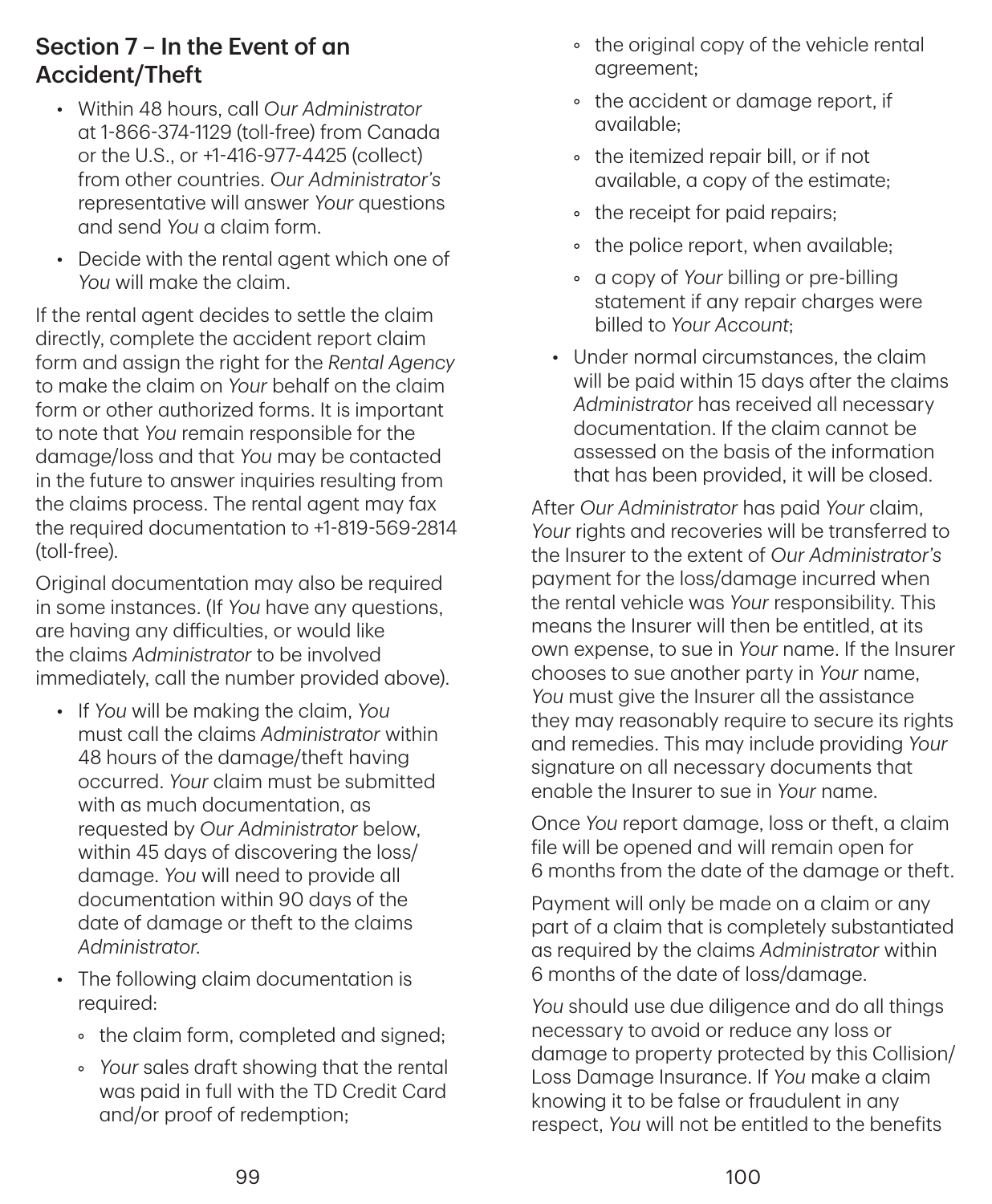## Section 7 – In the Event of an Accident/Theft

- Within 48 hours, call *Our Administrator* at 1-866-374-1129 (toll-free) from Canada or the U.S., or +1-416-977-4425 (collect) from other countries. *Our Administrator's* representative will answer *Your* questions and send *You* a claim form.
- Decide with the rental agent which one of *You* will make the claim.

If the rental agent decides to settle the claim directly, complete the accident report claim form and assign the right for the *Rental Agency* to make the claim on *Your* behalf on the claim form or other authorized forms. It is important to note that *You* remain responsible for the damage/loss and that *You* may be contacted in the future to answer inquiries resulting from the claims process. The rental agent may fax the required documentation to +1-819-569-2814 (toll-free).

Original documentation may also be required in some instances. (If *You* have any questions, are having any difficulties, or would like the claims *Administrator* to be involved immediately, call the number provided above).

- If *You* will be making the claim, *You* must call the claims *Administrator* within 48 hours of the damage/theft having occurred. *Your* claim must be submitted with as much documentation, as requested by *Our Administrator* below, within 45 days of discovering the loss/damage. *You* will need to provide all documentation within 90 days of the date of damage or theft to the claims *Administrator*.
- The following claim documentation is required:
  - the claim form, completed and signed;
  - *Your* sales draft showing that the rental was paid in full with the TD Credit Card and/or proof of redemption;
  - the original copy of the vehicle rental agreement;
  - the accident or damage report, if available;
  - the itemized repair bill, or if not available, a copy of the estimate;
  - the receipt for paid repairs;
  - the police report, when available;
  - a copy of *Your* billing or pre-billing statement if any repair charges were billed to *Your Account*;
- Under normal circumstances, the claim will be paid within 15 days after the claims *Administrator* has received all necessary documentation. If the claim cannot be assessed on the basis of the information that has been provided, it will be closed.

After *Our Administrator* has paid *Your* claim, *Your* rights and recoveries will be transferred to the Insurer to the extent of *Our Administrator's* payment for the loss/damage incurred when the rental vehicle was *Your* responsibility. This means the Insurer will then be entitled, at its own expense, to sue in *Your* name. If the Insurer chooses to sue another party in *Your* name, *You* must give the Insurer all the assistance they may reasonably require to secure its rights and remedies. This may include providing *Your* signature on all necessary documents that enable the Insurer to sue in *Your* name.

Once *You* report damage, loss or theft, a claim file will be opened and will remain open for 6 months from the date of the damage or theft.

Payment will only be made on a claim or any part of a claim that is completely substantiated as required by the claims *Administrator* within 6 months of the date of loss/damage.

*You* should use due diligence and do all things necessary to avoid or reduce any loss or damage to property protected by this Collision/Loss Damage Insurance. If *You* make a claim knowing it to be false or fraudulent in any respect, *You* will not be entitled to the benefits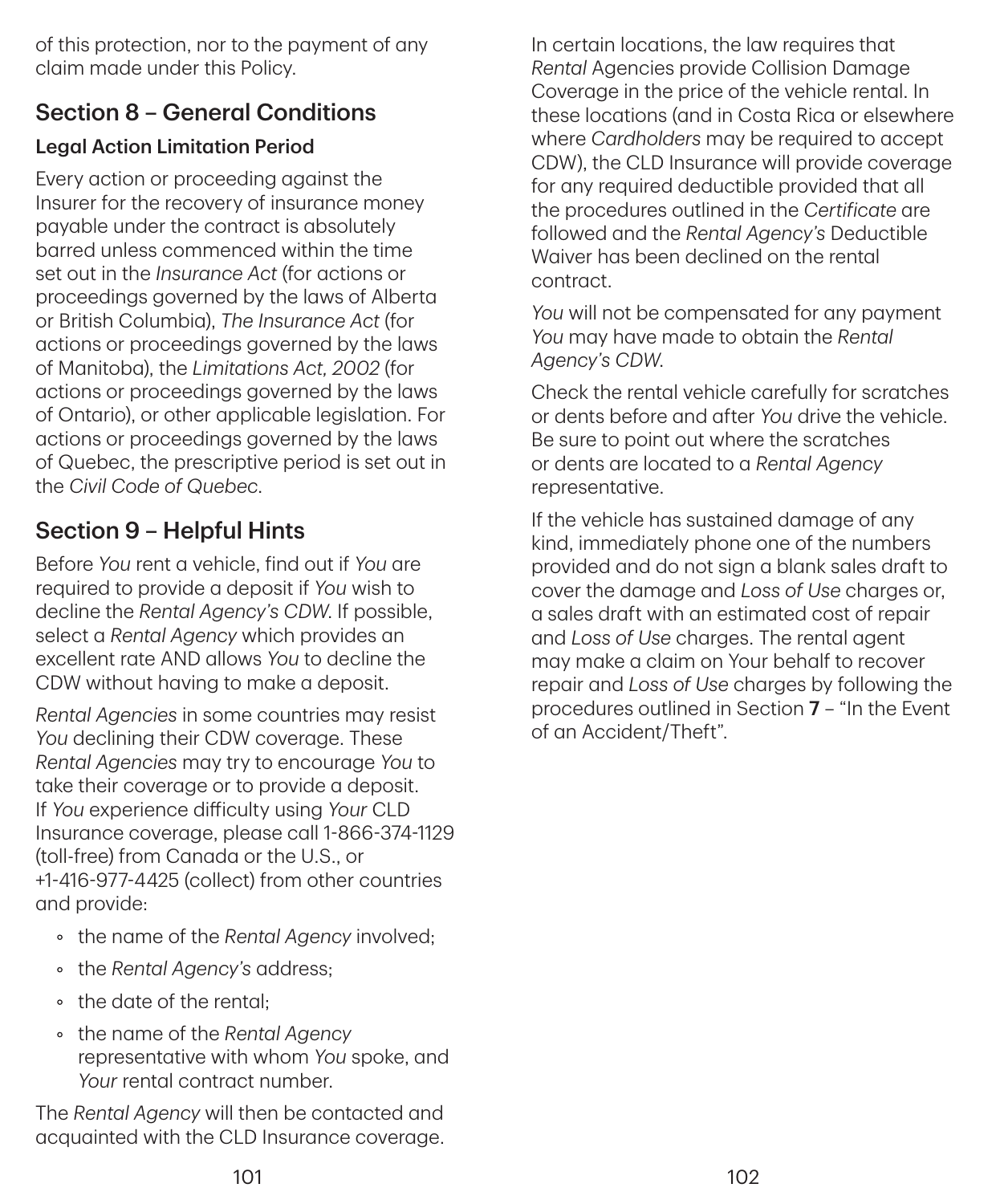of this protection, nor to the payment of any claim made under this Policy.

## Section 8 – General Conditions

### Legal Action Limitation Period

Every action or proceeding against the Insurer for the recovery of insurance money payable under the contract is absolutely barred unless commenced within the time set out in the *Insurance Act* (for actions or proceedings governed by the laws of Alberta or British Columbia), *The Insurance Act* (for actions or proceedings governed by the laws of Manitoba), the *Limitations Act, 2002* (for actions or proceedings governed by the laws of Ontario), or other applicable legislation. For actions or proceedings governed by the laws of Quebec, the prescriptive period is set out in the *Civil Code of Quebec*.

## Section 9 – Helpful Hints

Before *You* rent a vehicle, find out if *You* are required to provide a deposit if *You* wish to decline the *Rental Agency's CDW*. If possible, select a *Rental Agency* which provides an excellent rate AND allows *You* to decline the CDW without having to make a deposit.

*Rental Agencies* in some countries may resist *You* declining their CDW coverage. These *Rental Agencies* may try to encourage *You* to take their coverage or to provide a deposit. If *You* experience difficulty using *Your* CLD Insurance coverage, please call 1-866-374-1129 (toll-free) from Canada or the U.S., or +1-416-977-4425 (collect) from other countries and provide:

- the name of the *Rental Agency* involved;
- the *Rental Agency's* address;
- the date of the rental;
- the name of the *Rental Agency* representative with whom *You* spoke, and *Your* rental contract number.

The *Rental Agency* will then be contacted and acquainted with the CLD Insurance coverage.

In certain locations, the law requires that *Rental* Agencies provide Collision Damage Coverage in the price of the vehicle rental. In these locations (and in Costa Rica or elsewhere where *Cardholders* may be required to accept CDW), the CLD Insurance will provide coverage for any required deductible provided that all the procedures outlined in the *Certificate* are followed and the *Rental Agency's* Deductible Waiver has been declined on the rental contract.

*You* will not be compensated for any payment *You* may have made to obtain the *Rental Agency's CDW*.

Check the rental vehicle carefully for scratches or dents before and after *You* drive the vehicle. Be sure to point out where the scratches or dents are located to a *Rental Agency* representative.

If the vehicle has sustained damage of any kind, immediately phone one of the numbers provided and do not sign a blank sales draft to cover the damage and *Loss of Use* charges or, a sales draft with an estimated cost of repair and *Loss of Use* charges. The rental agent may make a claim on Your behalf to recover repair and *Loss of Use* charges by following the procedures outlined in Section **7** – "In the Event of an Accident/Theft".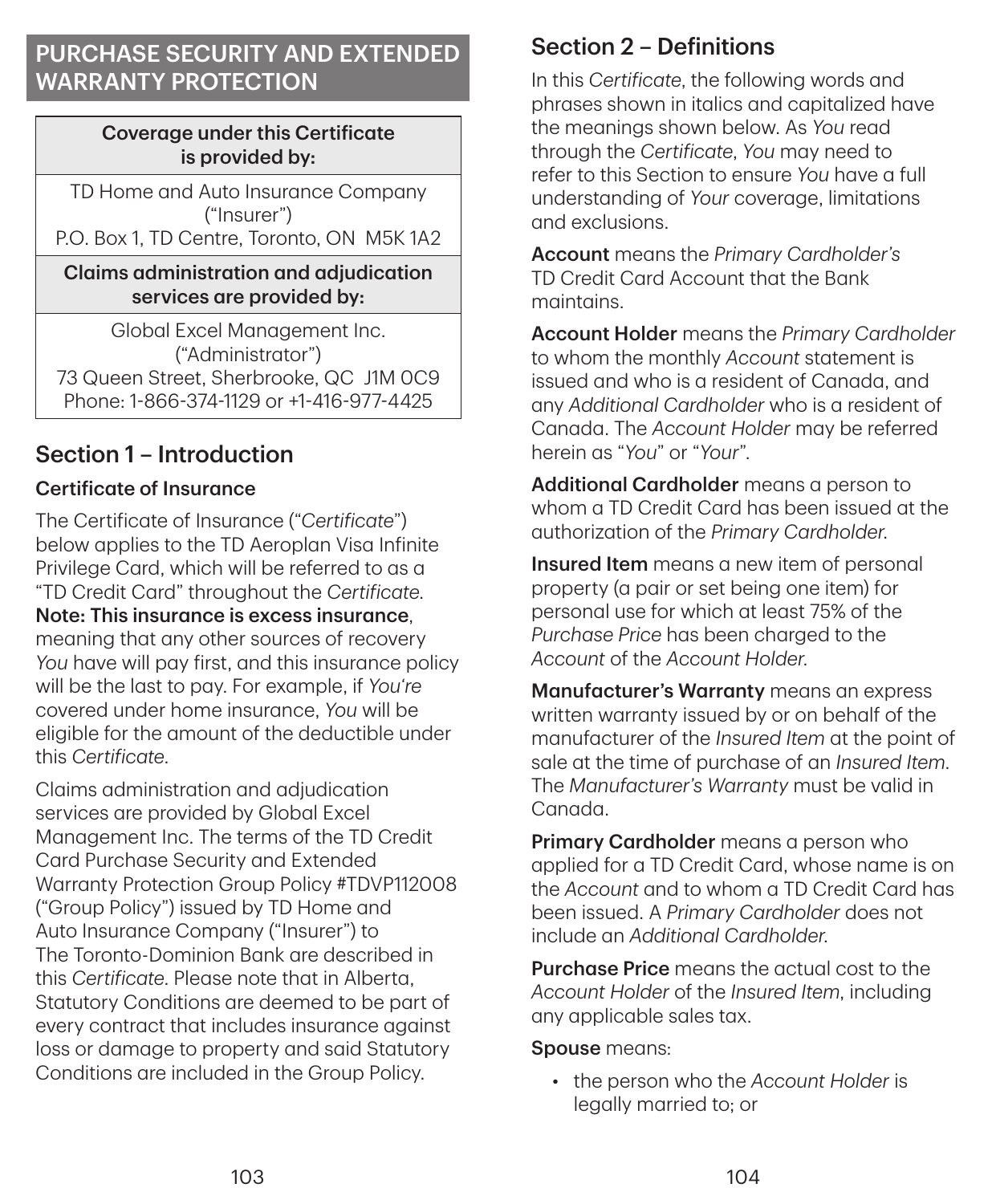# PURCHASE SECURITY AND EXTENDED WARRANTY PROTECTION

| Coverage under this Certificate is provided by: |
| --- |
| TD Home and Auto Insurance Company ("Insurer") P.O. Box 1, TD Centre, Toronto, ON M5K 1A2 |
| **Claims administration and adjudication services are provided by:** |
| Global Excel Management Inc. ("Administrator") 73 Queen Street, Sherbrooke, QC J1M 0C9 Phone: 1-866-374-1129 or +1-416-977-4425 |

## Section 1 – Introduction

### Certificate of Insurance

The Certificate of Insurance ("*Certificate*") below applies to the TD Aeroplan Visa Infinite Privilege Card, which will be referred to as a "TD Credit Card" throughout the *Certificate*. **Note: This insurance is excess insurance**, meaning that any other sources of recovery *You* have will pay first, and this insurance policy will be the last to pay. For example, if *You're* covered under home insurance, *You* will be eligible for the amount of the deductible under this *Certificate*.

Claims administration and adjudication services are provided by Global Excel Management Inc. The terms of the TD Credit Card Purchase Security and Extended Warranty Protection Group Policy #TDVP112008 ("Group Policy") issued by TD Home and Auto Insurance Company ("Insurer") to The Toronto-Dominion Bank are described in this *Certificate*. Please note that in Alberta, Statutory Conditions are deemed to be part of every contract that includes insurance against loss or damage to property and said Statutory Conditions are included in the Group Policy.

## Section 2 – Definitions

In this *Certificate*, the following words and phrases shown in italics and capitalized have the meanings shown below. As *You* read through the *Certificate*, *You* may need to refer to this Section to ensure *You* have a full understanding of *Your* coverage, limitations and exclusions.

**Account** means the *Primary Cardholder's* TD Credit Card Account that the Bank maintains.

**Account Holder** means the *Primary Cardholder* to whom the monthly *Account* statement is issued and who is a resident of Canada, and any *Additional Cardholder* who is a resident of Canada. The *Account Holder* may be referred herein as "*You*" or "*Your*".

**Additional Cardholder** means a person to whom a TD Credit Card has been issued at the authorization of the *Primary Cardholder*.

**Insured Item** means a new item of personal property (a pair or set being one item) for personal use for which at least 75% of the *Purchase Price* has been charged to the *Account* of the *Account Holder*.

**Manufacturer's Warranty** means an express written warranty issued by or on behalf of the manufacturer of the *Insured Item* at the point of sale at the time of purchase of an *Insured Item*. The *Manufacturer's Warranty* must be valid in Canada.

**Primary Cardholder** means a person who applied for a TD Credit Card, whose name is on the *Account* and to whom a TD Credit Card has been issued. A *Primary Cardholder* does not include an *Additional Cardholder*.

**Purchase Price** means the actual cost to the *Account Holder* of the *Insured Item*, including any applicable sales tax.

**Spouse** means:

- the person who the *Account Holder* is legally married to; or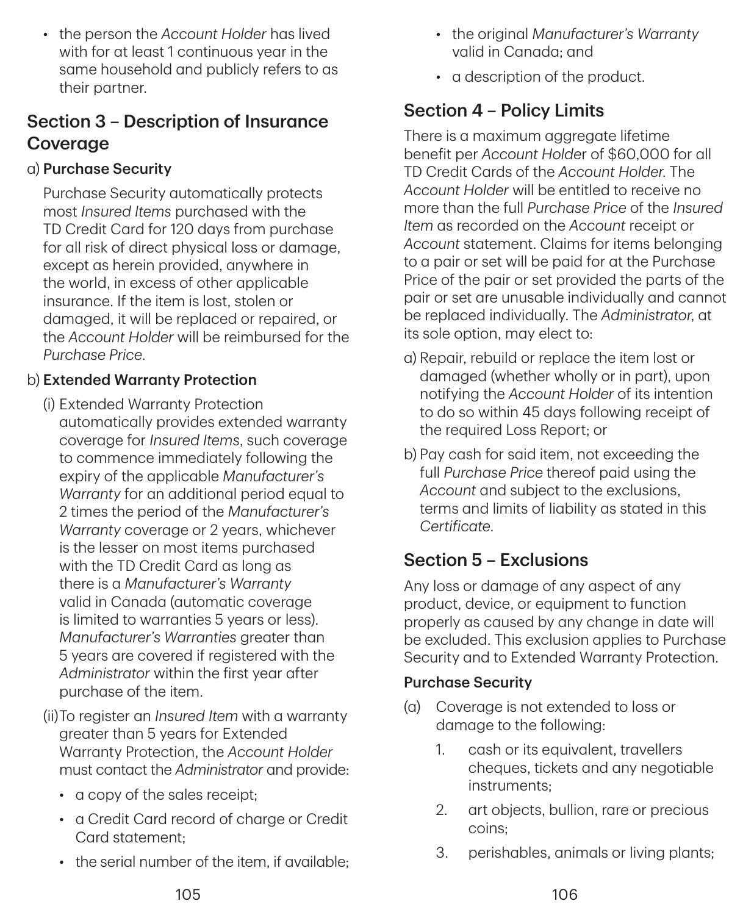- the person the *Account Holder* has lived with for at least 1 continuous year in the same household and publicly refers to as their partner.

## Section 3 – Description of Insurance Coverage

a) **Purchase Security**

Purchase Security automatically protects most *Insured Items* purchased with the TD Credit Card for 120 days from purchase for all risk of direct physical loss or damage, except as herein provided, anywhere in the world, in excess of other applicable insurance. If the item is lost, stolen or damaged, it will be replaced or repaired, or the *Account Holder* will be reimbursed for the *Purchase Price*.

b) **Extended Warranty Protection**

(i) Extended Warranty Protection automatically provides extended warranty coverage for *Insured Items*, such coverage to commence immediately following the expiry of the applicable *Manufacturer's Warranty* for an additional period equal to 2 times the period of the *Manufacturer's Warranty* coverage or 2 years, whichever is the lesser on most items purchased with the TD Credit Card as long as there is a *Manufacturer's Warranty* valid in Canada (automatic coverage is limited to warranties 5 years or less). *Manufacturer's Warranties* greater than 5 years are covered if registered with the *Administrator* within the first year after purchase of the item.

(ii) To register an *Insured Item* with a warranty greater than 5 years for Extended Warranty Protection, the *Account Holder* must contact the *Administrator* and provide:

- a copy of the sales receipt;
- a Credit Card record of charge or Credit Card statement;
- the serial number of the item, if available;
- the original *Manufacturer's Warranty* valid in Canada; and
- a description of the product.

## Section 4 – Policy Limits

There is a maximum aggregate lifetime benefit per *Account Holder* of $60,000 for all TD Credit Cards of the *Account Holder*. The *Account Holder* will be entitled to receive no more than the full *Purchase Price* of the *Insured Item* as recorded on the *Account* receipt or *Account* statement. Claims for items belonging to a pair or set will be paid for at the Purchase Price of the pair or set provided the parts of the pair or set are unusable individually and cannot be replaced individually. The *Administrator*, at its sole option, may elect to:

a) Repair, rebuild or replace the item lost or damaged (whether wholly or in part), upon notifying the *Account Holder* of its intention to do so within 45 days following receipt of the required Loss Report; or

b) Pay cash for said item, not exceeding the full *Purchase Price* thereof paid using the *Account* and subject to the exclusions, terms and limits of liability as stated in this *Certificate*.

## Section 5 – Exclusions

Any loss or damage of any aspect of any product, device, or equipment to function properly as caused by any change in date will be excluded. This exclusion applies to Purchase Security and to Extended Warranty Protection.

**Purchase Security**

(a) Coverage is not extended to loss or damage to the following:

1. cash or its equivalent, travellers cheques, tickets and any negotiable instruments;
2. art objects, bullion, rare or precious coins;
3. perishables, animals or living plants;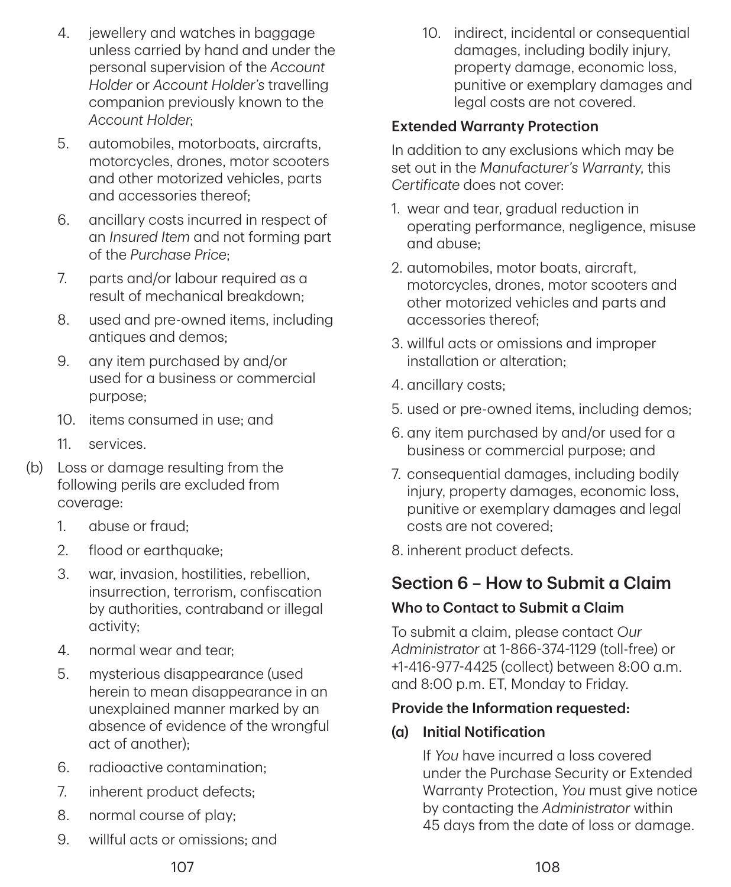4. jewellery and watches in baggage unless carried by hand and under the personal supervision of the *Account Holder* or *Account Holder's* travelling companion previously known to the *Account Holder*;
5. automobiles, motorboats, aircrafts, motorcycles, drones, motor scooters and other motorized vehicles, parts and accessories thereof;
6. ancillary costs incurred in respect of an *Insured Item* and not forming part of the *Purchase Price*;
7. parts and/or labour required as a result of mechanical breakdown;
8. used and pre-owned items, including antiques and demos;
9. any item purchased by and/or used for a business or commercial purpose;
10. items consumed in use; and
11. services.

(b) Loss or damage resulting from the following perils are excluded from coverage:

1. abuse or fraud;
2. flood or earthquake;
3. war, invasion, hostilities, rebellion, insurrection, terrorism, confiscation by authorities, contraband or illegal activity;
4. normal wear and tear;
5. mysterious disappearance (used herein to mean disappearance in an unexplained manner marked by an absence of evidence of the wrongful act of another);
6. radioactive contamination;
7. inherent product defects;
8. normal course of play;
9. willful acts or omissions; and
10. indirect, incidental or consequential damages, including bodily injury, property damage, economic loss, punitive or exemplary damages and legal costs are not covered.

### Extended Warranty Protection

In addition to any exclusions which may be set out in the *Manufacturer's Warranty*, this *Certificate* does not cover:

1. wear and tear, gradual reduction in operating performance, negligence, misuse and abuse;
2. automobiles, motor boats, aircraft, motorcycles, drones, motor scooters and other motorized vehicles and parts and accessories thereof;
3. willful acts or omissions and improper installation or alteration;
4. ancillary costs;
5. used or pre-owned items, including demos;
6. any item purchased by and/or used for a business or commercial purpose; and
7. consequential damages, including bodily injury, property damages, economic loss, punitive or exemplary damages and legal costs are not covered;
8. inherent product defects.

## Section 6 – How to Submit a Claim

### Who to Contact to Submit a Claim

To submit a claim, please contact *Our Administrator* at 1-866-374-1129 (toll-free) or +1-416-977-4425 (collect) between 8:00 a.m. and 8:00 p.m. ET, Monday to Friday.

### Provide the Information requested:

**(a) Initial Notification**

If *You* have incurred a loss covered under the Purchase Security or Extended Warranty Protection, *You* must give notice by contacting the *Administrator* within 45 days from the date of loss or damage.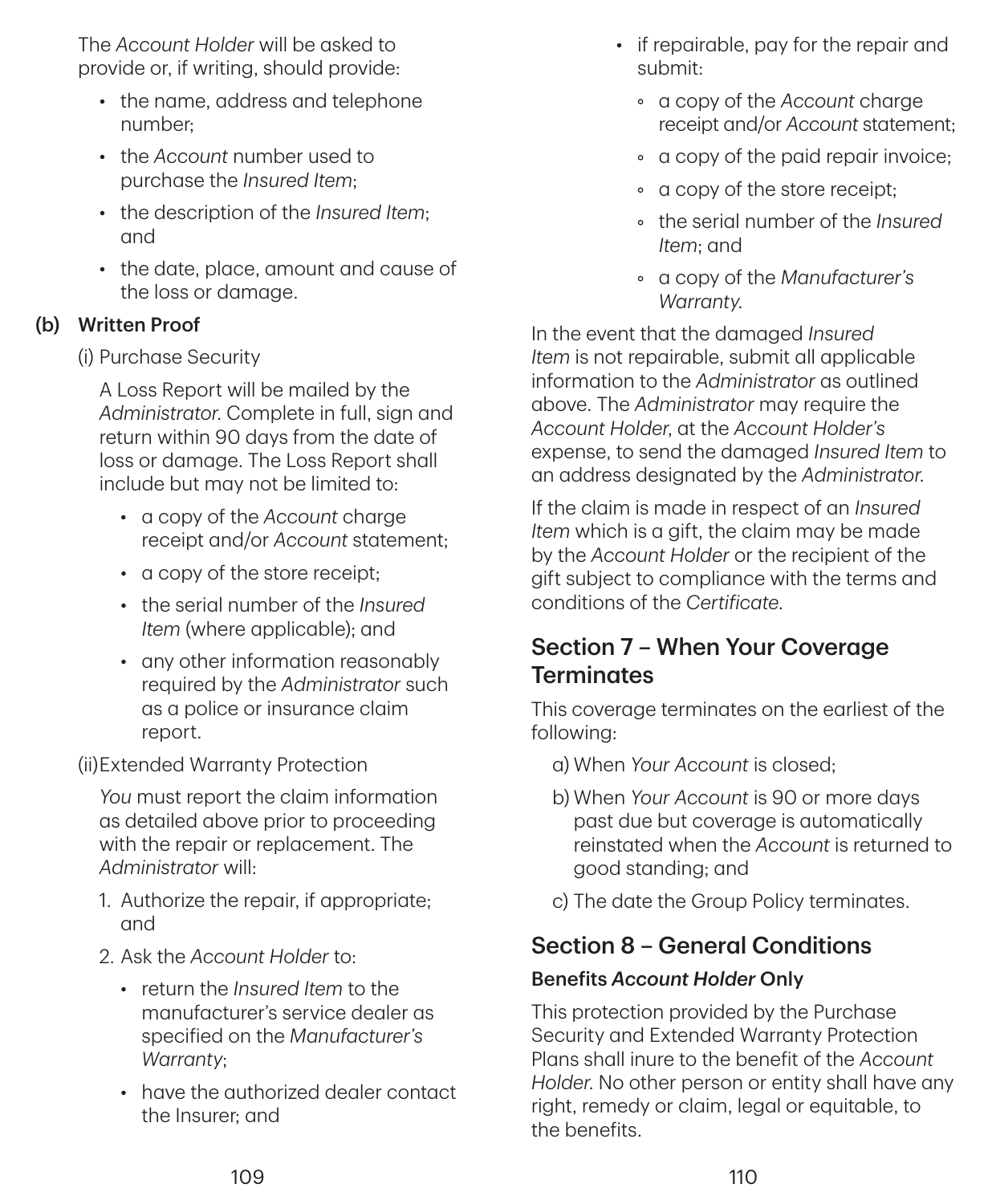The *Account Holder* will be asked to provide or, if writing, should provide:

- the name, address and telephone number;
- the *Account* number used to purchase the *Insured Item*;
- the description of the *Insured Item*; and
- the date, place, amount and cause of the loss or damage.

**(b) Written Proof**

(i) Purchase Security

A Loss Report will be mailed by the *Administrator*. Complete in full, sign and return within 90 days from the date of loss or damage. The Loss Report shall include but may not be limited to:

- a copy of the *Account* charge receipt and/or *Account* statement;
- a copy of the store receipt;
- the serial number of the *Insured Item* (where applicable); and
- any other information reasonably required by the *Administrator* such as a police or insurance claim report.

(ii) Extended Warranty Protection

*You* must report the claim information as detailed above prior to proceeding with the repair or replacement. The *Administrator* will:

1. Authorize the repair, if appropriate; and
2. Ask the *Account Holder* to:
   - return the *Insured Item* to the manufacturer's service dealer as specified on the *Manufacturer's Warranty*;
   - have the authorized dealer contact the Insurer; and
   - if repairable, pay for the repair and submit:
     - a copy of the *Account* charge receipt and/or *Account* statement;
     - a copy of the paid repair invoice;
     - a copy of the store receipt;
     - the serial number of the *Insured Item*; and
     - a copy of the *Manufacturer's Warranty*.

In the event that the damaged *Insured Item* is not repairable, submit all applicable information to the *Administrator* as outlined above. The *Administrator* may require the *Account Holder*, at the *Account Holder's* expense, to send the damaged *Insured Item* to an address designated by the *Administrator*.

If the claim is made in respect of an *Insured Item* which is a gift, the claim may be made by the *Account Holder* or the recipient of the gift subject to compliance with the terms and conditions of the *Certificate*.

## Section 7 – When Your Coverage Terminates

This coverage terminates on the earliest of the following:

a) When *Your Account* is closed;

b) When *Your Account* is 90 or more days past due but coverage is automatically reinstated when the *Account* is returned to good standing; and

c) The date the Group Policy terminates.

## Section 8 – General Conditions

### Benefits *Account Holder* Only

This protection provided by the Purchase Security and Extended Warranty Protection Plans shall inure to the benefit of the *Account Holder*. No other person or entity shall have any right, remedy or claim, legal or equitable, to the benefits.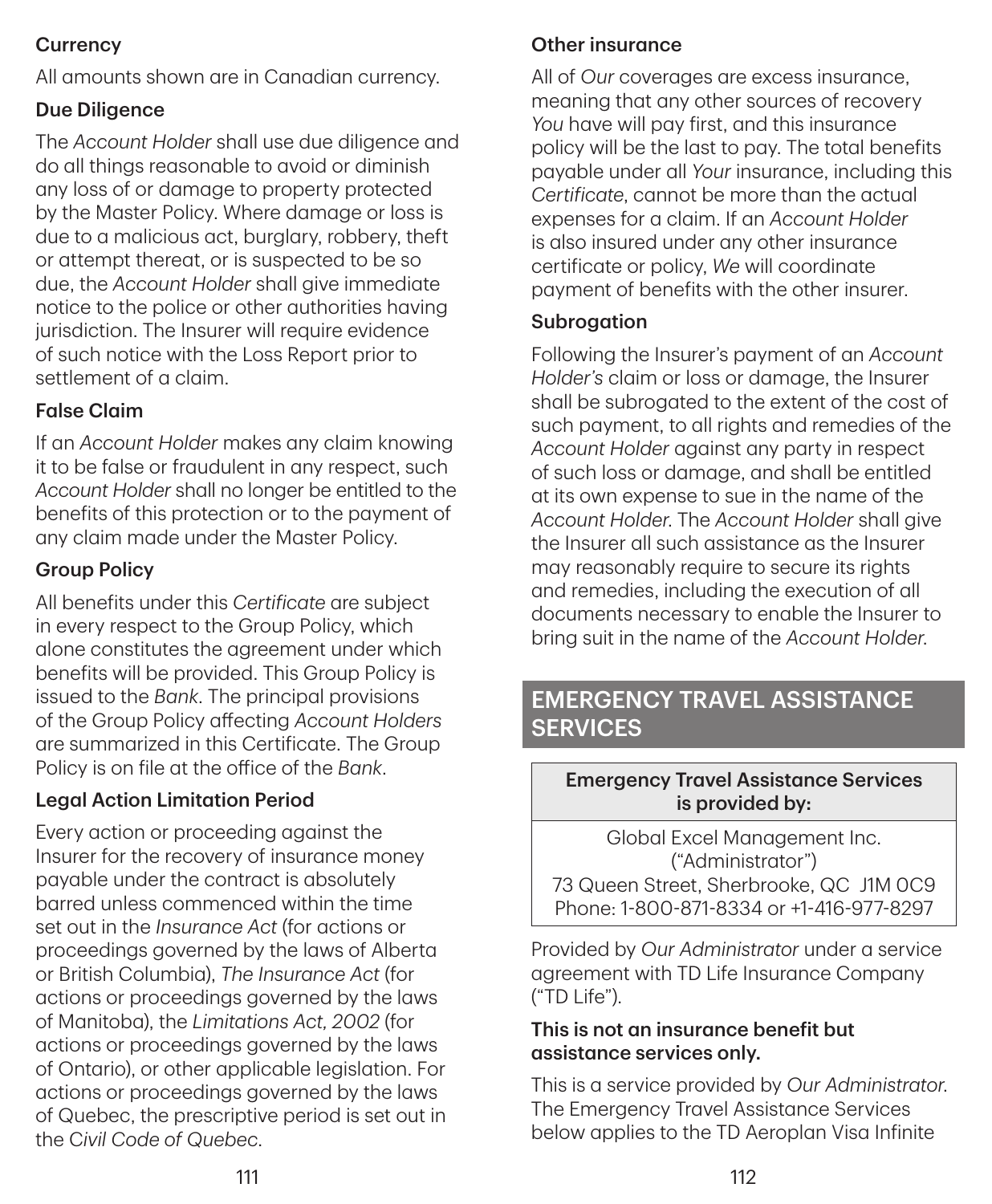### Currency

All amounts shown are in Canadian currency.

### Due Diligence

The *Account Holder* shall use due diligence and do all things reasonable to avoid or diminish any loss of or damage to property protected by the Master Policy. Where damage or loss is due to a malicious act, burglary, robbery, theft or attempt thereat, or is suspected to be so due, the *Account Holder* shall give immediate notice to the police or other authorities having jurisdiction. The Insurer will require evidence of such notice with the Loss Report prior to settlement of a claim.

### False Claim

If an *Account Holder* makes any claim knowing it to be false or fraudulent in any respect, such *Account Holder* shall no longer be entitled to the benefits of this protection or to the payment of any claim made under the Master Policy.

### Group Policy

All benefits under this *Certificate* are subject in every respect to the Group Policy, which alone constitutes the agreement under which benefits will be provided. This Group Policy is issued to the *Bank*. The principal provisions of the Group Policy affecting *Account Holders* are summarized in this Certificate. The Group Policy is on file at the office of the *Bank*.

### Legal Action Limitation Period

Every action or proceeding against the Insurer for the recovery of insurance money payable under the contract is absolutely barred unless commenced within the time set out in the *Insurance Act* (for actions or proceedings governed by the laws of Alberta or British Columbia), *The Insurance Act* (for actions or proceedings governed by the laws of Manitoba), the *Limitations Act, 2002* (for actions or proceedings governed by the laws of Ontario), or other applicable legislation. For actions or proceedings governed by the laws of Quebec, the prescriptive period is set out in the *Civil Code of Quebec*.

### Other insurance

All of *Our* coverages are excess insurance, meaning that any other sources of recovery *You* have will pay first, and this insurance policy will be the last to pay. The total benefits payable under all *Your* insurance, including this *Certificate*, cannot be more than the actual expenses for a claim. If an *Account Holder* is also insured under any other insurance certificate or policy, *We* will coordinate payment of benefits with the other insurer.

### Subrogation

Following the Insurer's payment of an *Account Holder's* claim or loss or damage, the Insurer shall be subrogated to the extent of the cost of such payment, to all rights and remedies of the *Account Holder* against any party in respect of such loss or damage, and shall be entitled at its own expense to sue in the name of the *Account Holder*. The *Account Holder* shall give the Insurer all such assistance as the Insurer may reasonably require to secure its rights and remedies, including the execution of all documents necessary to enable the Insurer to bring suit in the name of the *Account Holder*.

## EMERGENCY TRAVEL ASSISTANCE SERVICES

| Emergency Travel Assistance Services is provided by: |
| --- |
| Global Excel Management Inc. ("Administrator") 73 Queen Street, Sherbrooke, QC J1M 0C9 Phone: 1-800-871-8334 or +1-416-977-8297 |

Provided by *Our Administrator* under a service agreement with TD Life Insurance Company ("TD Life").

**This is not an insurance benefit but assistance services only.**

This is a service provided by *Our Administrator*. The Emergency Travel Assistance Services below applies to the TD Aeroplan Visa Infinite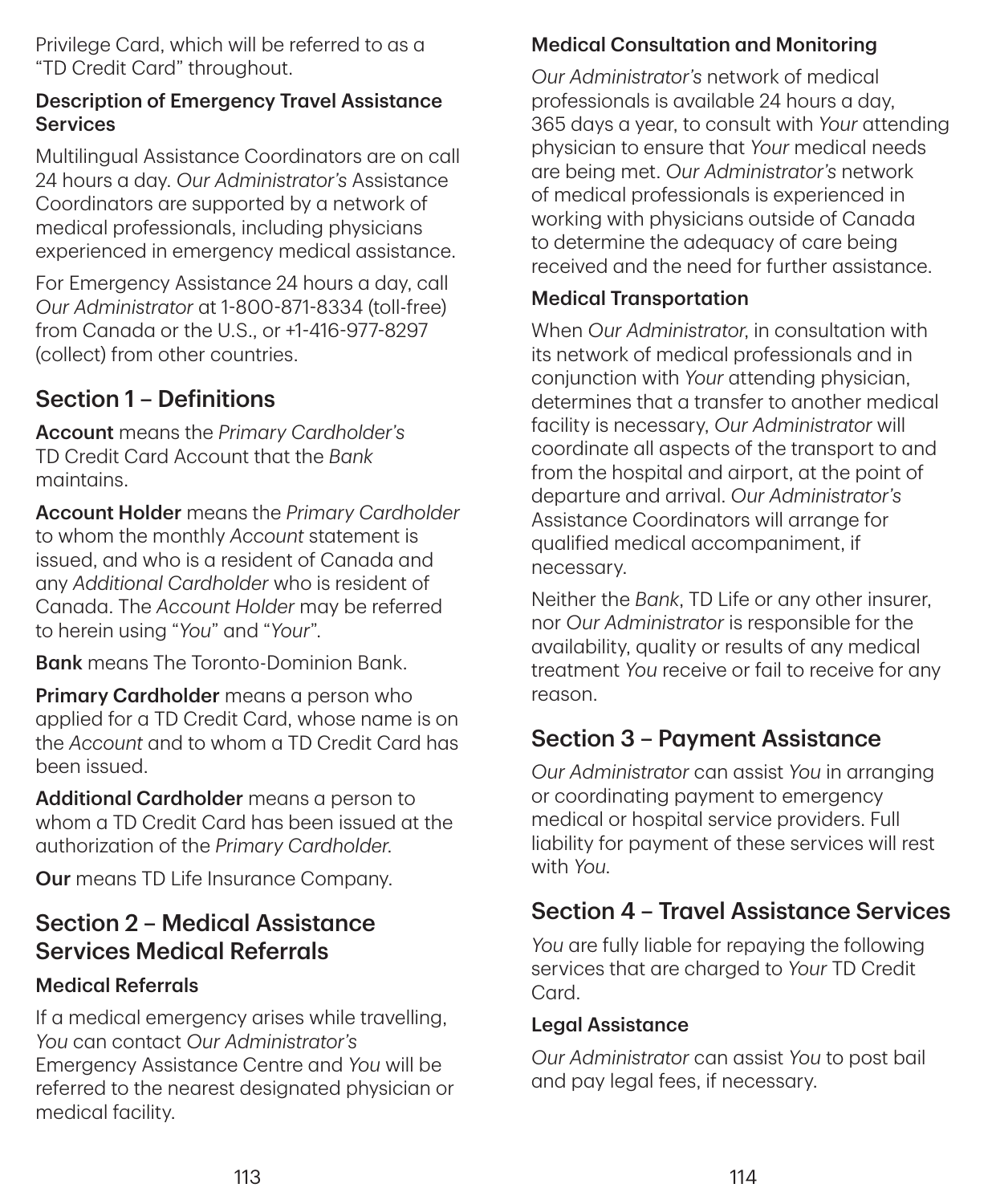Privilege Card, which will be referred to as a "TD Credit Card" throughout.

### Description of Emergency Travel Assistance Services

Multilingual Assistance Coordinators are on call 24 hours a day. *Our Administrator's* Assistance Coordinators are supported by a network of medical professionals, including physicians experienced in emergency medical assistance.

For Emergency Assistance 24 hours a day, call *Our Administrator* at 1-800-871-8334 (toll-free) from Canada or the U.S., or +1-416-977-8297 (collect) from other countries.

## Section 1 – Definitions

**Account** means the *Primary Cardholder's* TD Credit Card Account that the *Bank* maintains.

**Account Holder** means the *Primary Cardholder* to whom the monthly *Account* statement is issued, and who is a resident of Canada and any *Additional Cardholder* who is resident of Canada. The *Account Holder* may be referred to herein using "*You*" and "*Your*".

**Bank** means The Toronto-Dominion Bank.

**Primary Cardholder** means a person who applied for a TD Credit Card, whose name is on the *Account* and to whom a TD Credit Card has been issued.

**Additional Cardholder** means a person to whom a TD Credit Card has been issued at the authorization of the *Primary Cardholder*.

**Our** means TD Life Insurance Company.

## Section 2 – Medical Assistance Services Medical Referrals

### Medical Referrals

If a medical emergency arises while travelling, *You* can contact *Our Administrator's* Emergency Assistance Centre and *You* will be referred to the nearest designated physician or medical facility.

### Medical Consultation and Monitoring

*Our Administrator's* network of medical professionals is available 24 hours a day, 365 days a year, to consult with *Your* attending physician to ensure that *Your* medical needs are being met. *Our Administrator's* network of medical professionals is experienced in working with physicians outside of Canada to determine the adequacy of care being received and the need for further assistance.

### Medical Transportation

When *Our Administrator*, in consultation with its network of medical professionals and in conjunction with *Your* attending physician, determines that a transfer to another medical facility is necessary, *Our Administrator* will coordinate all aspects of the transport to and from the hospital and airport, at the point of departure and arrival. *Our Administrator's* Assistance Coordinators will arrange for qualified medical accompaniment, if necessary.

Neither the *Bank*, TD Life or any other insurer, nor *Our Administrator* is responsible for the availability, quality or results of any medical treatment *You* receive or fail to receive for any reason.

## Section 3 – Payment Assistance

*Our Administrator* can assist *You* in arranging or coordinating payment to emergency medical or hospital service providers. Full liability for payment of these services will rest with *You*.

## Section 4 – Travel Assistance Services

*You* are fully liable for repaying the following services that are charged to *Your* TD Credit Card.

### Legal Assistance

*Our Administrator* can assist *You* to post bail and pay legal fees, if necessary.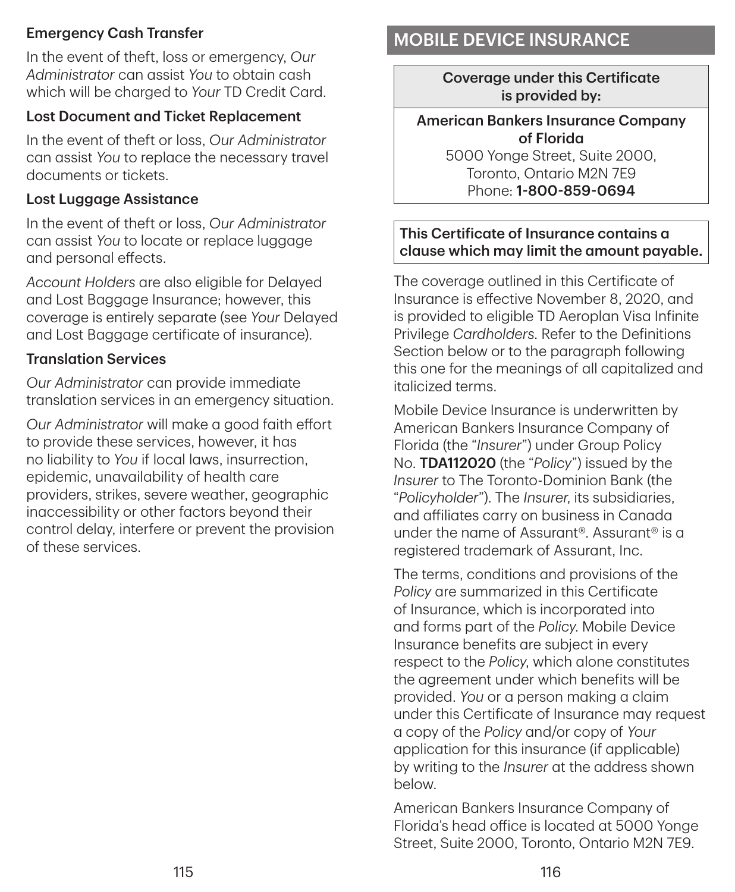### Emergency Cash Transfer

In the event of theft, loss or emergency, *Our Administrator* can assist *You* to obtain cash which will be charged to *Your* TD Credit Card.

### Lost Document and Ticket Replacement

In the event of theft or loss, *Our Administrator* can assist *You* to replace the necessary travel documents or tickets.

### Lost Luggage Assistance

In the event of theft or loss, *Our Administrator* can assist *You* to locate or replace luggage and personal effects.

*Account Holders* are also eligible for Delayed and Lost Baggage Insurance; however, this coverage is entirely separate (see *Your* Delayed and Lost Baggage certificate of insurance).

### Translation Services

*Our Administrator* can provide immediate translation services in an emergency situation.

*Our Administrator* will make a good faith effort to provide these services, however, it has no liability to *You* if local laws, insurrection, epidemic, unavailability of health care providers, strikes, severe weather, geographic inaccessibility or other factors beyond their control delay, interfere or prevent the provision of these services.

## MOBILE DEVICE INSURANCE

**Coverage under this Certificate is provided by:**

**American Bankers Insurance Company of Florida**
5000 Yonge Street, Suite 2000,
Toronto, Ontario M2N 7E9
Phone: **1-800-859-0694**

**This Certificate of Insurance contains a clause which may limit the amount payable.**

The coverage outlined in this Certificate of Insurance is effective November 8, 2020, and is provided to eligible TD Aeroplan Visa Infinite Privilege *Cardholders*. Refer to the Definitions Section below or to the paragraph following this one for the meanings of all capitalized and italicized terms.

Mobile Device Insurance is underwritten by American Bankers Insurance Company of Florida (the "*Insurer*") under Group Policy No. **TDA112020** (the "*Policy*") issued by the *Insurer* to The Toronto-Dominion Bank (the "*Policyholder*"). The *Insurer*, its subsidiaries, and affiliates carry on business in Canada under the name of Assurant®. Assurant® is a registered trademark of Assurant, Inc.

The terms, conditions and provisions of the *Policy* are summarized in this Certificate of Insurance, which is incorporated into and forms part of the *Policy*. Mobile Device Insurance benefits are subject in every respect to the *Policy*, which alone constitutes the agreement under which benefits will be provided. *You* or a person making a claim under this Certificate of Insurance may request a copy of the *Policy* and/or copy of *Your* application for this insurance (if applicable) by writing to the *Insurer* at the address shown below.

American Bankers Insurance Company of Florida's head office is located at 5000 Yonge Street, Suite 2000, Toronto, Ontario M2N 7E9.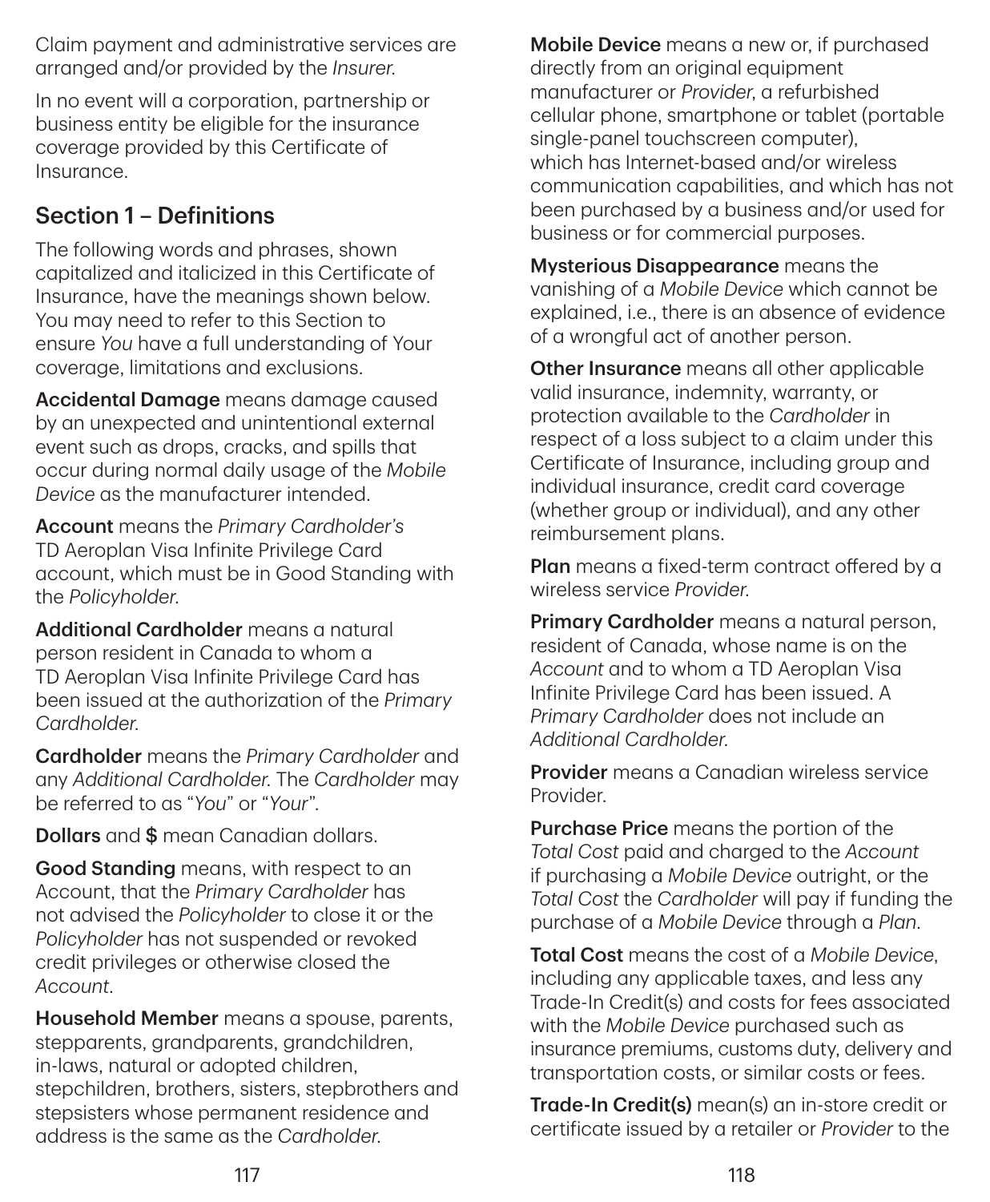Claim payment and administrative services are arranged and/or provided by the *Insurer*.

In no event will a corporation, partnership or business entity be eligible for the insurance coverage provided by this Certificate of Insurance.

## Section 1 – Definitions

The following words and phrases, shown capitalized and italicized in this Certificate of Insurance, have the meanings shown below. You may need to refer to this Section to ensure *You* have a full understanding of Your coverage, limitations and exclusions.

**Accidental Damage** means damage caused by an unexpected and unintentional external event such as drops, cracks, and spills that occur during normal daily usage of the *Mobile Device* as the manufacturer intended.

**Account** means the *Primary Cardholder's* TD Aeroplan Visa Infinite Privilege Card account, which must be in Good Standing with the *Policyholder*.

**Additional Cardholder** means a natural person resident in Canada to whom a TD Aeroplan Visa Infinite Privilege Card has been issued at the authorization of the *Primary Cardholder*.

**Cardholder** means the *Primary Cardholder* and any *Additional Cardholder*. The *Cardholder* may be referred to as "*You*" or "*Your*".

**Dollars** and **$** mean Canadian dollars.

**Good Standing** means, with respect to an Account, that the *Primary Cardholder* has not advised the *Policyholder* to close it or the *Policyholder* has not suspended or revoked credit privileges or otherwise closed the *Account*.

**Household Member** means a spouse, parents, stepparents, grandparents, grandchildren, in-laws, natural or adopted children, stepchildren, brothers, sisters, stepbrothers and stepsisters whose permanent residence and address is the same as the *Cardholder*.

**Mobile Device** means a new or, if purchased directly from an original equipment manufacturer or *Provider*, a refurbished cellular phone, smartphone or tablet (portable single-panel touchscreen computer), which has Internet-based and/or wireless communication capabilities, and which has not been purchased by a business and/or used for business or for commercial purposes.

**Mysterious Disappearance** means the vanishing of a *Mobile Device* which cannot be explained, i.e., there is an absence of evidence of a wrongful act of another person.

**Other Insurance** means all other applicable valid insurance, indemnity, warranty, or protection available to the *Cardholder* in respect of a loss subject to a claim under this Certificate of Insurance, including group and individual insurance, credit card coverage (whether group or individual), and any other reimbursement plans.

**Plan** means a fixed-term contract offered by a wireless service *Provider*.

**Primary Cardholder** means a natural person, resident of Canada, whose name is on the *Account* and to whom a TD Aeroplan Visa Infinite Privilege Card has been issued. A *Primary Cardholder* does not include an *Additional Cardholder*.

**Provider** means a Canadian wireless service Provider.

**Purchase Price** means the portion of the *Total Cost* paid and charged to the *Account* if purchasing a *Mobile Device* outright, or the *Total Cost* the *Cardholder* will pay if funding the purchase of a *Mobile Device* through a *Plan*.

**Total Cost** means the cost of a *Mobile Device*, including any applicable taxes, and less any Trade-In Credit(s) and costs for fees associated with the *Mobile Device* purchased such as insurance premiums, customs duty, delivery and transportation costs, or similar costs or fees.

**Trade-In Credit(s)** mean(s) an in-store credit or certificate issued by a retailer or *Provider* to the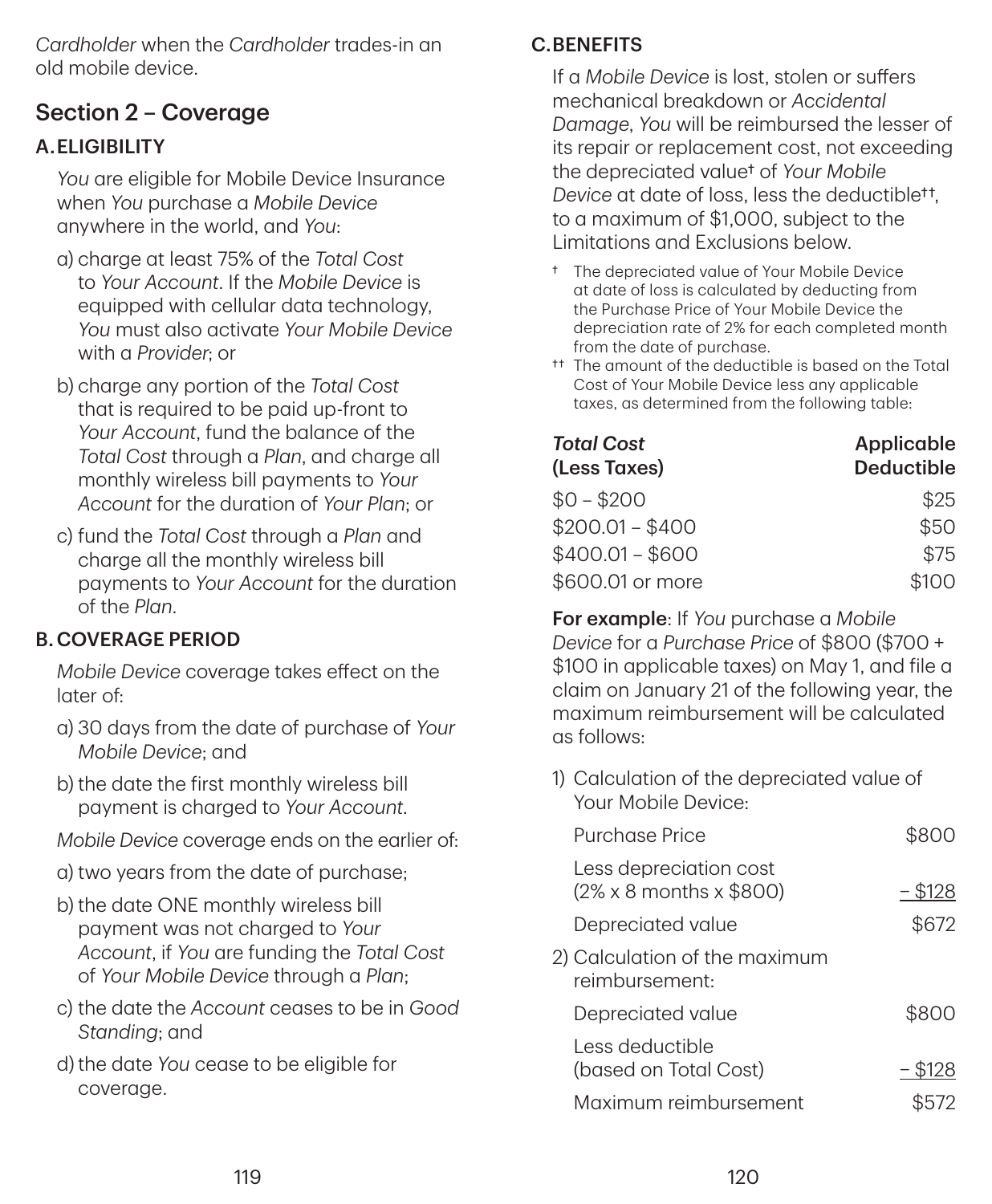*Cardholder* when the *Cardholder* trades-in an old mobile device.

## Section 2 – Coverage

### A. ELIGIBILITY

*You* are eligible for Mobile Device Insurance when *You* purchase a *Mobile Device* anywhere in the world, and *You*:

a) charge at least 75% of the *Total Cost* to *Your Account*. If the *Mobile Device* is equipped with cellular data technology, *You* must also activate *Your Mobile Device* with a *Provider*; or

b) charge any portion of the *Total Cost* that is required to be paid up-front to *Your Account*, fund the balance of the *Total Cost* through a *Plan*, and charge all monthly wireless bill payments to *Your Account* for the duration of *Your Plan*; or

c) fund the *Total Cost* through a *Plan* and charge all the monthly wireless bill payments to *Your Account* for the duration of the *Plan*.

### B. COVERAGE PERIOD

*Mobile Device* coverage takes effect on the later of:

a) 30 days from the date of purchase of *Your Mobile Device*; and

b) the date the first monthly wireless bill payment is charged to *Your Account*.

*Mobile Device* coverage ends on the earlier of:

a) two years from the date of purchase;

b) the date ONE monthly wireless bill payment was not charged to *Your Account*, if *You* are funding the *Total Cost* of *Your Mobile Device* through a *Plan*;

c) the date the *Account* ceases to be in *Good Standing*; and

d) the date *You* cease to be eligible for coverage.

### C. BENEFITS

If a *Mobile Device* is lost, stolen or suffers mechanical breakdown or *Accidental Damage*, *You* will be reimbursed the lesser of its repair or replacement cost, not exceeding the depreciated value† of *Your Mobile Device* at date of loss, less the deductible††, to a maximum of $1,000, subject to the Limitations and Exclusions below.

† The depreciated value of Your Mobile Device at date of loss is calculated by deducting from the Purchase Price of Your Mobile Device the depreciation rate of 2% for each completed month from the date of purchase.

†† The amount of the deductible is based on the Total Cost of Your Mobile Device less any applicable taxes, as determined from the following table:

| ***Total Cost* (Less Taxes)** | **Applicable Deductible** |
|---|---|
| $0 – $200 | $25 |
| $200.01 – $400 | $50 |
| $400.01 – $600 | $75 |
| $600.01 or more | $100 |

**For example**: If *You* purchase a *Mobile Device* for a *Purchase Price* of $800 ($700 + $100 in applicable taxes) on May 1, and file a claim on January 21 of the following year, the maximum reimbursement will be calculated as follows:

1) Calculation of the depreciated value of Your Mobile Device:

| | |
|---|---|
| Purchase Price | $800 |
| Less depreciation cost (2% x 8 months x $800) | – $128 |
| Depreciated value | $672 |

2) Calculation of the maximum reimbursement:

| | |
|---|---|
| Depreciated value | $800 |
| Less deductible (based on Total Cost) | – $128 |
| Maximum reimbursement | $572 |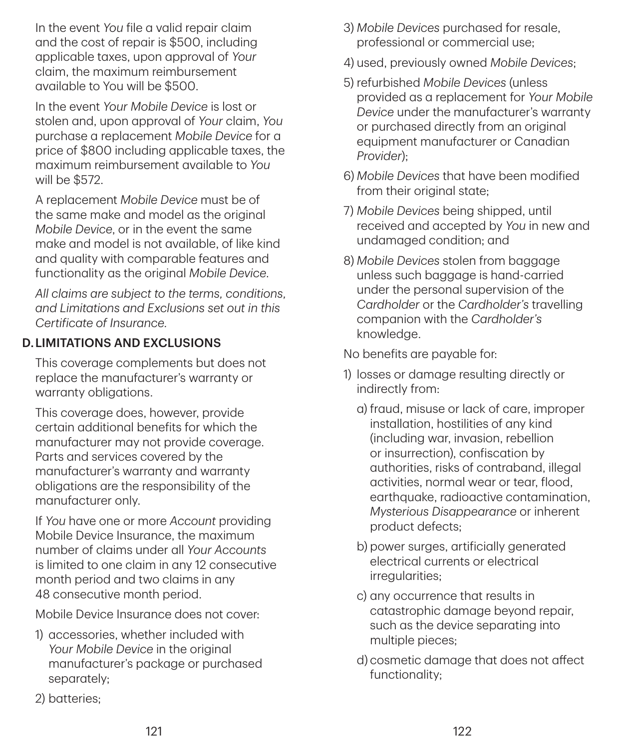In the event *You* file a valid repair claim and the cost of repair is $500, including applicable taxes, upon approval of *Your* claim, the maximum reimbursement available to You will be $500.

In the event *Your Mobile Device* is lost or stolen and, upon approval of *Your* claim, *You* purchase a replacement *Mobile Device* for a price of $800 including applicable taxes, the maximum reimbursement available to *You* will be $572.

A replacement *Mobile Device* must be of the same make and model as the original *Mobile Device*, or in the event the same make and model is not available, of like kind and quality with comparable features and functionality as the original *Mobile Device*.

*All claims are subject to the terms, conditions, and Limitations and Exclusions set out in this Certificate of Insurance.*

## D. LIMITATIONS AND EXCLUSIONS

This coverage complements but does not replace the manufacturer's warranty or warranty obligations.

This coverage does, however, provide certain additional benefits for which the manufacturer may not provide coverage. Parts and services covered by the manufacturer's warranty and warranty obligations are the responsibility of the manufacturer only.

If *You* have one or more *Account* providing Mobile Device Insurance, the maximum number of claims under all *Your Accounts* is limited to one claim in any 12 consecutive month period and two claims in any 48 consecutive month period.

Mobile Device Insurance does not cover:

1) accessories, whether included with *Your Mobile Device* in the original manufacturer's package or purchased separately;
2) batteries;
3) *Mobile Devices* purchased for resale, professional or commercial use;
4) used, previously owned *Mobile Devices*;
5) refurbished *Mobile Devices* (unless provided as a replacement for *Your Mobile Device* under the manufacturer's warranty or purchased directly from an original equipment manufacturer or Canadian *Provider*);
6) *Mobile Devices* that have been modified from their original state;
7) *Mobile Devices* being shipped, until received and accepted by *You* in new and undamaged condition; and
8) *Mobile Devices* stolen from baggage unless such baggage is hand-carried under the personal supervision of the *Cardholder* or the *Cardholder's* travelling companion with the *Cardholder's* knowledge.

No benefits are payable for:

1) losses or damage resulting directly or indirectly from:
   a) fraud, misuse or lack of care, improper installation, hostilities of any kind (including war, invasion, rebellion or insurrection), confiscation by authorities, risks of contraband, illegal activities, normal wear or tear, flood, earthquake, radioactive contamination, *Mysterious Disappearance* or inherent product defects;
   b) power surges, artificially generated electrical currents or electrical irregularities;
   c) any occurrence that results in catastrophic damage beyond repair, such as the device separating into multiple pieces;
   d) cosmetic damage that does not affect functionality;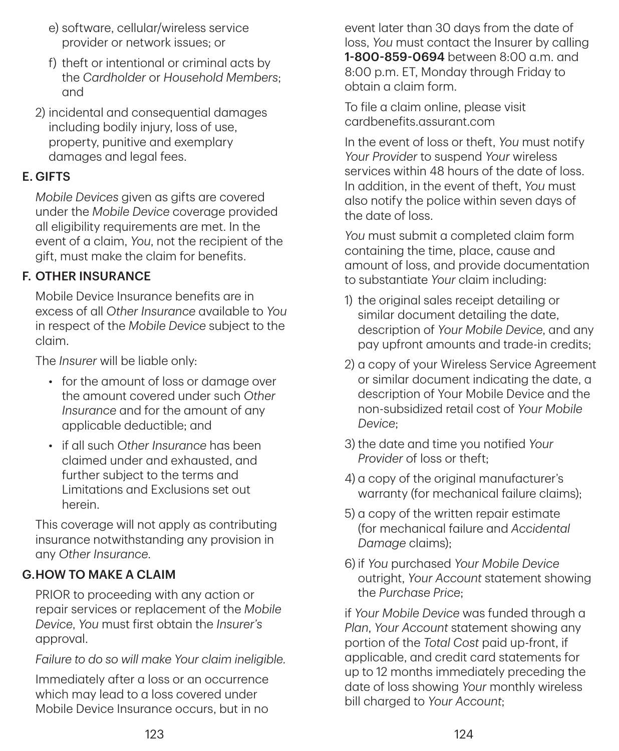e) software, cellular/wireless service provider or network issues; or

f) theft or intentional or criminal acts by the *Cardholder* or *Household Members*; and

2) incidental and consequential damages including bodily injury, loss of use, property, punitive and exemplary damages and legal fees.

**E. GIFTS**

*Mobile Devices* given as gifts are covered under the *Mobile Device* coverage provided all eligibility requirements are met. In the event of a claim, *You*, not the recipient of the gift, must make the claim for benefits.

**F. OTHER INSURANCE**

Mobile Device Insurance benefits are in excess of all *Other Insurance* available to *You* in respect of the *Mobile Device* subject to the claim.

The *Insurer* will be liable only:

- for the amount of loss or damage over the amount covered under such *Other Insurance* and for the amount of any applicable deductible; and
- if all such *Other Insurance* has been claimed under and exhausted, and further subject to the terms and Limitations and Exclusions set out herein.

This coverage will not apply as contributing insurance notwithstanding any provision in any *Other Insurance*.

**G. HOW TO MAKE A CLAIM**

PRIOR to proceeding with any action or repair services or replacement of the *Mobile Device*, *You* must first obtain the *Insurer's* approval.

*Failure to do so will make Your claim ineligible.*

Immediately after a loss or an occurrence which may lead to a loss covered under Mobile Device Insurance occurs, but in no event later than 30 days from the date of loss, *You* must contact the Insurer by calling **1-800-859-0694** between 8:00 a.m. and 8:00 p.m. ET, Monday through Friday to obtain a claim form.

To file a claim online, please visit cardbenefits.assurant.com

In the event of loss or theft, *You* must notify *Your Provider* to suspend *Your* wireless services within 48 hours of the date of loss. In addition, in the event of theft, *You* must also notify the police within seven days of the date of loss.

*You* must submit a completed claim form containing the time, place, cause and amount of loss, and provide documentation to substantiate *Your* claim including:

1) the original sales receipt detailing or similar document detailing the date, description of *Your Mobile Device*, and any pay upfront amounts and trade-in credits;

2) a copy of your Wireless Service Agreement or similar document indicating the date, a description of Your Mobile Device and the non-subsidized retail cost of *Your Mobile Device*;

3) the date and time you notified *Your Provider* of loss or theft;

4) a copy of the original manufacturer's warranty (for mechanical failure claims);

5) a copy of the written repair estimate (for mechanical failure and *Accidental Damage* claims);

6) if *You* purchased *Your Mobile Device* outright, *Your Account* statement showing the *Purchase Price*;

if *Your Mobile Device* was funded through a *Plan*, *Your Account* statement showing any portion of the *Total Cost* paid up-front, if applicable, and credit card statements for up to 12 months immediately preceding the date of loss showing *Your* monthly wireless bill charged to *Your Account*;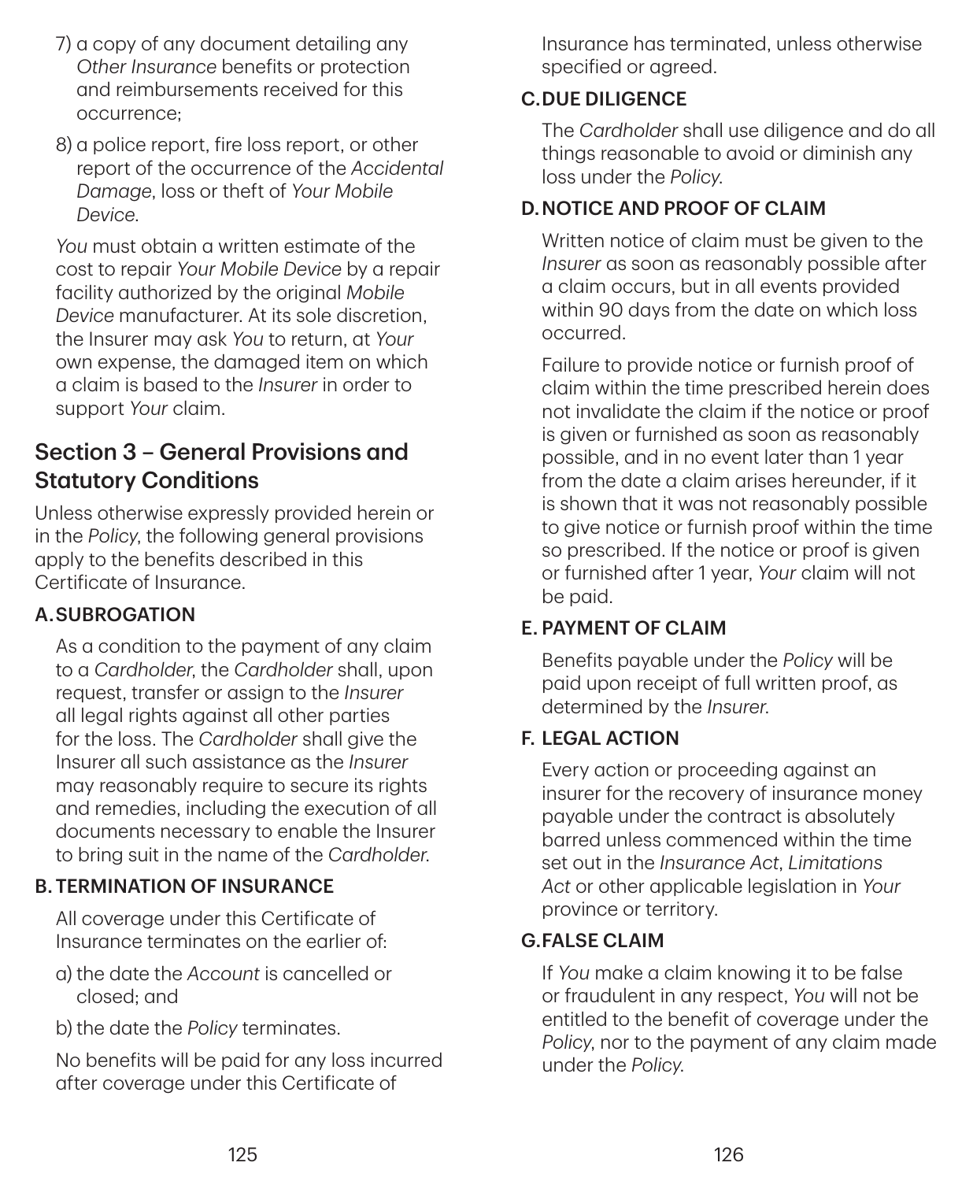7) a copy of any document detailing any *Other Insurance* benefits or protection and reimbursements received for this occurrence;

8) a police report, fire loss report, or other report of the occurrence of the *Accidental Damage*, loss or theft of *Your Mobile Device*.

*You* must obtain a written estimate of the cost to repair *Your Mobile Device* by a repair facility authorized by the original *Mobile Device* manufacturer. At its sole discretion, the Insurer may ask *You* to return, at *Your* own expense, the damaged item on which a claim is based to the *Insurer* in order to support *Your* claim.

## Section 3 – General Provisions and Statutory Conditions

Unless otherwise expressly provided herein or in the *Policy*, the following general provisions apply to the benefits described in this Certificate of Insurance.

### A. SUBROGATION

As a condition to the payment of any claim to a *Cardholder*, the *Cardholder* shall, upon request, transfer or assign to the *Insurer* all legal rights against all other parties for the loss. The *Cardholder* shall give the Insurer all such assistance as the *Insurer* may reasonably require to secure its rights and remedies, including the execution of all documents necessary to enable the Insurer to bring suit in the name of the *Cardholder*.

### B. TERMINATION OF INSURANCE

All coverage under this Certificate of Insurance terminates on the earlier of:

a) the date the *Account* is cancelled or closed; and

b) the date the *Policy* terminates.

No benefits will be paid for any loss incurred after coverage under this Certificate of Insurance has terminated, unless otherwise specified or agreed.

### C. DUE DILIGENCE

The *Cardholder* shall use diligence and do all things reasonable to avoid or diminish any loss under the *Policy*.

### D. NOTICE AND PROOF OF CLAIM

Written notice of claim must be given to the *Insurer* as soon as reasonably possible after a claim occurs, but in all events provided within 90 days from the date on which loss occurred.

Failure to provide notice or furnish proof of claim within the time prescribed herein does not invalidate the claim if the notice or proof is given or furnished as soon as reasonably possible, and in no event later than 1 year from the date a claim arises hereunder, if it is shown that it was not reasonably possible to give notice or furnish proof within the time so prescribed. If the notice or proof is given or furnished after 1 year, *Your* claim will not be paid.

### E. PAYMENT OF CLAIM

Benefits payable under the *Policy* will be paid upon receipt of full written proof, as determined by the *Insurer*.

### F. LEGAL ACTION

Every action or proceeding against an insurer for the recovery of insurance money payable under the contract is absolutely barred unless commenced within the time set out in the *Insurance Act*, *Limitations Act* or other applicable legislation in *Your* province or territory.

### G. FALSE CLAIM

If *You* make a claim knowing it to be false or fraudulent in any respect, *You* will not be entitled to the benefit of coverage under the *Policy*, nor to the payment of any claim made under the *Policy*.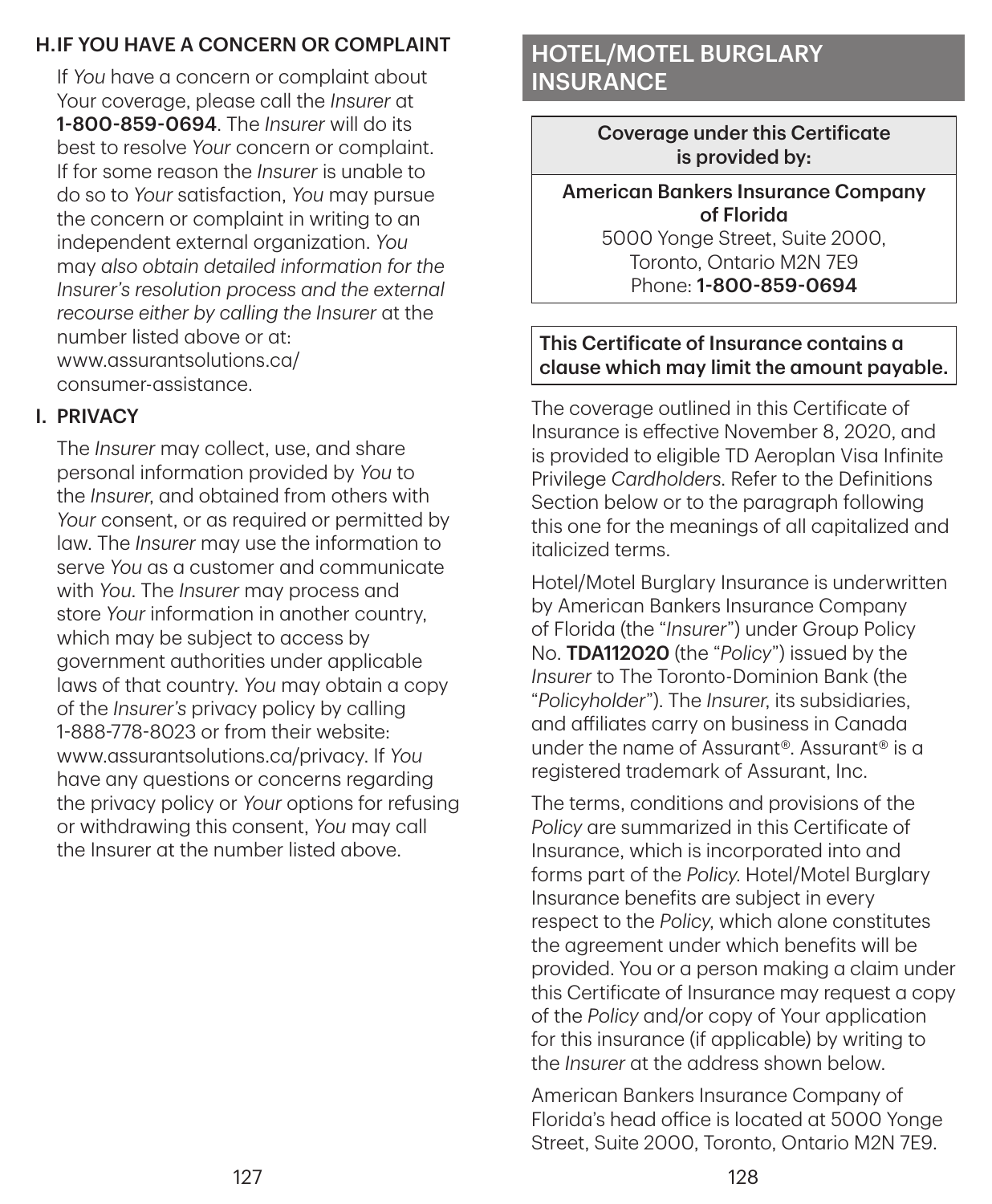### H. IF YOU HAVE A CONCERN OR COMPLAINT

If *You* have a concern or complaint about Your coverage, please call the *Insurer* at **1-800-859-0694**. The *Insurer* will do its best to resolve *Your* concern or complaint. If for some reason the *Insurer* is unable to do so to *Your* satisfaction, *You* may pursue the concern or complaint in writing to an independent external organization. *You* may *also obtain detailed information for the Insurer's resolution process and the external recourse either by calling the Insurer* at the number listed above or at: www.assurantsolutions.ca/consumer-assistance.

### I. PRIVACY

The *Insurer* may collect, use, and share personal information provided by *You* to the *Insurer*, and obtained from others with *Your* consent, or as required or permitted by law. The *Insurer* may use the information to serve *You* as a customer and communicate with *You*. The *Insurer* may process and store *Your* information in another country, which may be subject to access by government authorities under applicable laws of that country. *You* may obtain a copy of the *Insurer's* privacy policy by calling 1-888-778-8023 or from their website: www.assurantsolutions.ca/privacy. If *You* have any questions or concerns regarding the privacy policy or *Your* options for refusing or withdrawing this consent, *You* may call the Insurer at the number listed above.

## HOTEL/MOTEL BURGLARY INSURANCE

| Coverage under this Certificate is provided by: |
| --- |
| **American Bankers Insurance Company of Florida**<br>5000 Yonge Street, Suite 2000,<br>Toronto, Ontario M2N 7E9<br>Phone: **1-800-859-0694** |

**This Certificate of Insurance contains a clause which may limit the amount payable.**

The coverage outlined in this Certificate of Insurance is effective November 8, 2020, and is provided to eligible TD Aeroplan Visa Infinite Privilege *Cardholders*. Refer to the Definitions Section below or to the paragraph following this one for the meanings of all capitalized and italicized terms.

Hotel/Motel Burglary Insurance is underwritten by American Bankers Insurance Company of Florida (the "*Insurer*") under Group Policy No. **TDA112020** (the "*Policy*") issued by the *Insurer* to The Toronto-Dominion Bank (the "*Policyholder*"). The *Insurer*, its subsidiaries, and affiliates carry on business in Canada under the name of Assurant®. Assurant® is a registered trademark of Assurant, Inc.

The terms, conditions and provisions of the *Policy* are summarized in this Certificate of Insurance, which is incorporated into and forms part of the *Policy*. Hotel/Motel Burglary Insurance benefits are subject in every respect to the *Policy*, which alone constitutes the agreement under which benefits will be provided. You or a person making a claim under this Certificate of Insurance may request a copy of the *Policy* and/or copy of Your application for this insurance (if applicable) by writing to the *Insurer* at the address shown below.

American Bankers Insurance Company of Florida's head office is located at 5000 Yonge Street, Suite 2000, Toronto, Ontario M2N 7E9.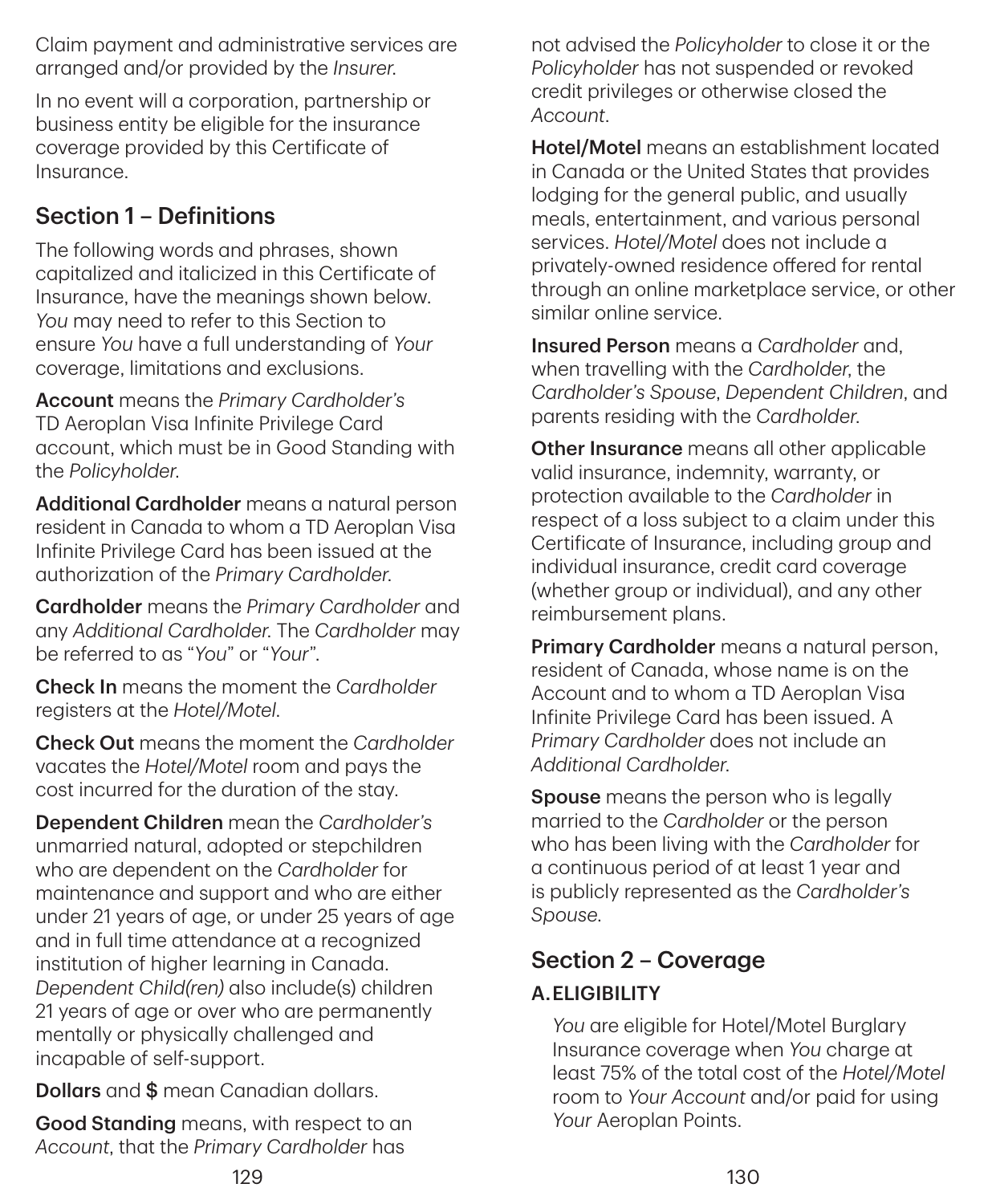Claim payment and administrative services are arranged and/or provided by the *Insurer*.

In no event will a corporation, partnership or business entity be eligible for the insurance coverage provided by this Certificate of Insurance.

## Section 1 – Definitions

The following words and phrases, shown capitalized and italicized in this Certificate of Insurance, have the meanings shown below. *You* may need to refer to this Section to ensure *You* have a full understanding of *Your* coverage, limitations and exclusions.

**Account** means the *Primary Cardholder's* TD Aeroplan Visa Infinite Privilege Card account, which must be in Good Standing with the *Policyholder*.

**Additional Cardholder** means a natural person resident in Canada to whom a TD Aeroplan Visa Infinite Privilege Card has been issued at the authorization of the *Primary Cardholder*.

**Cardholder** means the *Primary Cardholder* and any *Additional Cardholder*. The *Cardholder* may be referred to as "*You*" or "*Your*".

**Check In** means the moment the *Cardholder* registers at the *Hotel/Motel*.

**Check Out** means the moment the *Cardholder* vacates the *Hotel/Motel* room and pays the cost incurred for the duration of the stay.

**Dependent Children** mean the *Cardholder's* unmarried natural, adopted or stepchildren who are dependent on the *Cardholder* for maintenance and support and who are either under 21 years of age, or under 25 years of age and in full time attendance at a recognized institution of higher learning in Canada. *Dependent Child(ren)* also include(s) children 21 years of age or over who are permanently mentally or physically challenged and incapable of self-support.

**Dollars** and **$** mean Canadian dollars.

**Good Standing** means, with respect to an *Account*, that the *Primary Cardholder* has not advised the *Policyholder* to close it or the *Policyholder* has not suspended or revoked credit privileges or otherwise closed the *Account*.

**Hotel/Motel** means an establishment located in Canada or the United States that provides lodging for the general public, and usually meals, entertainment, and various personal services. *Hotel/Motel* does not include a privately-owned residence offered for rental through an online marketplace service, or other similar online service.

**Insured Person** means a *Cardholder* and, when travelling with the *Cardholder*, the *Cardholder's Spouse*, *Dependent Children*, and parents residing with the *Cardholder*.

**Other Insurance** means all other applicable valid insurance, indemnity, warranty, or protection available to the *Cardholder* in respect of a loss subject to a claim under this Certificate of Insurance, including group and individual insurance, credit card coverage (whether group or individual), and any other reimbursement plans.

**Primary Cardholder** means a natural person, resident of Canada, whose name is on the Account and to whom a TD Aeroplan Visa Infinite Privilege Card has been issued. A *Primary Cardholder* does not include an *Additional Cardholder*.

**Spouse** means the person who is legally married to the *Cardholder* or the person who has been living with the *Cardholder* for a continuous period of at least 1 year and is publicly represented as the *Cardholder's Spouse*.

## Section 2 – Coverage

### A. ELIGIBILITY

*You* are eligible for Hotel/Motel Burglary Insurance coverage when *You* charge at least 75% of the total cost of the *Hotel/Motel* room to *Your Account* and/or paid for using *Your* Aeroplan Points.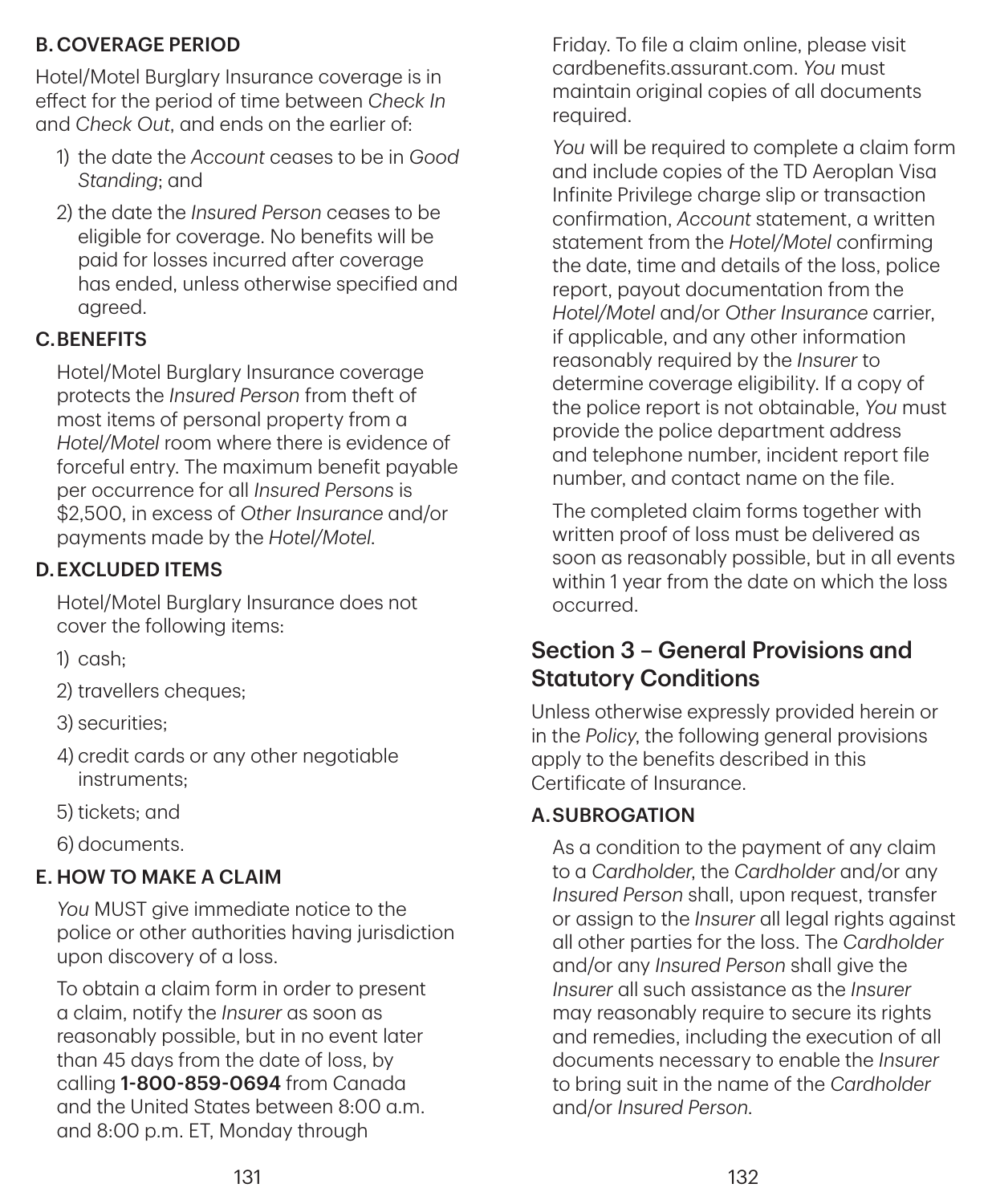### B. COVERAGE PERIOD

Hotel/Motel Burglary Insurance coverage is in effect for the period of time between *Check In* and *Check Out*, and ends on the earlier of:

1) the date the *Account* ceases to be in *Good Standing*; and
2) the date the *Insured Person* ceases to be eligible for coverage. No benefits will be paid for losses incurred after coverage has ended, unless otherwise specified and agreed.

### C. BENEFITS

Hotel/Motel Burglary Insurance coverage protects the *Insured Person* from theft of most items of personal property from a *Hotel/Motel* room where there is evidence of forceful entry. The maximum benefit payable per occurrence for all *Insured Persons* is $2,500, in excess of *Other Insurance* and/or payments made by the *Hotel/Motel*.

### D. EXCLUDED ITEMS

Hotel/Motel Burglary Insurance does not cover the following items:

1) cash;
2) travellers cheques;
3) securities;
4) credit cards or any other negotiable instruments;
5) tickets; and
6) documents.

### E. HOW TO MAKE A CLAIM

*You* MUST give immediate notice to the police or other authorities having jurisdiction upon discovery of a loss.

To obtain a claim form in order to present a claim, notify the *Insurer* as soon as reasonably possible, but in no event later than 45 days from the date of loss, by calling **1-800-859-0694** from Canada and the United States between 8:00 a.m. and 8:00 p.m. ET, Monday through Friday. To file a claim online, please visit cardbenefits.assurant.com. *You* must maintain original copies of all documents required.

*You* will be required to complete a claim form and include copies of the TD Aeroplan Visa Infinite Privilege charge slip or transaction confirmation, *Account* statement, a written statement from the *Hotel/Motel* confirming the date, time and details of the loss, police report, payout documentation from the *Hotel/Motel* and/or *Other Insurance* carrier, if applicable, and any other information reasonably required by the *Insurer* to determine coverage eligibility. If a copy of the police report is not obtainable, *You* must provide the police department address and telephone number, incident report file number, and contact name on the file.

The completed claim forms together with written proof of loss must be delivered as soon as reasonably possible, but in all events within 1 year from the date on which the loss occurred.

## Section 3 – General Provisions and Statutory Conditions

Unless otherwise expressly provided herein or in the *Policy*, the following general provisions apply to the benefits described in this Certificate of Insurance.

### A. SUBROGATION

As a condition to the payment of any claim to a *Cardholder*, the *Cardholder* and/or any *Insured Person* shall, upon request, transfer or assign to the *Insurer* all legal rights against all other parties for the loss. The *Cardholder* and/or any *Insured Person* shall give the *Insurer* all such assistance as the *Insurer* may reasonably require to secure its rights and remedies, including the execution of all documents necessary to enable the *Insurer* to bring suit in the name of the *Cardholder* and/or *Insured Person*.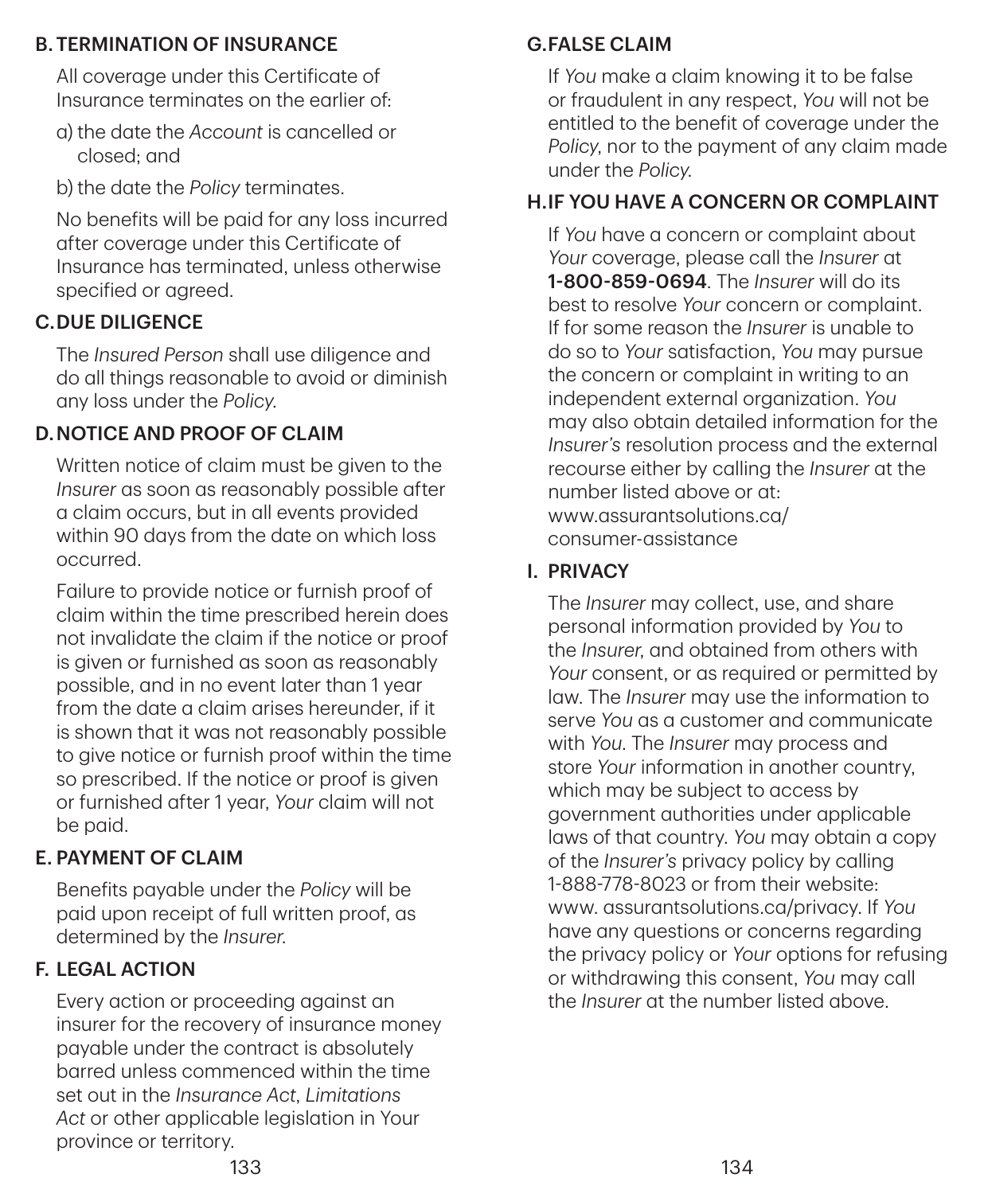### B. TERMINATION OF INSURANCE

All coverage under this Certificate of Insurance terminates on the earlier of:

a) the date the *Account* is cancelled or closed; and

b) the date the *Policy* terminates.

No benefits will be paid for any loss incurred after coverage under this Certificate of Insurance has terminated, unless otherwise specified or agreed.

### C. DUE DILIGENCE

The *Insured Person* shall use diligence and do all things reasonable to avoid or diminish any loss under the *Policy*.

### D. NOTICE AND PROOF OF CLAIM

Written notice of claim must be given to the *Insurer* as soon as reasonably possible after a claim occurs, but in all events provided within 90 days from the date on which loss occurred.

Failure to provide notice or furnish proof of claim within the time prescribed herein does not invalidate the claim if the notice or proof is given or furnished as soon as reasonably possible, and in no event later than 1 year from the date a claim arises hereunder, if it is shown that it was not reasonably possible to give notice or furnish proof within the time so prescribed. If the notice or proof is given or furnished after 1 year, *Your* claim will not be paid.

### E. PAYMENT OF CLAIM

Benefits payable under the *Policy* will be paid upon receipt of full written proof, as determined by the *Insurer*.

### F. LEGAL ACTION

Every action or proceeding against an insurer for the recovery of insurance money payable under the contract is absolutely barred unless commenced within the time set out in the *Insurance Act*, *Limitations Act* or other applicable legislation in Your province or territory.

### G. FALSE CLAIM

If *You* make a claim knowing it to be false or fraudulent in any respect, *You* will not be entitled to the benefit of coverage under the *Policy*, nor to the payment of any claim made under the *Policy*.

### H. IF YOU HAVE A CONCERN OR COMPLAINT

If *You* have a concern or complaint about *Your* coverage, please call the *Insurer* at **1-800-859-0694**. The *Insurer* will do its best to resolve *Your* concern or complaint. If for some reason the *Insurer* is unable to do so to *Your* satisfaction, *You* may pursue the concern or complaint in writing to an independent external organization. *You* may also obtain detailed information for the *Insurer's* resolution process and the external recourse either by calling the *Insurer* at the number listed above or at: www.assurantsolutions.ca/consumer-assistance

### I. PRIVACY

The *Insurer* may collect, use, and share personal information provided by *You* to the *Insurer*, and obtained from others with *Your* consent, or as required or permitted by law. The *Insurer* may use the information to serve *You* as a customer and communicate with *You*. The *Insurer* may process and store *Your* information in another country, which may be subject to access by government authorities under applicable laws of that country. *You* may obtain a copy of the *Insurer's* privacy policy by calling 1-888-778-8023 or from their website: www. assurantsolutions.ca/privacy. If *You* have any questions or concerns regarding the privacy policy or *Your* options for refusing or withdrawing this consent, *You* may call the *Insurer* at the number listed above.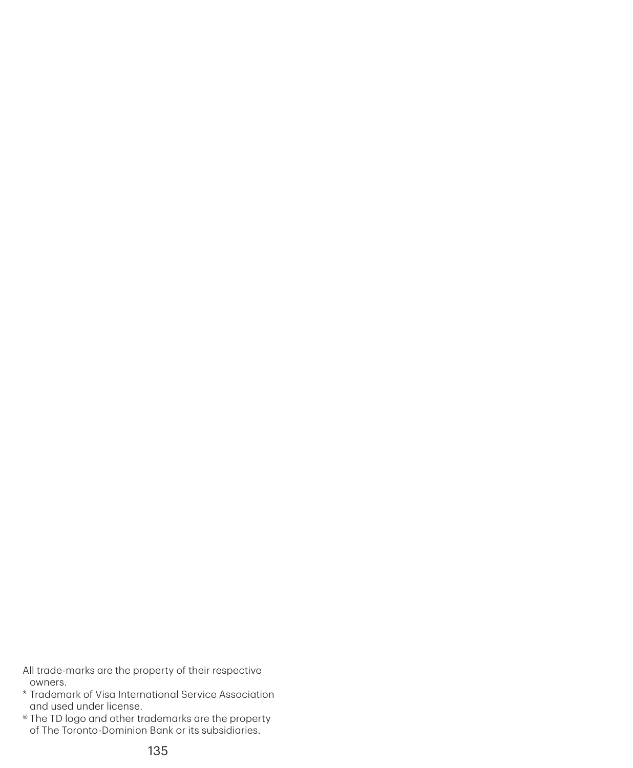All trade-marks are the property of their respective owners.

* Trademark of Visa International Service Association and used under license.

® The TD logo and other trademarks are the property of The Toronto-Dominion Bank or its subsidiaries.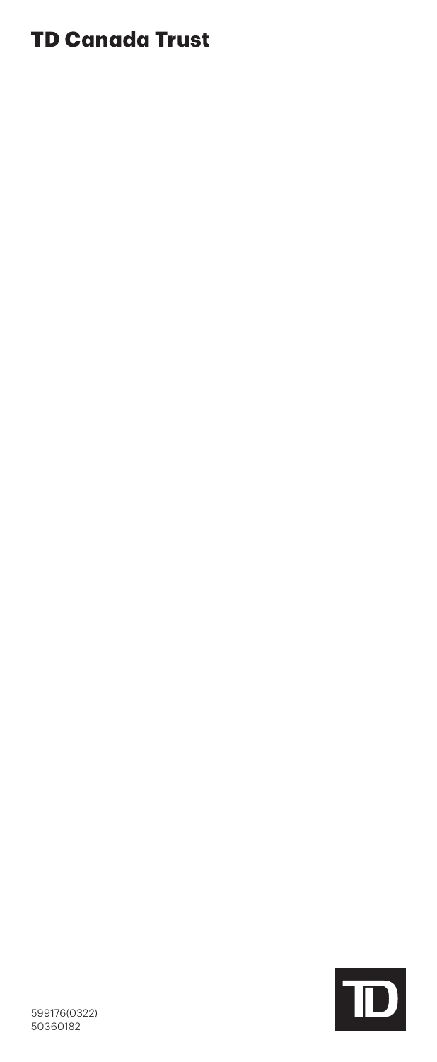# TD Canada Trust

599176(0322)
50360182